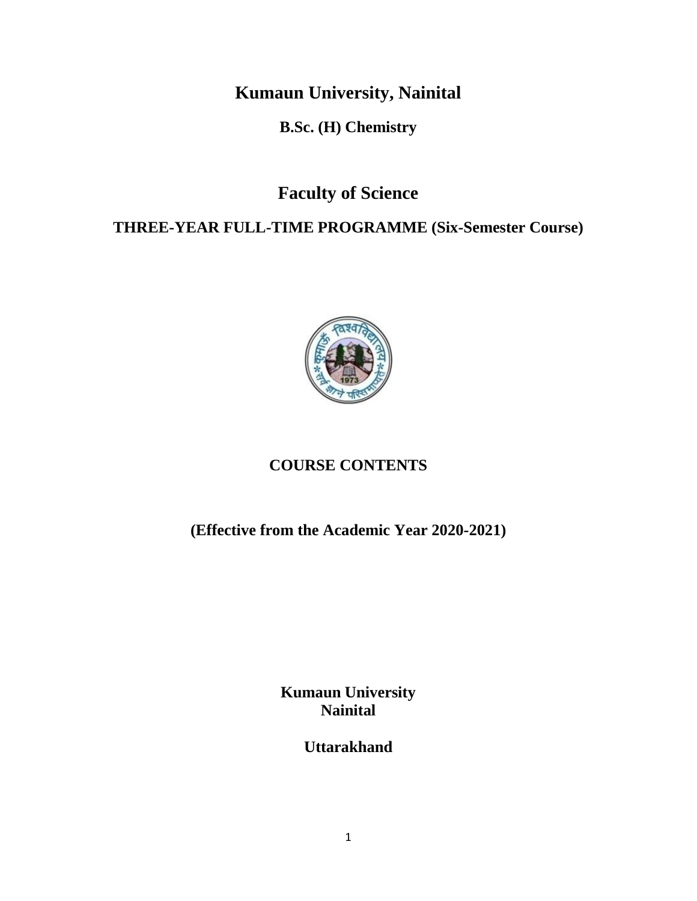# Kumaun University, Nainital

**B.Sc. (H) Chemistry**

## Faculty of Science

**THREE-YEAR FULL-TIME PROGRAMME (Six-Semester Course)**

**COURSE CONTENTS**

**(Effective from the Academic Year 2020-2021)**

**Kumaun University**
**Nainital**

**Uttarakhand**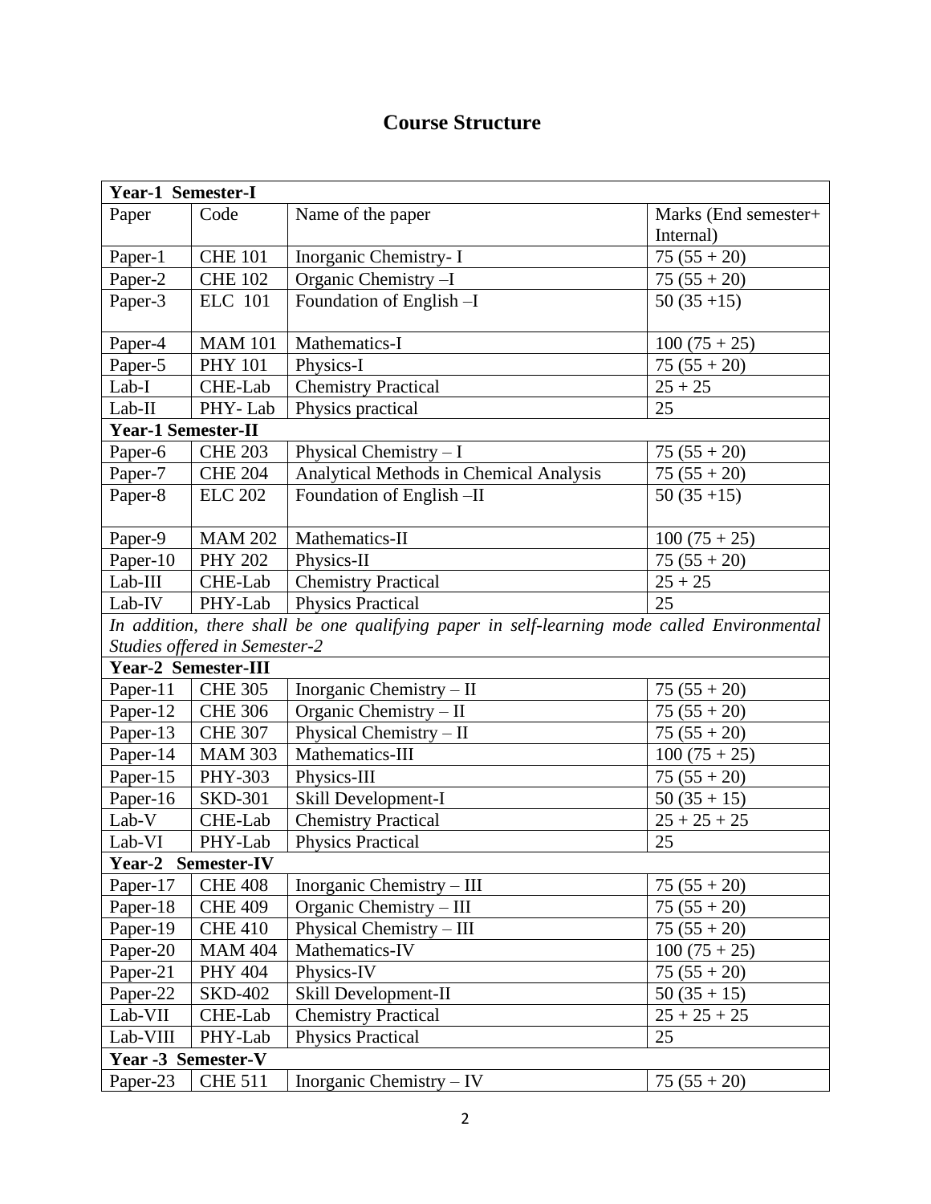# Course Structure

| Paper | Code | Name of the paper | Marks (End semester+ Internal) |
|---|---|---|---|
| **Year-1 Semester-I** | | | |
| Paper-1 | CHE 101 | Inorganic Chemistry- I | 75 (55 + 20) |
| Paper-2 | CHE 102 | Organic Chemistry –I | 75 (55 + 20) |
| Paper-3 | ELC 101 | Foundation of English –I | 50 (35 +15) |
| Paper-4 | MAM 101 | Mathematics-I | 100 (75 + 25) |
| Paper-5 | PHY 101 | Physics-I | 75 (55 + 20) |
| Lab-I | CHE-Lab | Chemistry Practical | 25 + 25 |
| Lab-II | PHY- Lab | Physics practical | 25 |
| **Year-1 Semester-II** | | | |
| Paper-6 | CHE 203 | Physical Chemistry – I | 75 (55 + 20) |
| Paper-7 | CHE 204 | Analytical Methods in Chemical Analysis | 75 (55 + 20) |
| Paper-8 | ELC 202 | Foundation of English –II | 50 (35 +15) |
| Paper-9 | MAM 202 | Mathematics-II | 100 (75 + 25) |
| Paper-10 | PHY 202 | Physics-II | 75 (55 + 20) |
| Lab-III | CHE-Lab | Chemistry Practical | 25 + 25 |
| Lab-IV | PHY-Lab | Physics Practical | 25 |
| *In addition, there shall be one qualifying paper in self-learning mode called Environmental Studies offered in Semester-2* | | | |
| **Year-2 Semester-III** | | | |
| Paper-11 | CHE 305 | Inorganic Chemistry – II | 75 (55 + 20) |
| Paper-12 | CHE 306 | Organic Chemistry – II | 75 (55 + 20) |
| Paper-13 | CHE 307 | Physical Chemistry – II | 75 (55 + 20) |
| Paper-14 | MAM 303 | Mathematics-III | 100 (75 + 25) |
| Paper-15 | PHY-303 | Physics-III | 75 (55 + 20) |
| Paper-16 | SKD-301 | Skill Development-I | 50 (35 + 15) |
| Lab-V | CHE-Lab | Chemistry Practical | 25 + 25 + 25 |
| Lab-VI | PHY-Lab | Physics Practical | 25 |
| **Year-2 Semester-IV** | | | |
| Paper-17 | CHE 408 | Inorganic Chemistry – III | 75 (55 + 20) |
| Paper-18 | CHE 409 | Organic Chemistry – III | 75 (55 + 20) |
| Paper-19 | CHE 410 | Physical Chemistry – III | 75 (55 + 20) |
| Paper-20 | MAM 404 | Mathematics-IV | 100 (75 + 25) |
| Paper-21 | PHY 404 | Physics-IV | 75 (55 + 20) |
| Paper-22 | SKD-402 | Skill Development-II | 50 (35 + 15) |
| Lab-VII | CHE-Lab | Chemistry Practical | 25 + 25 + 25 |
| Lab-VIII | PHY-Lab | Physics Practical | 25 |
| **Year -3 Semester-V** | | | |
| Paper-23 | CHE 511 | Inorganic Chemistry – IV | 75 (55 + 20) |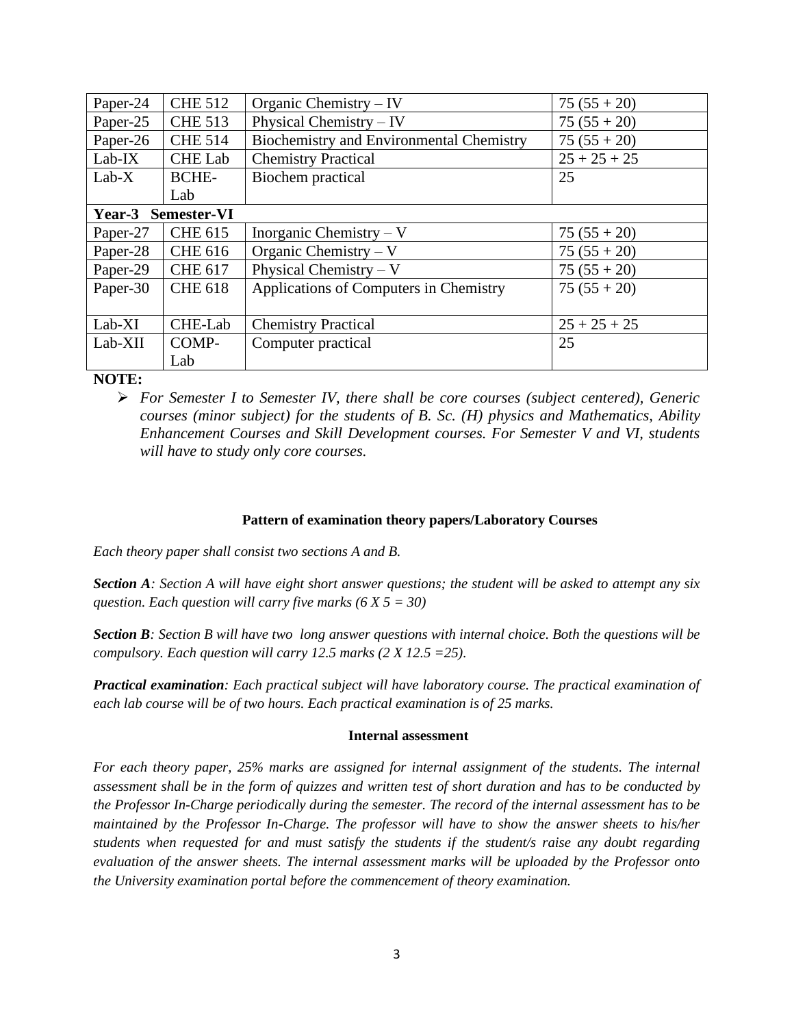| Paper-24 | CHE 512 | Organic Chemistry – IV | 75 (55 + 20) |
|---|---|---|---|
| Paper-25 | CHE 513 | Physical Chemistry – IV | 75 (55 + 20) |
| Paper-26 | CHE 514 | Biochemistry and Environmental Chemistry | 75 (55 + 20) |
| Lab-IX | CHE Lab | Chemistry Practical | 25 + 25 + 25 |
| Lab-X | BCHE-Lab | Biochem practical | 25 |
| **Year-3 Semester-VI** | | | |
| Paper-27 | CHE 615 | Inorganic Chemistry – V | 75 (55 + 20) |
| Paper-28 | CHE 616 | Organic Chemistry – V | 75 (55 + 20) |
| Paper-29 | CHE 617 | Physical Chemistry – V | 75 (55 + 20) |
| Paper-30 | CHE 618 | Applications of Computers in Chemistry | 75 (55 + 20) |
| Lab-XI | CHE-Lab | Chemistry Practical | 25 + 25 + 25 |
| Lab-XII | COMP-Lab | Computer practical | 25 |

**NOTE:**

- *For Semester I to Semester IV, there shall be core courses (subject centered), Generic courses (minor subject) for the students of B. Sc. (H) physics and Mathematics, Ability Enhancement Courses and Skill Development courses. For Semester V and VI, students will have to study only core courses.*

**Pattern of examination theory papers/Laboratory Courses**

*Each theory paper shall consist two sections A and B.*

***Section A**: Section A will have eight short answer questions; the student will be asked to attempt any six question. Each question will carry five marks (6 X 5 = 30)*

***Section B**: Section B will have two long answer questions with internal choice. Both the questions will be compulsory. Each question will carry 12.5 marks (2 X 12.5 =25).*

***Practical examination**: Each practical subject will have laboratory course. The practical examination of each lab course will be of two hours. Each practical examination is of 25 marks.*

**Internal assessment**

*For each theory paper, 25% marks are assigned for internal assignment of the students. The internal assessment shall be in the form of quizzes and written test of short duration and has to be conducted by the Professor In-Charge periodically during the semester. The record of the internal assessment has to be maintained by the Professor In-Charge. The professor will have to show the answer sheets to his/her students when requested for and must satisfy the students if the student/s raise any doubt regarding evaluation of the answer sheets. The internal assessment marks will be uploaded by the Professor onto the University examination portal before the commencement of theory examination.*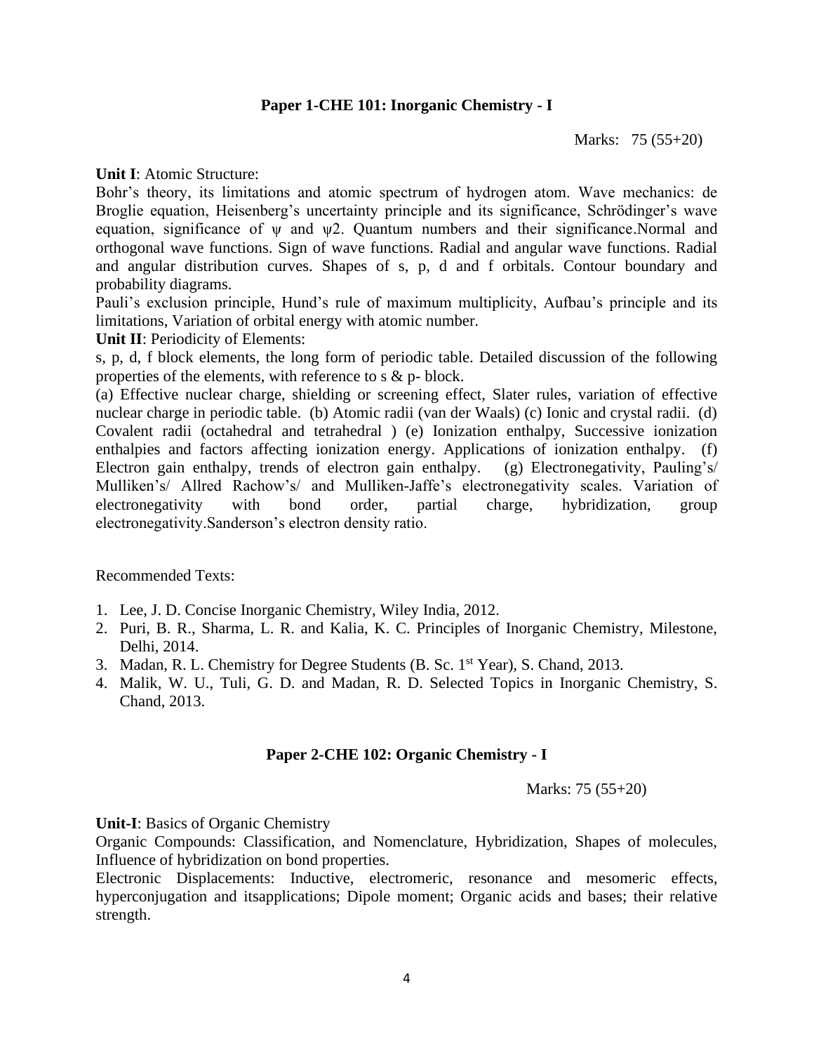## Paper 1-CHE 101: Inorganic Chemistry - I

Marks: 75 (55+20)

**Unit I**: Atomic Structure:

Bohr's theory, its limitations and atomic spectrum of hydrogen atom. Wave mechanics: de Broglie equation, Heisenberg's uncertainty principle and its significance, Schrödinger's wave equation, significance of $\psi$ and $\psi 2$. Quantum numbers and their significance.Normal and orthogonal wave functions. Sign of wave functions. Radial and angular wave functions. Radial and angular distribution curves. Shapes of s, p, d and f orbitals. Contour boundary and probability diagrams.

Pauli's exclusion principle, Hund's rule of maximum multiplicity, Aufbau's principle and its limitations, Variation of orbital energy with atomic number.

**Unit II**: Periodicity of Elements:

s, p, d, f block elements, the long form of periodic table. Detailed discussion of the following properties of the elements, with reference to s & p- block.

(a) Effective nuclear charge, shielding or screening effect, Slater rules, variation of effective nuclear charge in periodic table. (b) Atomic radii (van der Waals) (c) Ionic and crystal radii. (d) Covalent radii (octahedral and tetrahedral ) (e) Ionization enthalpy, Successive ionization enthalpies and factors affecting ionization energy. Applications of ionization enthalpy. (f) Electron gain enthalpy, trends of electron gain enthalpy. (g) Electronegativity, Pauling's/ Mulliken's/ Allred Rachow's/ and Mulliken-Jaffe's electronegativity scales. Variation of electronegativity with bond order, partial charge, hybridization, group electronegativity.Sanderson's electron density ratio.

Recommended Texts:

1. Lee, J. D. Concise Inorganic Chemistry, Wiley India, 2012.
2. Puri, B. R., Sharma, L. R. and Kalia, K. C. Principles of Inorganic Chemistry, Milestone, Delhi, 2014.
3. Madan, R. L. Chemistry for Degree Students (B. Sc. 1st Year), S. Chand, 2013.
4. Malik, W. U., Tuli, G. D. and Madan, R. D. Selected Topics in Inorganic Chemistry, S. Chand, 2013.

## Paper 2-CHE 102: Organic Chemistry - I

Marks: 75 (55+20)

**Unit-I**: Basics of Organic Chemistry

Organic Compounds: Classification, and Nomenclature, Hybridization, Shapes of molecules, Influence of hybridization on bond properties.

Electronic Displacements: Inductive, electromeric, resonance and mesomeric effects, hyperconjugation and itsapplications; Dipole moment; Organic acids and bases; their relative strength.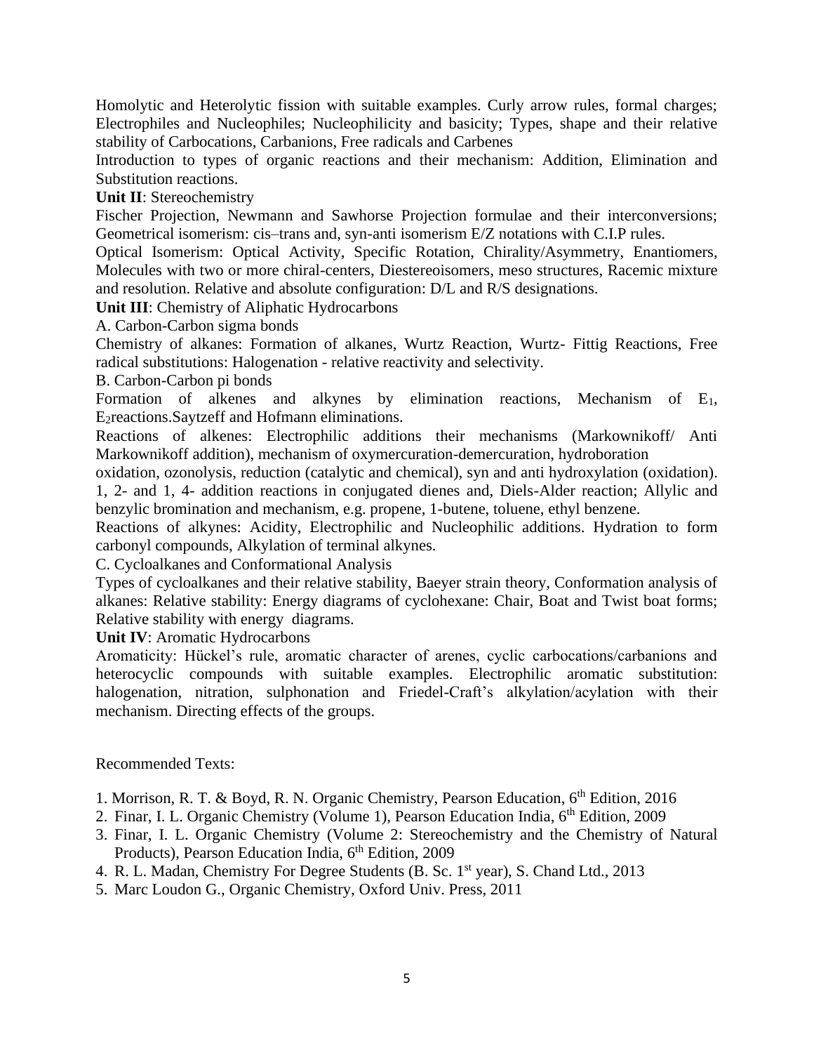Homolytic and Heterolytic fission with suitable examples. Curly arrow rules, formal charges; Electrophiles and Nucleophiles; Nucleophilicity and basicity; Types, shape and their relative stability of Carbocations, Carbanions, Free radicals and Carbenes

Introduction to types of organic reactions and their mechanism: Addition, Elimination and Substitution reactions.

**Unit II**: Stereochemistry

Fischer Projection, Newmann and Sawhorse Projection formulae and their interconversions; Geometrical isomerism: cis–trans and, syn-anti isomerism E/Z notations with C.I.P rules.

Optical Isomerism: Optical Activity, Specific Rotation, Chirality/Asymmetry, Enantiomers, Molecules with two or more chiral-centers, Diestereoisomers, meso structures, Racemic mixture and resolution. Relative and absolute configuration: D/L and R/S designations.

**Unit III**: Chemistry of Aliphatic Hydrocarbons

A. Carbon-Carbon sigma bonds

Chemistry of alkanes: Formation of alkanes, Wurtz Reaction, Wurtz- Fittig Reactions, Free radical substitutions: Halogenation - relative reactivity and selectivity.

B. Carbon-Carbon pi bonds

Formation of alkenes and alkynes by elimination reactions, Mechanism of $E_1$, $E_2$reactions.Saytzeff and Hofmann eliminations.

Reactions of alkenes: Electrophilic additions their mechanisms (Markownikoff/ Anti Markownikoff addition), mechanism of oxymercuration-demercuration, hydroboration oxidation, ozonolysis, reduction (catalytic and chemical), syn and anti hydroxylation (oxidation). 1, 2- and 1, 4- addition reactions in conjugated dienes and, Diels-Alder reaction; Allylic and benzylic bromination and mechanism, e.g. propene, 1-butene, toluene, ethyl benzene.

Reactions of alkynes: Acidity, Electrophilic and Nucleophilic additions. Hydration to form carbonyl compounds, Alkylation of terminal alkynes.

C. Cycloalkanes and Conformational Analysis

Types of cycloalkanes and their relative stability, Baeyer strain theory, Conformation analysis of alkanes: Relative stability: Energy diagrams of cyclohexane: Chair, Boat and Twist boat forms; Relative stability with energy diagrams.

**Unit IV**: Aromatic Hydrocarbons

Aromaticity: Hückel's rule, aromatic character of arenes, cyclic carbocations/carbanions and heterocyclic compounds with suitable examples. Electrophilic aromatic substitution: halogenation, nitration, sulphonation and Friedel-Craft's alkylation/acylation with their mechanism. Directing effects of the groups.

Recommended Texts:

1. Morrison, R. T. & Boyd, R. N. Organic Chemistry, Pearson Education, 6th Edition, 2016
2. Finar, I. L. Organic Chemistry (Volume 1), Pearson Education India, 6th Edition, 2009
3. Finar, I. L. Organic Chemistry (Volume 2: Stereochemistry and the Chemistry of Natural Products), Pearson Education India, 6th Edition, 2009
4. R. L. Madan, Chemistry For Degree Students (B. Sc. 1st year), S. Chand Ltd., 2013
5. Marc Loudon G., Organic Chemistry, Oxford Univ. Press, 2011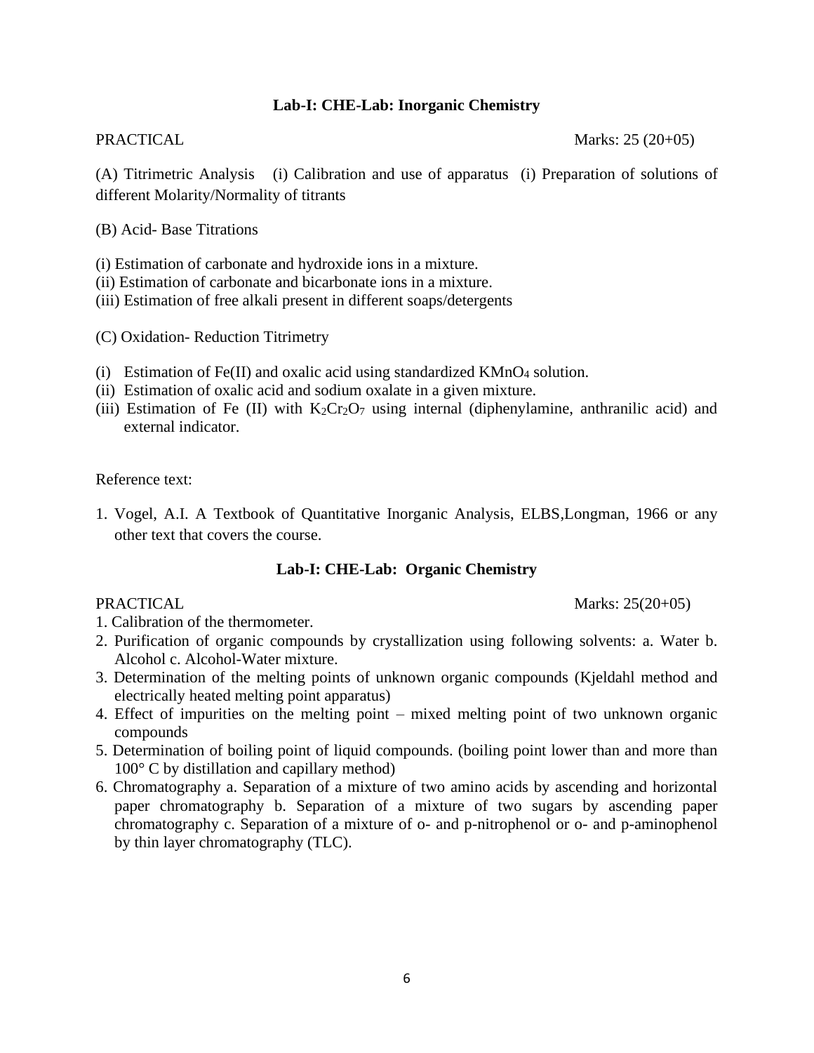## Lab-I: CHE-Lab: Inorganic Chemistry

PRACTICAL Marks: 25 (20+05)

(A) Titrimetric Analysis (i) Calibration and use of apparatus (i) Preparation of solutions of different Molarity/Normality of titrants

(B) Acid- Base Titrations

(i) Estimation of carbonate and hydroxide ions in a mixture.
(ii) Estimation of carbonate and bicarbonate ions in a mixture.
(iii) Estimation of free alkali present in different soaps/detergents

(C) Oxidation- Reduction Titrimetry

(i) Estimation of Fe(II) and oxalic acid using standardized $KMnO_4$ solution.
(ii) Estimation of oxalic acid and sodium oxalate in a given mixture.
(iii) Estimation of Fe (II) with $K_2Cr_2O_7$ using internal (diphenylamine, anthranilic acid) and external indicator.

Reference text:

1. Vogel, A.I. A Textbook of Quantitative Inorganic Analysis, ELBS,Longman, 1966 or any other text that covers the course.

## Lab-I: CHE-Lab: Organic Chemistry

PRACTICAL Marks: 25(20+05)

1. Calibration of the thermometer.
2. Purification of organic compounds by crystallization using following solvents: a. Water b. Alcohol c. Alcohol-Water mixture.
3. Determination of the melting points of unknown organic compounds (Kjeldahl method and electrically heated melting point apparatus)
4. Effect of impurities on the melting point – mixed melting point of two unknown organic compounds
5. Determination of boiling point of liquid compounds. (boiling point lower than and more than 100° C by distillation and capillary method)
6. Chromatography a. Separation of a mixture of two amino acids by ascending and horizontal paper chromatography b. Separation of a mixture of two sugars by ascending paper chromatography c. Separation of a mixture of o- and p-nitrophenol or o- and p-aminophenol by thin layer chromatography (TLC).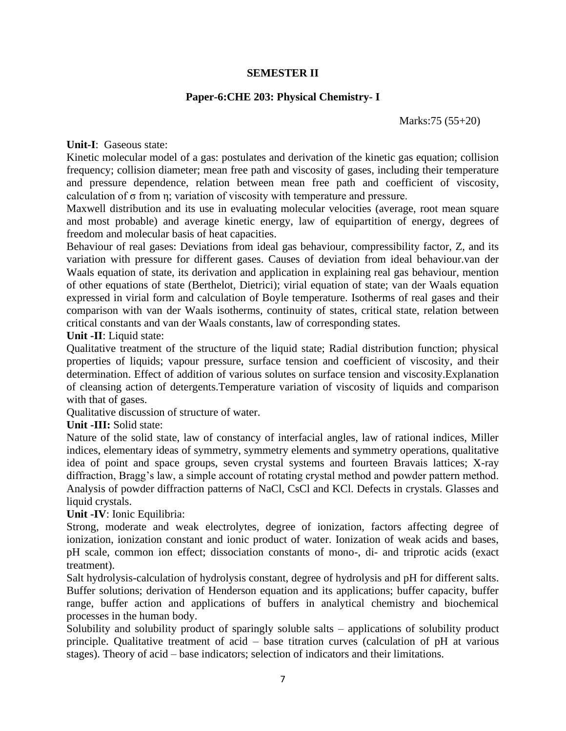## SEMESTER II

### Paper-6:CHE 203: Physical Chemistry- I

Marks:75 (55+20)

**Unit-I**: Gaseous state:

Kinetic molecular model of a gas: postulates and derivation of the kinetic gas equation; collision frequency; collision diameter; mean free path and viscosity of gases, including their temperature and pressure dependence, relation between mean free path and coefficient of viscosity, calculation of $\sigma$ from $\eta$; variation of viscosity with temperature and pressure.

Maxwell distribution and its use in evaluating molecular velocities (average, root mean square and most probable) and average kinetic energy, law of equipartition of energy, degrees of freedom and molecular basis of heat capacities.

Behaviour of real gases: Deviations from ideal gas behaviour, compressibility factor, Z, and its variation with pressure for different gases. Causes of deviation from ideal behaviour.van der Waals equation of state, its derivation and application in explaining real gas behaviour, mention of other equations of state (Berthelot, Dietrici); virial equation of state; van der Waals equation expressed in virial form and calculation of Boyle temperature. Isotherms of real gases and their comparison with van der Waals isotherms, continuity of states, critical state, relation between critical constants and van der Waals constants, law of corresponding states.

**Unit -II**: Liquid state:

Qualitative treatment of the structure of the liquid state; Radial distribution function; physical properties of liquids; vapour pressure, surface tension and coefficient of viscosity, and their determination. Effect of addition of various solutes on surface tension and viscosity.Explanation of cleansing action of detergents.Temperature variation of viscosity of liquids and comparison with that of gases.

Qualitative discussion of structure of water.

**Unit -III:** Solid state:

Nature of the solid state, law of constancy of interfacial angles, law of rational indices, Miller indices, elementary ideas of symmetry, symmetry elements and symmetry operations, qualitative idea of point and space groups, seven crystal systems and fourteen Bravais lattices; X-ray diffraction, Bragg's law, a simple account of rotating crystal method and powder pattern method. Analysis of powder diffraction patterns of NaCl, CsCl and KCl. Defects in crystals. Glasses and liquid crystals.

**Unit -IV**: Ionic Equilibria:

Strong, moderate and weak electrolytes, degree of ionization, factors affecting degree of ionization, ionization constant and ionic product of water. Ionization of weak acids and bases, pH scale, common ion effect; dissociation constants of mono-, di- and triprotic acids (exact treatment).

Salt hydrolysis-calculation of hydrolysis constant, degree of hydrolysis and pH for different salts. Buffer solutions; derivation of Henderson equation and its applications; buffer capacity, buffer range, buffer action and applications of buffers in analytical chemistry and biochemical processes in the human body.

Solubility and solubility product of sparingly soluble salts – applications of solubility product principle. Qualitative treatment of acid – base titration curves (calculation of pH at various stages). Theory of acid – base indicators; selection of indicators and their limitations.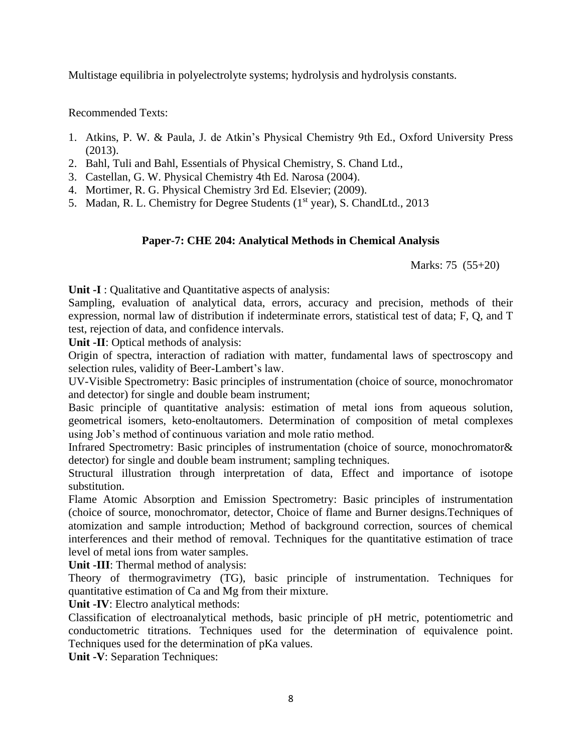Multistage equilibria in polyelectrolyte systems; hydrolysis and hydrolysis constants.

Recommended Texts:

1. Atkins, P. W. & Paula, J. de Atkin's Physical Chemistry 9th Ed., Oxford University Press (2013).
2. Bahl, Tuli and Bahl, Essentials of Physical Chemistry, S. Chand Ltd.,
3. Castellan, G. W. Physical Chemistry 4th Ed. Narosa (2004).
4. Mortimer, R. G. Physical Chemistry 3rd Ed. Elsevier; (2009).
5. Madan, R. L. Chemistry for Degree Students (1st year), S. ChandLtd., 2013

### Paper-7: CHE 204: Analytical Methods in Chemical Analysis

Marks: 75 (55+20)

**Unit -I** : Qualitative and Quantitative aspects of analysis:
Sampling, evaluation of analytical data, errors, accuracy and precision, methods of their expression, normal law of distribution if indeterminate errors, statistical test of data; F, Q, and T test, rejection of data, and confidence intervals.

**Unit -II**: Optical methods of analysis:
Origin of spectra, interaction of radiation with matter, fundamental laws of spectroscopy and selection rules, validity of Beer-Lambert's law.
UV-Visible Spectrometry: Basic principles of instrumentation (choice of source, monochromator and detector) for single and double beam instrument;
Basic principle of quantitative analysis: estimation of metal ions from aqueous solution, geometrical isomers, keto-enoltautomers. Determination of composition of metal complexes using Job's method of continuous variation and mole ratio method.
Infrared Spectrometry: Basic principles of instrumentation (choice of source, monochromator& detector) for single and double beam instrument; sampling techniques.
Structural illustration through interpretation of data, Effect and importance of isotope substitution.
Flame Atomic Absorption and Emission Spectrometry: Basic principles of instrumentation (choice of source, monochromator, detector, Choice of flame and Burner designs.Techniques of atomization and sample introduction; Method of background correction, sources of chemical interferences and their method of removal. Techniques for the quantitative estimation of trace level of metal ions from water samples.

**Unit -III**: Thermal method of analysis:
Theory of thermogravimetry (TG), basic principle of instrumentation. Techniques for quantitative estimation of Ca and Mg from their mixture.

**Unit -IV**: Electro analytical methods:
Classification of electroanalytical methods, basic principle of pH metric, potentiometric and conductometric titrations. Techniques used for the determination of equivalence point. Techniques used for the determination of pKa values.

**Unit -V**: Separation Techniques: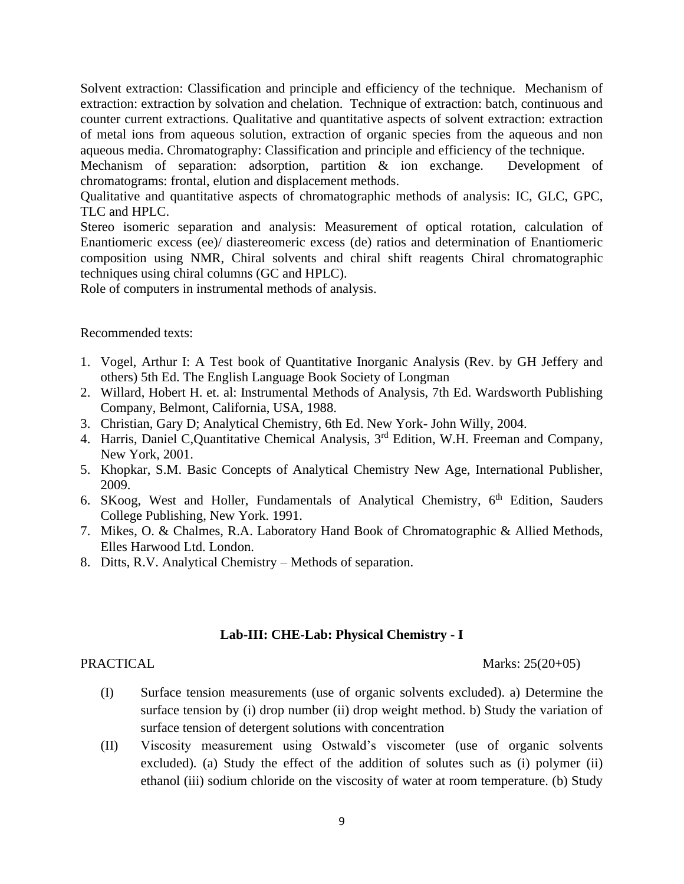Solvent extraction: Classification and principle and efficiency of the technique. Mechanism of extraction: extraction by solvation and chelation. Technique of extraction: batch, continuous and counter current extractions. Qualitative and quantitative aspects of solvent extraction: extraction of metal ions from aqueous solution, extraction of organic species from the aqueous and non aqueous media. Chromatography: Classification and principle and efficiency of the technique.
Mechanism of separation: adsorption, partition & ion exchange. Development of chromatograms: frontal, elution and displacement methods.
Qualitative and quantitative aspects of chromatographic methods of analysis: IC, GLC, GPC, TLC and HPLC.
Stereo isomeric separation and analysis: Measurement of optical rotation, calculation of Enantiomeric excess (ee)/ diastereomeric excess (de) ratios and determination of Enantiomeric composition using NMR, Chiral solvents and chiral shift reagents Chiral chromatographic techniques using chiral columns (GC and HPLC).
Role of computers in instrumental methods of analysis.

Recommended texts:

1. Vogel, Arthur I: A Test book of Quantitative Inorganic Analysis (Rev. by GH Jeffery and others) 5th Ed. The English Language Book Society of Longman
2. Willard, Hobert H. et. al: Instrumental Methods of Analysis, 7th Ed. Wardsworth Publishing Company, Belmont, California, USA, 1988.
3. Christian, Gary D; Analytical Chemistry, 6th Ed. New York- John Willy, 2004.
4. Harris, Daniel C,Quantitative Chemical Analysis, 3rd Edition, W.H. Freeman and Company, New York, 2001.
5. Khopkar, S.M. Basic Concepts of Analytical Chemistry New Age, International Publisher, 2009.
6. SKoog, West and Holler, Fundamentals of Analytical Chemistry, 6th Edition, Sauders College Publishing, New York. 1991.
7. Mikes, O. & Chalmes, R.A. Laboratory Hand Book of Chromatographic & Allied Methods, Elles Harwood Ltd. London.
8. Ditts, R.V. Analytical Chemistry – Methods of separation.

### Lab-III: CHE-Lab: Physical Chemistry - I

PRACTICAL Marks: 25(20+05)

(I) Surface tension measurements (use of organic solvents excluded). a) Determine the surface tension by (i) drop number (ii) drop weight method. b) Study the variation of surface tension of detergent solutions with concentration

(II) Viscosity measurement using Ostwald's viscometer (use of organic solvents excluded). (a) Study the effect of the addition of solutes such as (i) polymer (ii) ethanol (iii) sodium chloride on the viscosity of water at room temperature. (b) Study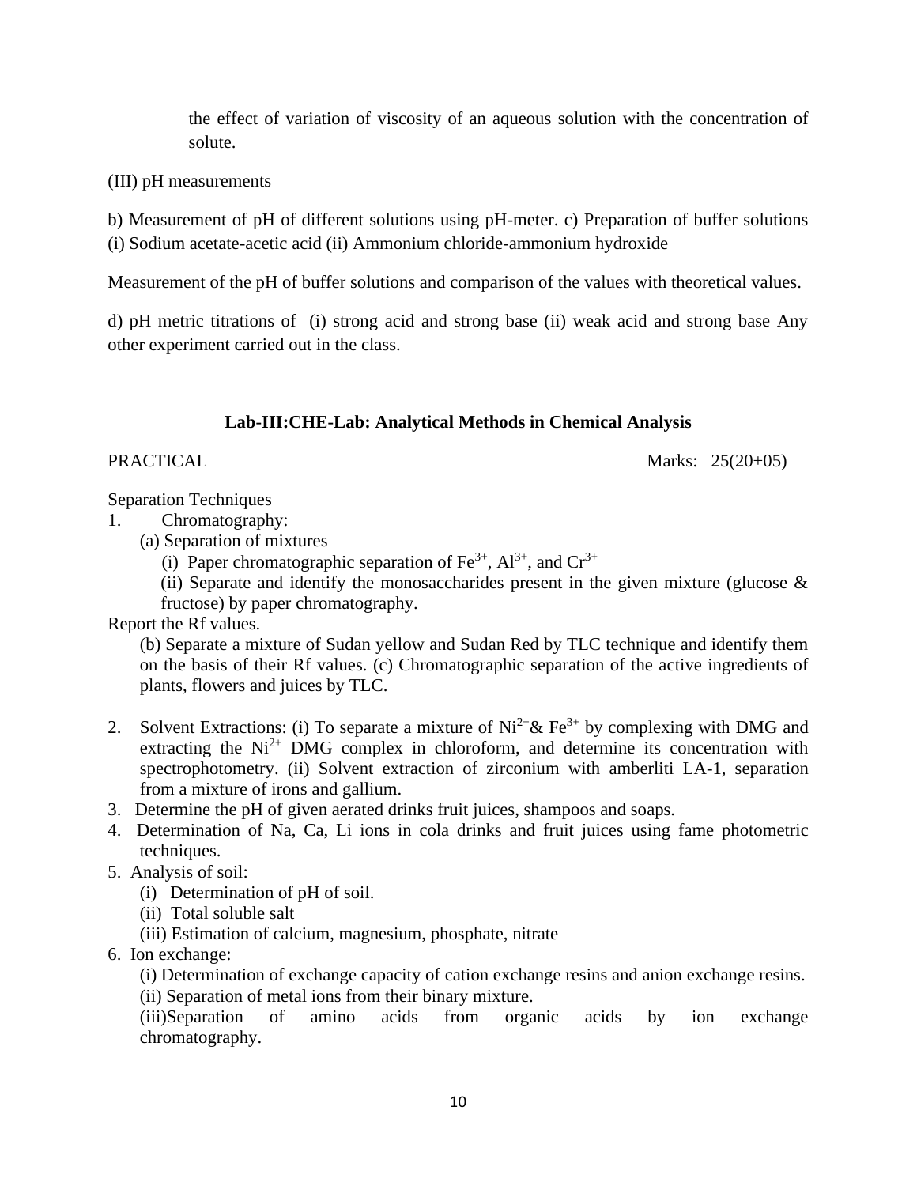the effect of variation of viscosity of an aqueous solution with the concentration of solute.

(III) pH measurements

b) Measurement of pH of different solutions using pH-meter. c) Preparation of buffer solutions (i) Sodium acetate-acetic acid (ii) Ammonium chloride-ammonium hydroxide

Measurement of the pH of buffer solutions and comparison of the values with theoretical values.

d) pH metric titrations of (i) strong acid and strong base (ii) weak acid and strong base Any other experiment carried out in the class.

### Lab-III:CHE-Lab: Analytical Methods in Chemical Analysis

PRACTICAL Marks: 25(20+05)

Separation Techniques

1. Chromatography:
   (a) Separation of mixtures
      (i) Paper chromatographic separation of $Fe^{3+}$, $Al^{3+}$, and $Cr^{3+}$
      (ii) Separate and identify the monosaccharides present in the given mixture (glucose & fructose) by paper chromatography.

Report the Rf values.

   (b) Separate a mixture of Sudan yellow and Sudan Red by TLC technique and identify them on the basis of their Rf values. (c) Chromatographic separation of the active ingredients of plants, flowers and juices by TLC.

2. Solvent Extractions: (i) To separate a mixture of $Ni^{2+}$& $Fe^{3+}$ by complexing with DMG and extracting the $Ni^{2+}$ DMG complex in chloroform, and determine its concentration with spectrophotometry. (ii) Solvent extraction of zirconium with amberliti LA-1, separation from a mixture of irons and gallium.
3. Determine the pH of given aerated drinks fruit juices, shampoos and soaps.
4. Determination of Na, Ca, Li ions in cola drinks and fruit juices using fame photometric techniques.
5. Analysis of soil:
   (i) Determination of pH of soil.
   (ii) Total soluble salt
   (iii) Estimation of calcium, magnesium, phosphate, nitrate
6. Ion exchange:
   (i) Determination of exchange capacity of cation exchange resins and anion exchange resins.
   (ii) Separation of metal ions from their binary mixture.
   (iii)Separation of amino acids from organic acids by ion exchange chromatography.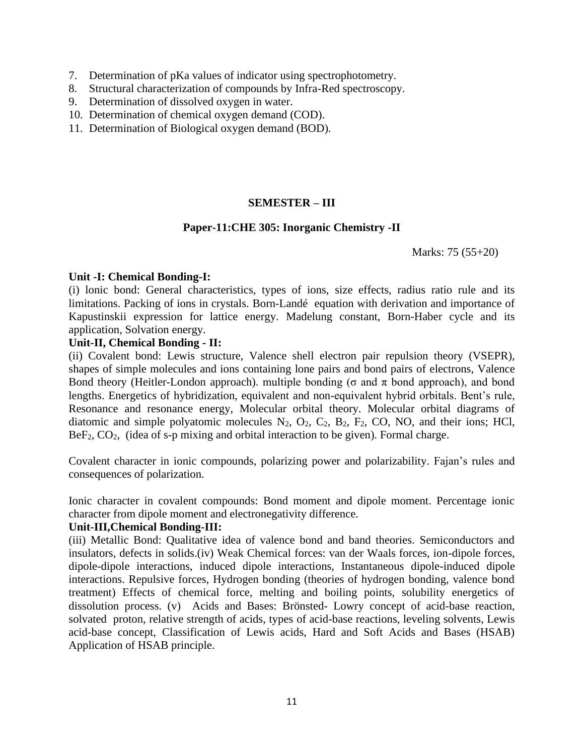7. Determination of pKa values of indicator using spectrophotometry.
8. Structural characterization of compounds by Infra-Red spectroscopy.
9. Determination of dissolved oxygen in water.
10. Determination of chemical oxygen demand (COD).
11. Determination of Biological oxygen demand (BOD).

## SEMESTER – III

### Paper-11:CHE 305: Inorganic Chemistry -II

Marks: 75 (55+20)

**Unit -I: Chemical Bonding-I:**

(i) lonic bond: General characteristics, types of ions, size effects, radius ratio rule and its limitations. Packing of ions in crystals. Born-Landé equation with derivation and importance of Kapustinskii expression for lattice energy. Madelung constant, Born-Haber cycle and its application, Solvation energy.

**Unit-II, Chemical Bonding - II:**

(ii) Covalent bond: Lewis structure, Valence shell electron pair repulsion theory (VSEPR), shapes of simple molecules and ions containing lone pairs and bond pairs of electrons, Valence Bond theory (Heitler-London approach). multiple bonding ($\sigma$ and $\pi$ bond approach), and bond lengths. Energetics of hybridization, equivalent and non-equivalent hybrid orbitals. Bent's rule, Resonance and resonance energy, Molecular orbital theory. Molecular orbital diagrams of diatomic and simple polyatomic molecules $N_2$, $O_2$, $C_2$, $B_2$, $F_2$, CO, NO, and their ions; HCl, $BeF_2$, $CO_2$, (idea of s-p mixing and orbital interaction to be given). Formal charge.

Covalent character in ionic compounds, polarizing power and polarizability. Fajan's rules and consequences of polarization.

Ionic character in covalent compounds: Bond moment and dipole moment. Percentage ionic character from dipole moment and electronegativity difference.

**Unit-III,Chemical Bonding-III:**

(iii) Metallic Bond: Qualitative idea of valence bond and band theories. Semiconductors and insulators, defects in solids.(iv) Weak Chemical forces: van der Waals forces, ion-dipole forces, dipole-dipole interactions, induced dipole interactions, Instantaneous dipole-induced dipole interactions. Repulsive forces, Hydrogen bonding (theories of hydrogen bonding, valence bond treatment) Effects of chemical force, melting and boiling points, solubility energetics of dissolution process. (v) Acids and Bases: Brönsted- Lowry concept of acid-base reaction, solvated proton, relative strength of acids, types of acid-base reactions, leveling solvents, Lewis acid-base concept, Classification of Lewis acids, Hard and Soft Acids and Bases (HSAB) Application of HSAB principle.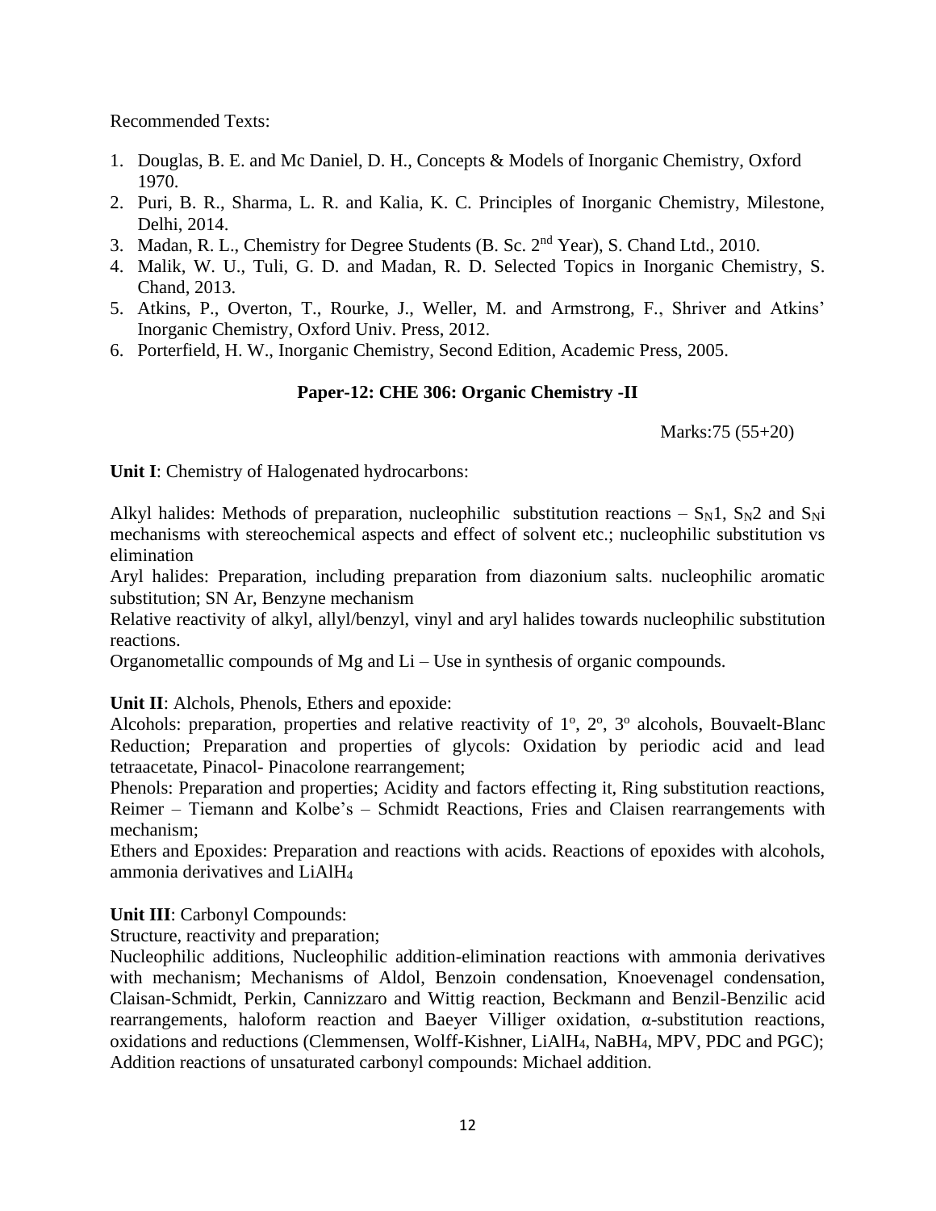Recommended Texts:

1. Douglas, B. E. and Mc Daniel, D. H., Concepts & Models of Inorganic Chemistry, Oxford 1970.
2. Puri, B. R., Sharma, L. R. and Kalia, K. C. Principles of Inorganic Chemistry, Milestone, Delhi, 2014.
3. Madan, R. L., Chemistry for Degree Students (B. Sc. 2nd Year), S. Chand Ltd., 2010.
4. Malik, W. U., Tuli, G. D. and Madan, R. D. Selected Topics in Inorganic Chemistry, S. Chand, 2013.
5. Atkins, P., Overton, T., Rourke, J., Weller, M. and Armstrong, F., Shriver and Atkins' Inorganic Chemistry, Oxford Univ. Press, 2012.
6. Porterfield, H. W., Inorganic Chemistry, Second Edition, Academic Press, 2005.

## Paper-12: CHE 306: Organic Chemistry -II

Marks:75 (55+20)

**Unit I**: Chemistry of Halogenated hydrocarbons:

Alkyl halides: Methods of preparation, nucleophilic substitution reactions – $S_N1$, $S_N2$ and $S_Ni$ mechanisms with stereochemical aspects and effect of solvent etc.; nucleophilic substitution vs elimination

Aryl halides: Preparation, including preparation from diazonium salts. nucleophilic aromatic substitution; SN Ar, Benzyne mechanism

Relative reactivity of alkyl, allyl/benzyl, vinyl and aryl halides towards nucleophilic substitution reactions.

Organometallic compounds of Mg and Li – Use in synthesis of organic compounds.

**Unit II**: Alchols, Phenols, Ethers and epoxide:

Alcohols: preparation, properties and relative reactivity of 1º, 2º, 3º alcohols, Bouvaelt-Blanc Reduction; Preparation and properties of glycols: Oxidation by periodic acid and lead tetraacetate, Pinacol- Pinacolone rearrangement;

Phenols: Preparation and properties; Acidity and factors effecting it, Ring substitution reactions, Reimer – Tiemann and Kolbe's – Schmidt Reactions, Fries and Claisen rearrangements with mechanism;

Ethers and Epoxides: Preparation and reactions with acids. Reactions of epoxides with alcohols, ammonia derivatives and $LiAlH_4$

**Unit III**: Carbonyl Compounds:

Structure, reactivity and preparation;

Nucleophilic additions, Nucleophilic addition-elimination reactions with ammonia derivatives with mechanism; Mechanisms of Aldol, Benzoin condensation, Knoevenagel condensation, Claisan-Schmidt, Perkin, Cannizzaro and Wittig reaction, Beckmann and Benzil-Benzilic acid rearrangements, haloform reaction and Baeyer Villiger oxidation, α-substitution reactions, oxidations and reductions (Clemmensen, Wolff-Kishner, $LiAlH_4$, $NaBH_4$, MPV, PDC and PGC); Addition reactions of unsaturated carbonyl compounds: Michael addition.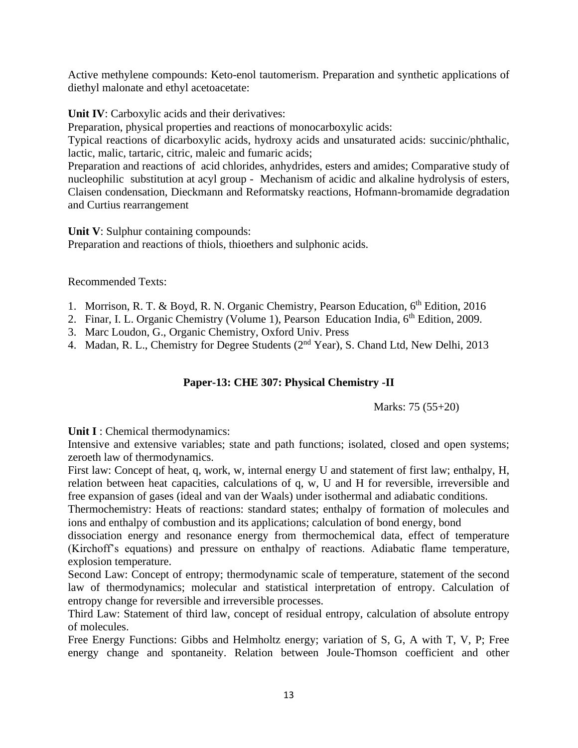Active methylene compounds: Keto-enol tautomerism. Preparation and synthetic applications of diethyl malonate and ethyl acetoacetate:

**Unit IV**: Carboxylic acids and their derivatives:

Preparation, physical properties and reactions of monocarboxylic acids:

Typical reactions of dicarboxylic acids, hydroxy acids and unsaturated acids: succinic/phthalic, lactic, malic, tartaric, citric, maleic and fumaric acids;

Preparation and reactions of acid chlorides, anhydrides, esters and amides; Comparative study of nucleophilic substitution at acyl group - Mechanism of acidic and alkaline hydrolysis of esters, Claisen condensation, Dieckmann and Reformatsky reactions, Hofmann-bromamide degradation and Curtius rearrangement

**Unit V**: Sulphur containing compounds:

Preparation and reactions of thiols, thioethers and sulphonic acids.

Recommended Texts:

1. Morrison, R. T. & Boyd, R. N. Organic Chemistry, Pearson Education, 6th Edition, 2016
2. Finar, I. L. Organic Chemistry (Volume 1), Pearson Education India, 6th Edition, 2009.
3. Marc Loudon, G., Organic Chemistry, Oxford Univ. Press
4. Madan, R. L., Chemistry for Degree Students (2nd Year), S. Chand Ltd, New Delhi, 2013

## Paper-13: CHE 307: Physical Chemistry -II

Marks: 75 (55+20)

**Unit I** : Chemical thermodynamics:

Intensive and extensive variables; state and path functions; isolated, closed and open systems; zeroeth law of thermodynamics.

First law: Concept of heat, q, work, w, internal energy U and statement of first law; enthalpy, H, relation between heat capacities, calculations of q, w, U and H for reversible, irreversible and free expansion of gases (ideal and van der Waals) under isothermal and adiabatic conditions.

Thermochemistry: Heats of reactions: standard states; enthalpy of formation of molecules and ions and enthalpy of combustion and its applications; calculation of bond energy, bond dissociation energy and resonance energy from thermochemical data, effect of temperature (Kirchoff's equations) and pressure on enthalpy of reactions. Adiabatic flame temperature, explosion temperature.

Second Law: Concept of entropy; thermodynamic scale of temperature, statement of the second law of thermodynamics; molecular and statistical interpretation of entropy. Calculation of entropy change for reversible and irreversible processes.

Third Law: Statement of third law, concept of residual entropy, calculation of absolute entropy of molecules.

Free Energy Functions: Gibbs and Helmholtz energy; variation of S, G, A with T, V, P; Free energy change and spontaneity. Relation between Joule-Thomson coefficient and other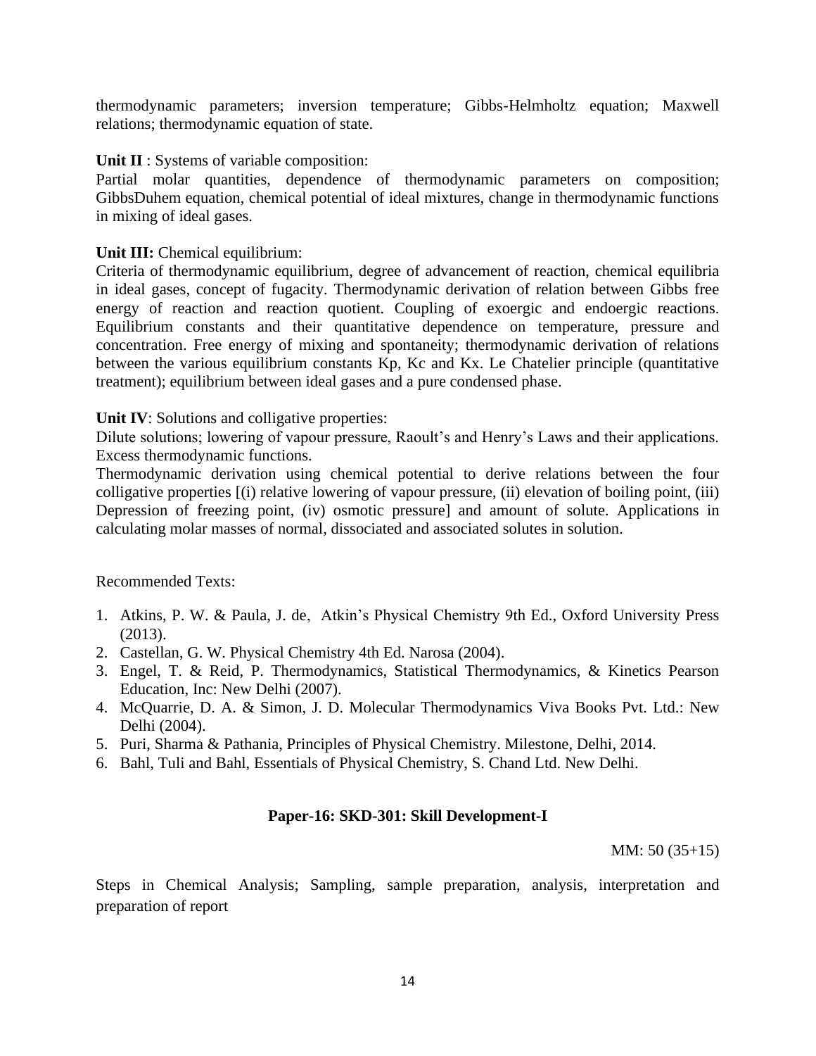thermodynamic parameters; inversion temperature; Gibbs-Helmholtz equation; Maxwell relations; thermodynamic equation of state.

**Unit II** : Systems of variable composition:

Partial molar quantities, dependence of thermodynamic parameters on composition; GibbsDuhem equation, chemical potential of ideal mixtures, change in thermodynamic functions in mixing of ideal gases.

**Unit III:** Chemical equilibrium:

Criteria of thermodynamic equilibrium, degree of advancement of reaction, chemical equilibria in ideal gases, concept of fugacity. Thermodynamic derivation of relation between Gibbs free energy of reaction and reaction quotient. Coupling of exoergic and endoergic reactions. Equilibrium constants and their quantitative dependence on temperature, pressure and concentration. Free energy of mixing and spontaneity; thermodynamic derivation of relations between the various equilibrium constants Kp, Kc and Kx. Le Chatelier principle (quantitative treatment); equilibrium between ideal gases and a pure condensed phase.

**Unit IV**: Solutions and colligative properties:

Dilute solutions; lowering of vapour pressure, Raoult's and Henry's Laws and their applications. Excess thermodynamic functions.

Thermodynamic derivation using chemical potential to derive relations between the four colligative properties [(i) relative lowering of vapour pressure, (ii) elevation of boiling point, (iii) Depression of freezing point, (iv) osmotic pressure] and amount of solute. Applications in calculating molar masses of normal, dissociated and associated solutes in solution.

Recommended Texts:

1. Atkins, P. W. & Paula, J. de, Atkin's Physical Chemistry 9th Ed., Oxford University Press (2013).
2. Castellan, G. W. Physical Chemistry 4th Ed. Narosa (2004).
3. Engel, T. & Reid, P. Thermodynamics, Statistical Thermodynamics, & Kinetics Pearson Education, Inc: New Delhi (2007).
4. McQuarrie, D. A. & Simon, J. D. Molecular Thermodynamics Viva Books Pvt. Ltd.: New Delhi (2004).
5. Puri, Sharma & Pathania, Principles of Physical Chemistry. Milestone, Delhi, 2014.
6. Bahl, Tuli and Bahl, Essentials of Physical Chemistry, S. Chand Ltd. New Delhi.

## Paper-16: SKD-301: Skill Development-I

MM: 50 (35+15)

Steps in Chemical Analysis; Sampling, sample preparation, analysis, interpretation and preparation of report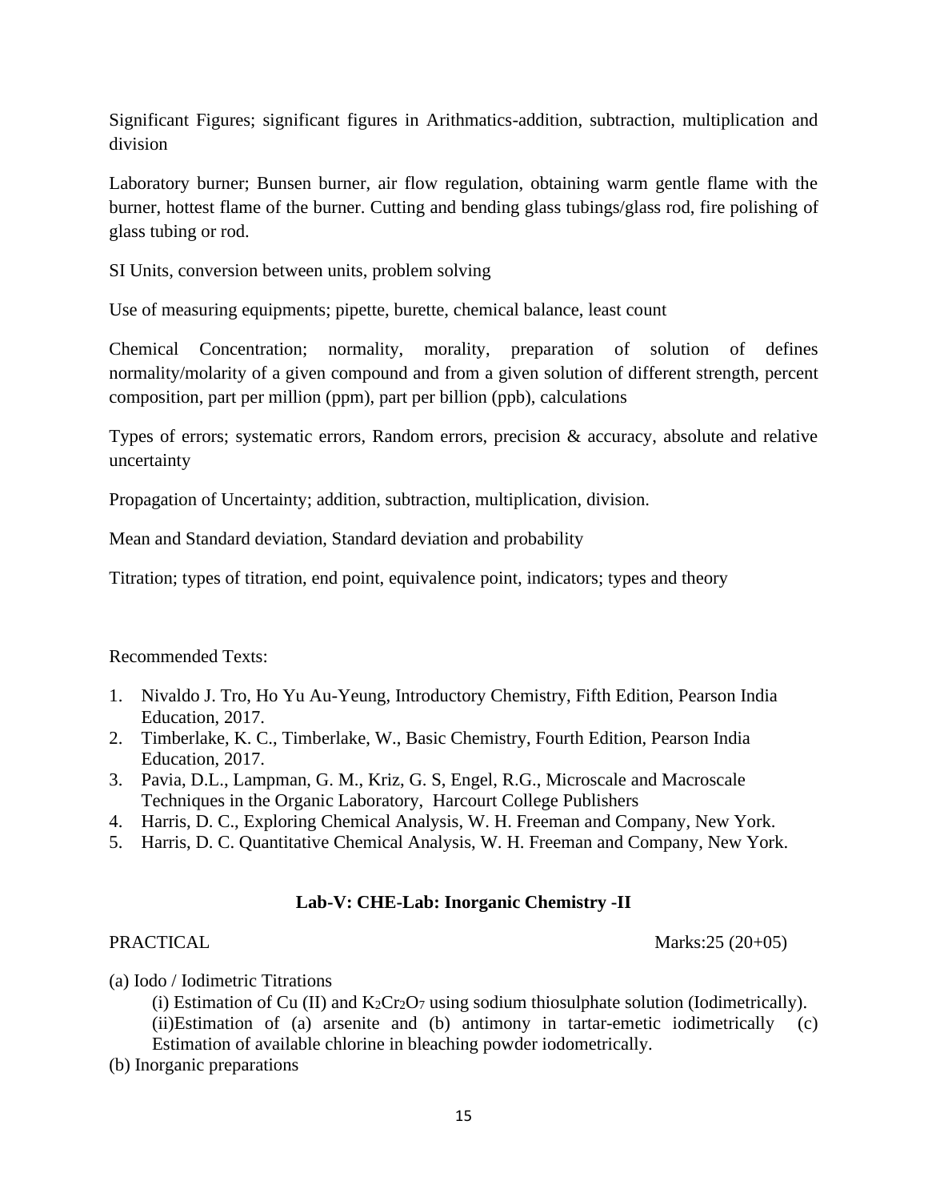Significant Figures; significant figures in Arithmatics-addition, subtraction, multiplication and division

Laboratory burner; Bunsen burner, air flow regulation, obtaining warm gentle flame with the burner, hottest flame of the burner. Cutting and bending glass tubings/glass rod, fire polishing of glass tubing or rod.

SI Units, conversion between units, problem solving

Use of measuring equipments; pipette, burette, chemical balance, least count

Chemical Concentration; normality, morality, preparation of solution of defines normality/molarity of a given compound and from a given solution of different strength, percent composition, part per million (ppm), part per billion (ppb), calculations

Types of errors; systematic errors, Random errors, precision & accuracy, absolute and relative uncertainty

Propagation of Uncertainty; addition, subtraction, multiplication, division.

Mean and Standard deviation, Standard deviation and probability

Titration; types of titration, end point, equivalence point, indicators; types and theory

Recommended Texts:

1. Nivaldo J. Tro, Ho Yu Au-Yeung, Introductory Chemistry, Fifth Edition, Pearson India Education, 2017.
2. Timberlake, K. C., Timberlake, W., Basic Chemistry, Fourth Edition, Pearson India Education, 2017.
3. Pavia, D.L., Lampman, G. M., Kriz, G. S, Engel, R.G., Microscale and Macroscale Techniques in the Organic Laboratory, Harcourt College Publishers
4. Harris, D. C., Exploring Chemical Analysis, W. H. Freeman and Company, New York.
5. Harris, D. C. Quantitative Chemical Analysis, W. H. Freeman and Company, New York.

## Lab-V: CHE-Lab: Inorganic Chemistry -II

PRACTICAL Marks:25 (20+05)

(a) Iodo / Iodimetric Titrations

(i) Estimation of Cu (II) and $K_2Cr_2O_7$ using sodium thiosulphate solution (Iodimetrically).

(ii)Estimation of (a) arsenite and (b) antimony in tartar-emetic iodimetrically (c) Estimation of available chlorine in bleaching powder iodometrically.

(b) Inorganic preparations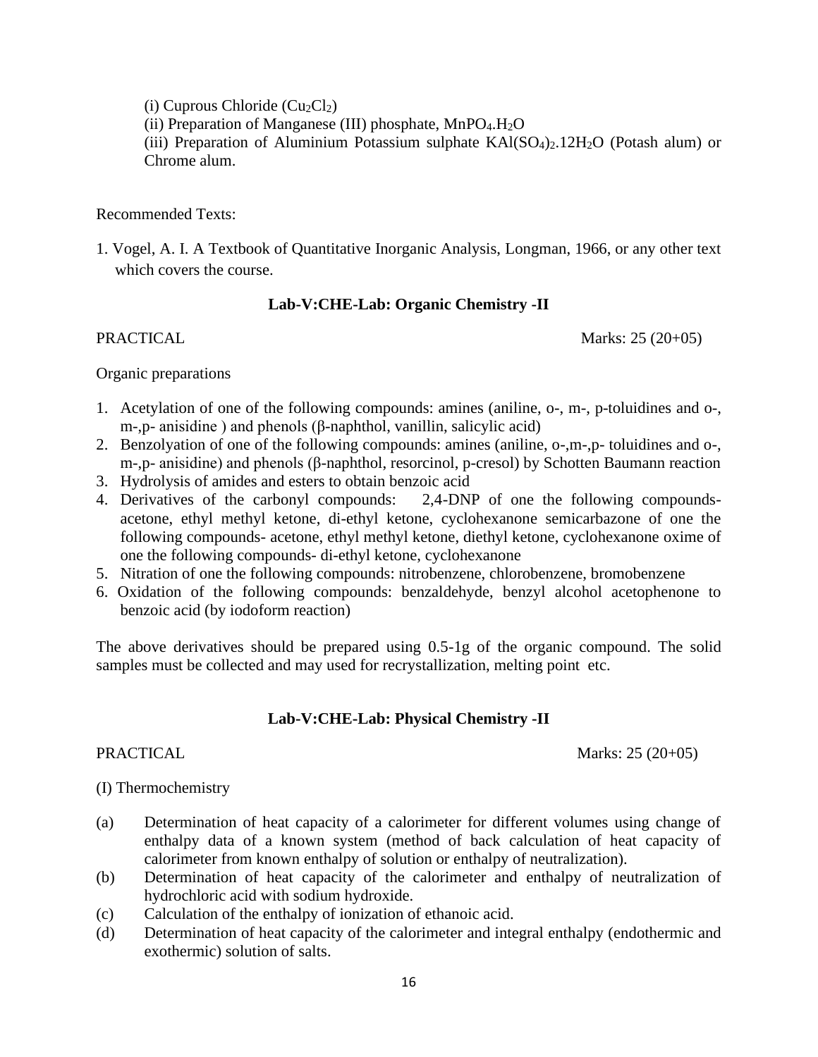(i) Cuprous Chloride ($Cu_2Cl_2$)

(ii) Preparation of Manganese (III) phosphate, $MnPO_4.H_2O$

(iii) Preparation of Aluminium Potassium sulphate $KAl(SO_4)_2.12H_2O$ (Potash alum) or Chrome alum.

Recommended Texts:

1. Vogel, A. I. A Textbook of Quantitative Inorganic Analysis, Longman, 1966, or any other text which covers the course.

### Lab-V:CHE-Lab: Organic Chemistry -II

PRACTICAL Marks: 25 (20+05)

Organic preparations

1. Acetylation of one of the following compounds: amines (aniline, o-, m-, p-toluidines and o-, m-,p- anisidine ) and phenols (β-naphthol, vanillin, salicylic acid)
2. Benzolyation of one of the following compounds: amines (aniline, o-,m-,p- toluidines and o-, m-,p- anisidine) and phenols (β-naphthol, resorcinol, p-cresol) by Schotten Baumann reaction
3. Hydrolysis of amides and esters to obtain benzoic acid
4. Derivatives of the carbonyl compounds: 2,4-DNP of one the following compounds- acetone, ethyl methyl ketone, di-ethyl ketone, cyclohexanone semicarbazone of one the following compounds- acetone, ethyl methyl ketone, diethyl ketone, cyclohexanone oxime of one the following compounds- di-ethyl ketone, cyclohexanone
5. Nitration of one the following compounds: nitrobenzene, chlorobenzene, bromobenzene
6. Oxidation of the following compounds: benzaldehyde, benzyl alcohol acetophenone to benzoic acid (by iodoform reaction)

The above derivatives should be prepared using 0.5-1g of the organic compound. The solid samples must be collected and may used for recrystallization, melting point etc.

### Lab-V:CHE-Lab: Physical Chemistry -II

PRACTICAL Marks: 25 (20+05)

(I) Thermochemistry

(a) Determination of heat capacity of a calorimeter for different volumes using change of enthalpy data of a known system (method of back calculation of heat capacity of calorimeter from known enthalpy of solution or enthalpy of neutralization).

(b) Determination of heat capacity of the calorimeter and enthalpy of neutralization of hydrochloric acid with sodium hydroxide.

(c) Calculation of the enthalpy of ionization of ethanoic acid.

(d) Determination of heat capacity of the calorimeter and integral enthalpy (endothermic and exothermic) solution of salts.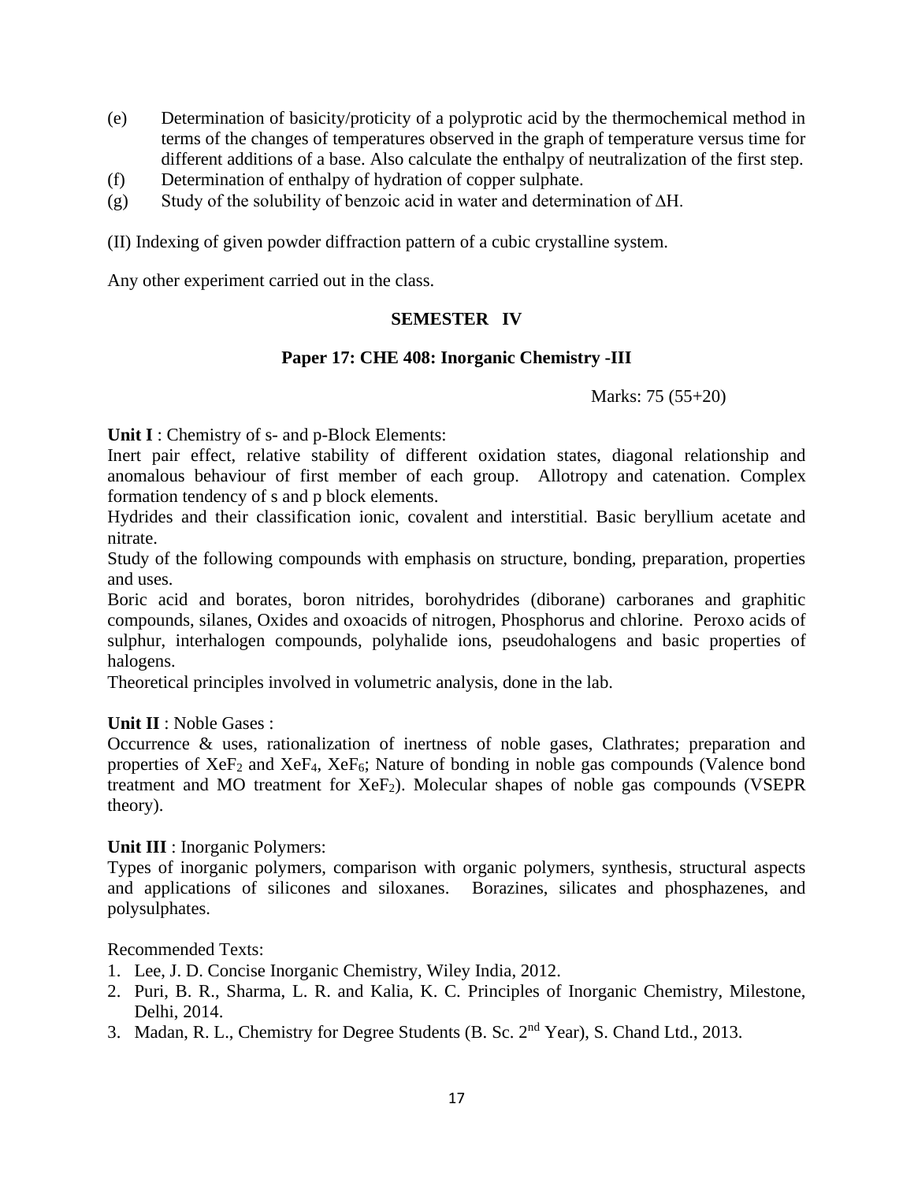(e) Determination of basicity/proticity of a polyprotic acid by the thermochemical method in terms of the changes of temperatures observed in the graph of temperature versus time for different additions of a base. Also calculate the enthalpy of neutralization of the first step.

(f) Determination of enthalpy of hydration of copper sulphate.

(g) Study of the solubility of benzoic acid in water and determination of $\Delta H$.

(II) Indexing of given powder diffraction pattern of a cubic crystalline system.

Any other experiment carried out in the class.

## SEMESTER IV

### Paper 17: CHE 408: Inorganic Chemistry -III

Marks: 75 (55+20)

**Unit I** : Chemistry of s- and p-Block Elements:

Inert pair effect, relative stability of different oxidation states, diagonal relationship and anomalous behaviour of first member of each group. Allotropy and catenation. Complex formation tendency of s and p block elements.

Hydrides and their classification ionic, covalent and interstitial. Basic beryllium acetate and nitrate.

Study of the following compounds with emphasis on structure, bonding, preparation, properties and uses.

Boric acid and borates, boron nitrides, borohydrides (diborane) carboranes and graphitic compounds, silanes, Oxides and oxoacids of nitrogen, Phosphorus and chlorine. Peroxo acids of sulphur, interhalogen compounds, polyhalide ions, pseudohalogens and basic properties of halogens.

Theoretical principles involved in volumetric analysis, done in the lab.

**Unit II** : Noble Gases :

Occurrence & uses, rationalization of inertness of noble gases, Clathrates; preparation and properties of $XeF_2$ and $XeF_4$, $XeF_6$; Nature of bonding in noble gas compounds (Valence bond treatment and MO treatment for $XeF_2$). Molecular shapes of noble gas compounds (VSEPR theory).

**Unit III** : Inorganic Polymers:

Types of inorganic polymers, comparison with organic polymers, synthesis, structural aspects and applications of silicones and siloxanes. Borazines, silicates and phosphazenes, and polysulphates.

Recommended Texts:

1. Lee, J. D. Concise Inorganic Chemistry, Wiley India, 2012.
2. Puri, B. R., Sharma, L. R. and Kalia, K. C. Principles of Inorganic Chemistry, Milestone, Delhi, 2014.
3. Madan, R. L., Chemistry for Degree Students (B. Sc. 2nd Year), S. Chand Ltd., 2013.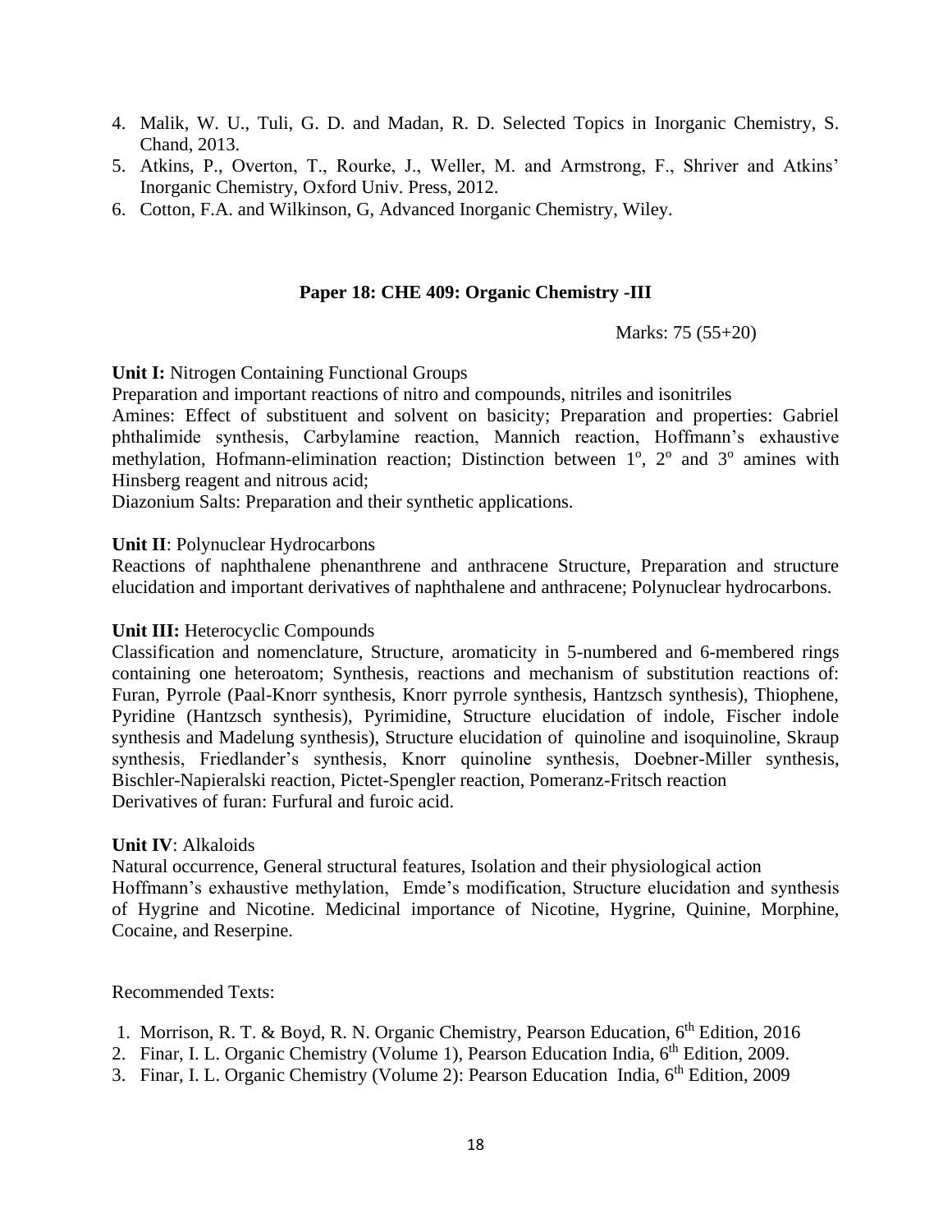4. Malik, W. U., Tuli, G. D. and Madan, R. D. Selected Topics in Inorganic Chemistry, S. Chand, 2013.
5. Atkins, P., Overton, T., Rourke, J., Weller, M. and Armstrong, F., Shriver and Atkins' Inorganic Chemistry, Oxford Univ. Press, 2012.
6. Cotton, F.A. and Wilkinson, G, Advanced Inorganic Chemistry, Wiley.

### Paper 18: CHE 409: Organic Chemistry -III

Marks: 75 (55+20)

**Unit I:** Nitrogen Containing Functional Groups

Preparation and important reactions of nitro and compounds, nitriles and isonitriles

Amines: Effect of substituent and solvent on basicity; Preparation and properties: Gabriel phthalimide synthesis, Carbylamine reaction, Mannich reaction, Hoffmann's exhaustive methylation, Hofmann-elimination reaction; Distinction between $1^o$, $2^o$ and $3^o$ amines with Hinsberg reagent and nitrous acid;

Diazonium Salts: Preparation and their synthetic applications.

**Unit II**: Polynuclear Hydrocarbons

Reactions of naphthalene phenanthrene and anthracene Structure, Preparation and structure elucidation and important derivatives of naphthalene and anthracene; Polynuclear hydrocarbons.

**Unit III:** Heterocyclic Compounds

Classification and nomenclature, Structure, aromaticity in 5-numbered and 6-membered rings containing one heteroatom; Synthesis, reactions and mechanism of substitution reactions of: Furan, Pyrrole (Paal-Knorr synthesis, Knorr pyrrole synthesis, Hantzsch synthesis), Thiophene, Pyridine (Hantzsch synthesis), Pyrimidine, Structure elucidation of indole, Fischer indole synthesis and Madelung synthesis), Structure elucidation of quinoline and isoquinoline, Skraup synthesis, Friedlander's synthesis, Knorr quinoline synthesis, Doebner-Miller synthesis, Bischler-Napieralski reaction, Pictet-Spengler reaction, Pomeranz-Fritsch reaction

Derivatives of furan: Furfural and furoic acid.

**Unit IV**: Alkaloids

Natural occurrence, General structural features, Isolation and their physiological action

Hoffmann's exhaustive methylation, Emde's modification, Structure elucidation and synthesis of Hygrine and Nicotine. Medicinal importance of Nicotine, Hygrine, Quinine, Morphine, Cocaine, and Reserpine.

Recommended Texts:

1. Morrison, R. T. & Boyd, R. N. Organic Chemistry, Pearson Education, 6th Edition, 2016
2. Finar, I. L. Organic Chemistry (Volume 1), Pearson Education India, 6th Edition, 2009.
3. Finar, I. L. Organic Chemistry (Volume 2): Pearson Education India, 6th Edition, 2009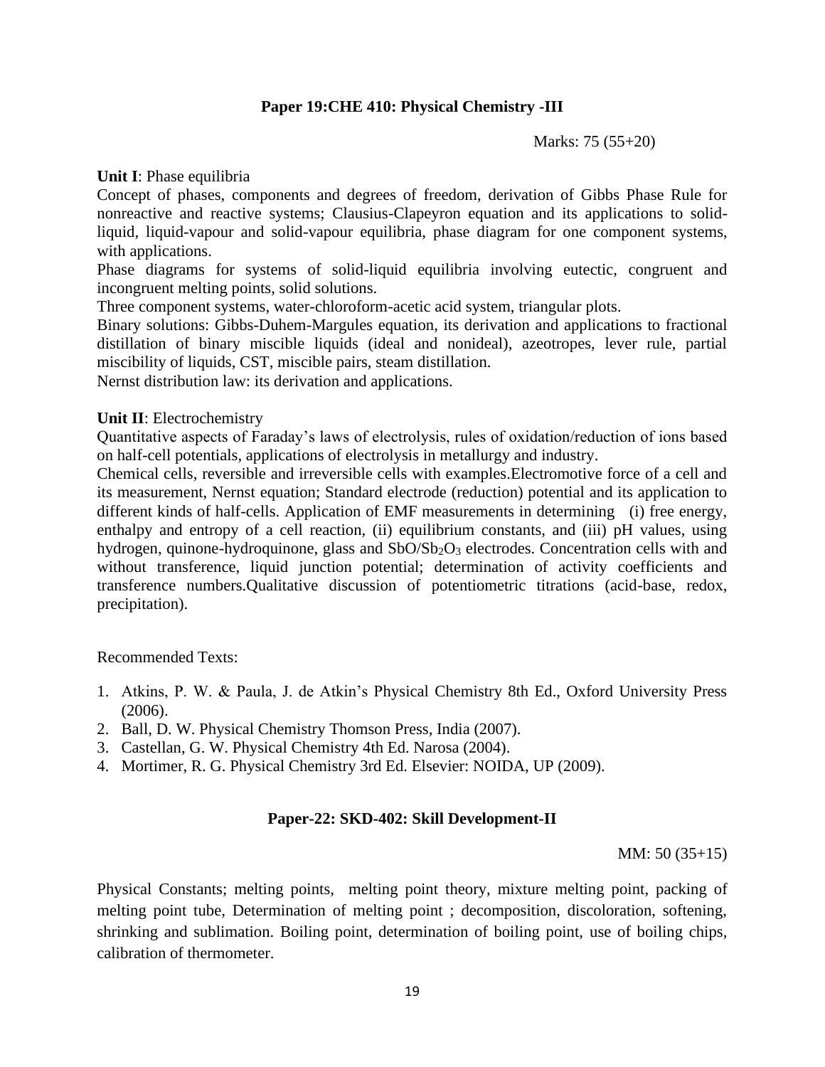## Paper 19:CHE 410: Physical Chemistry -III

Marks: 75 (55+20)

**Unit I**: Phase equilibria

Concept of phases, components and degrees of freedom, derivation of Gibbs Phase Rule for nonreactive and reactive systems; Clausius-Clapeyron equation and its applications to solid-liquid, liquid-vapour and solid-vapour equilibria, phase diagram for one component systems, with applications.

Phase diagrams for systems of solid-liquid equilibria involving eutectic, congruent and incongruent melting points, solid solutions.

Three component systems, water-chloroform-acetic acid system, triangular plots.

Binary solutions: Gibbs-Duhem-Margules equation, its derivation and applications to fractional distillation of binary miscible liquids (ideal and nonideal), azeotropes, lever rule, partial miscibility of liquids, CST, miscible pairs, steam distillation.

Nernst distribution law: its derivation and applications.

**Unit II**: Electrochemistry

Quantitative aspects of Faraday's laws of electrolysis, rules of oxidation/reduction of ions based on half-cell potentials, applications of electrolysis in metallurgy and industry.

Chemical cells, reversible and irreversible cells with examples.Electromotive force of a cell and its measurement, Nernst equation; Standard electrode (reduction) potential and its application to different kinds of half-cells. Application of EMF measurements in determining (i) free energy, enthalpy and entropy of a cell reaction, (ii) equilibrium constants, and (iii) pH values, using hydrogen, quinone-hydroquinone, glass and $SbO/Sb_2O_3$ electrodes. Concentration cells with and without transference, liquid junction potential; determination of activity coefficients and transference numbers.Qualitative discussion of potentiometric titrations (acid-base, redox, precipitation).

Recommended Texts:

1. Atkins, P. W. & Paula, J. de Atkin's Physical Chemistry 8th Ed., Oxford University Press (2006).
2. Ball, D. W. Physical Chemistry Thomson Press, India (2007).
3. Castellan, G. W. Physical Chemistry 4th Ed. Narosa (2004).
4. Mortimer, R. G. Physical Chemistry 3rd Ed. Elsevier: NOIDA, UP (2009).

## Paper-22: SKD-402: Skill Development-II

MM: 50 (35+15)

Physical Constants; melting points, melting point theory, mixture melting point, packing of melting point tube, Determination of melting point ; decomposition, discoloration, softening, shrinking and sublimation. Boiling point, determination of boiling point, use of boiling chips, calibration of thermometer.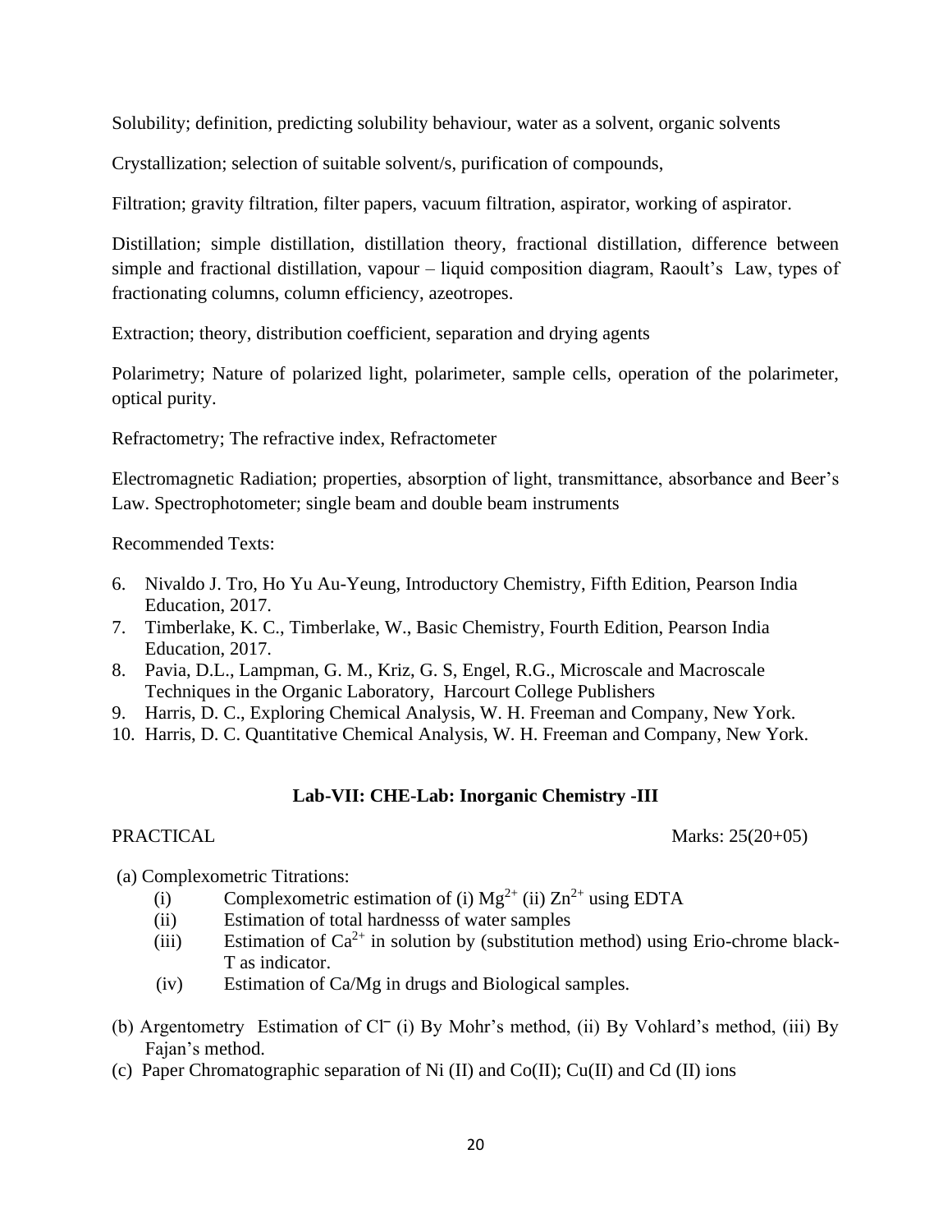Solubility; definition, predicting solubility behaviour, water as a solvent, organic solvents

Crystallization; selection of suitable solvent/s, purification of compounds,

Filtration; gravity filtration, filter papers, vacuum filtration, aspirator, working of aspirator.

Distillation; simple distillation, distillation theory, fractional distillation, difference between simple and fractional distillation, vapour – liquid composition diagram, Raoult's Law, types of fractionating columns, column efficiency, azeotropes.

Extraction; theory, distribution coefficient, separation and drying agents

Polarimetry; Nature of polarized light, polarimeter, sample cells, operation of the polarimeter, optical purity.

Refractometry; The refractive index, Refractometer

Electromagnetic Radiation; properties, absorption of light, transmittance, absorbance and Beer's Law. Spectrophotometer; single beam and double beam instruments

Recommended Texts:

6. Nivaldo J. Tro, Ho Yu Au-Yeung, Introductory Chemistry, Fifth Edition, Pearson India Education, 2017.
7. Timberlake, K. C., Timberlake, W., Basic Chemistry, Fourth Edition, Pearson India Education, 2017.
8. Pavia, D.L., Lampman, G. M., Kriz, G. S, Engel, R.G., Microscale and Macroscale Techniques in the Organic Laboratory, Harcourt College Publishers
9. Harris, D. C., Exploring Chemical Analysis, W. H. Freeman and Company, New York.
10. Harris, D. C. Quantitative Chemical Analysis, W. H. Freeman and Company, New York.

## Lab-VII: CHE-Lab: Inorganic Chemistry -III

PRACTICAL Marks: 25(20+05)

(a) Complexometric Titrations:

- (i) Complexometric estimation of (i) $Mg^{2+}$ (ii) $Zn^{2+}$ using EDTA
- (ii) Estimation of total hardnesss of water samples
- (iii) Estimation of $Ca^{2+}$ in solution by (substitution method) using Erio-chrome black-T as indicator.
- (iv) Estimation of Ca/Mg in drugs and Biological samples.

(b) Argentometry Estimation of $Cl^-$ (i) By Mohr's method, (ii) By Vohlard's method, (iii) By Fajan's method.

(c) Paper Chromatographic separation of Ni (II) and Co(II); Cu(II) and Cd (II) ions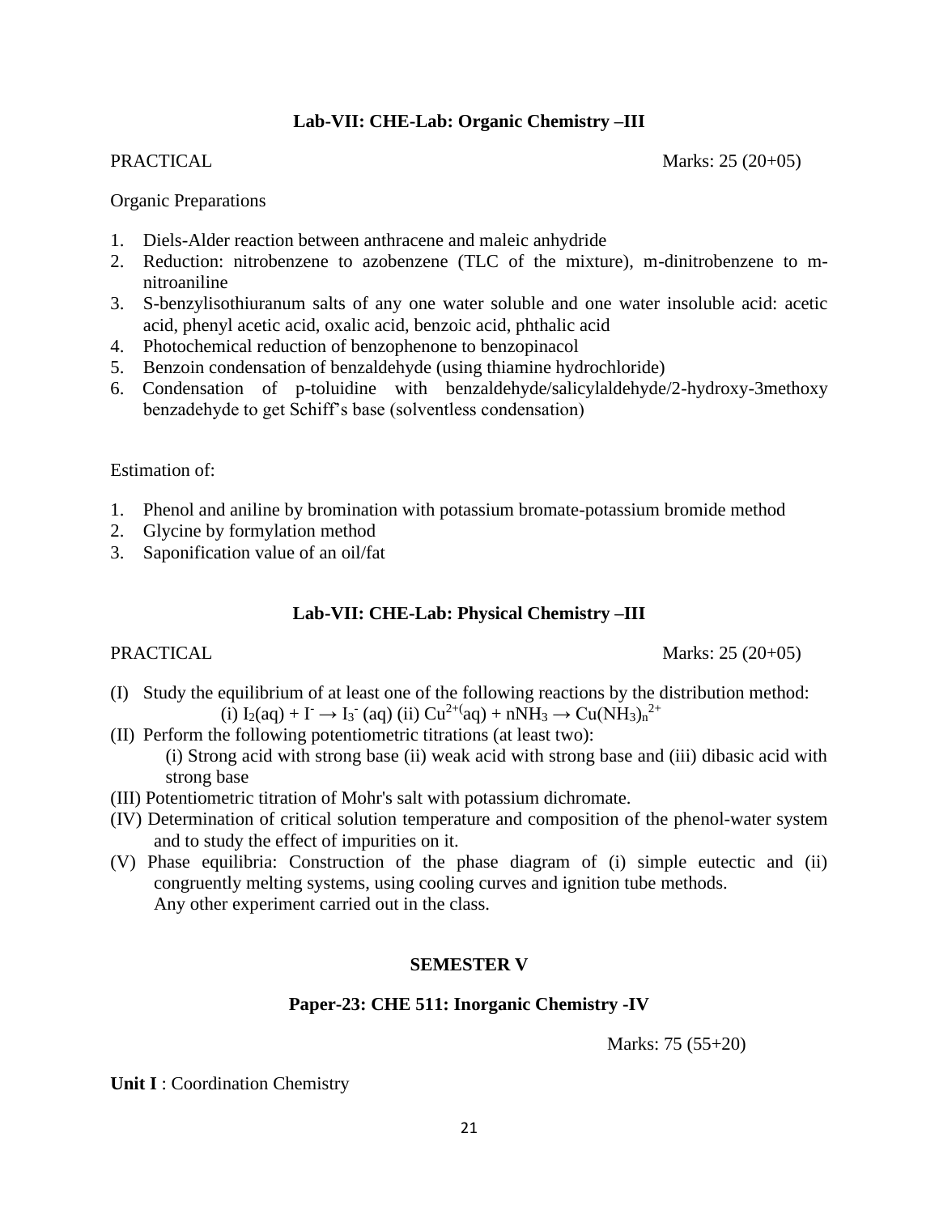### Lab-VII: CHE-Lab: Organic Chemistry –III

PRACTICAL Marks: 25 (20+05)

Organic Preparations

1. Diels-Alder reaction between anthracene and maleic anhydride
2. Reduction: nitrobenzene to azobenzene (TLC of the mixture), m-dinitrobenzene to m-nitroaniline
3. S-benzylisothiuranum salts of any one water soluble and one water insoluble acid: acetic acid, phenyl acetic acid, oxalic acid, benzoic acid, phthalic acid
4. Photochemical reduction of benzophenone to benzopinacol
5. Benzoin condensation of benzaldehyde (using thiamine hydrochloride)
6. Condensation of p-toluidine with benzaldehyde/salicylaldehyde/2-hydroxy-3methoxy benzadehyde to get Schiff's base (solventless condensation)

Estimation of:

1. Phenol and aniline by bromination with potassium bromate-potassium bromide method
2. Glycine by formylation method
3. Saponification value of an oil/fat

### Lab-VII: CHE-Lab: Physical Chemistry –III

PRACTICAL Marks: 25 (20+05)

(I) Study the equilibrium of at least one of the following reactions by the distribution method:
(i) $I_2(aq) + I^- \rightarrow I_3^-$ (aq) (ii) $Cu^{2+}$(aq) + $nNH_3 \rightarrow Cu(NH_3)_n^{2+}$

(II) Perform the following potentiometric titrations (at least two):
(i) Strong acid with strong base (ii) weak acid with strong base and (iii) dibasic acid with strong base

(III) Potentiometric titration of Mohr's salt with potassium dichromate.

(IV) Determination of critical solution temperature and composition of the phenol-water system and to study the effect of impurities on it.

(V) Phase equilibria: Construction of the phase diagram of (i) simple eutectic and (ii) congruently melting systems, using cooling curves and ignition tube methods.
Any other experiment carried out in the class.

## SEMESTER V

### Paper-23: CHE 511: Inorganic Chemistry -IV

Marks: 75 (55+20)

**Unit I** : Coordination Chemistry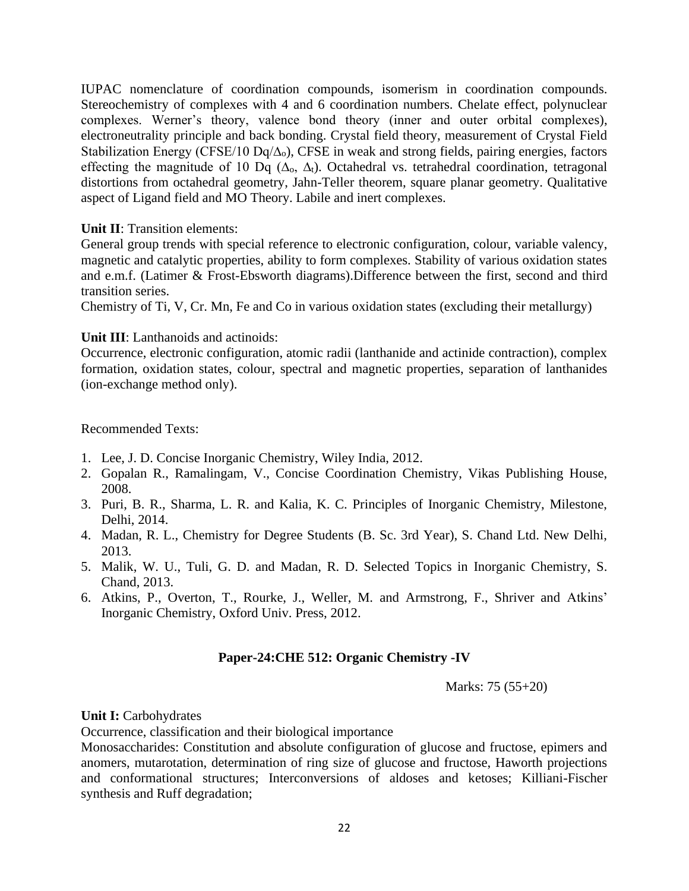IUPAC nomenclature of coordination compounds, isomerism in coordination compounds. Stereochemistry of complexes with 4 and 6 coordination numbers. Chelate effect, polynuclear complexes. Werner's theory, valence bond theory (inner and outer orbital complexes), electroneutrality principle and back bonding. Crystal field theory, measurement of Crystal Field Stabilization Energy (CFSE/10 Dq/$\Delta_o$), CFSE in weak and strong fields, pairing energies, factors effecting the magnitude of 10 Dq ($\Delta_o$, $\Delta_t$). Octahedral vs. tetrahedral coordination, tetragonal distortions from octahedral geometry, Jahn-Teller theorem, square planar geometry. Qualitative aspect of Ligand field and MO Theory. Labile and inert complexes.

**Unit II**: Transition elements:

General group trends with special reference to electronic configuration, colour, variable valency, magnetic and catalytic properties, ability to form complexes. Stability of various oxidation states and e.m.f. (Latimer & Frost-Ebsworth diagrams).Difference between the first, second and third transition series.

Chemistry of Ti, V, Cr. Mn, Fe and Co in various oxidation states (excluding their metallurgy)

**Unit III**: Lanthanoids and actinoids:

Occurrence, electronic configuration, atomic radii (lanthanide and actinide contraction), complex formation, oxidation states, colour, spectral and magnetic properties, separation of lanthanides (ion-exchange method only).

Recommended Texts:

1. Lee, J. D. Concise Inorganic Chemistry, Wiley India, 2012.
2. Gopalan R., Ramalingam, V., Concise Coordination Chemistry, Vikas Publishing House, 2008.
3. Puri, B. R., Sharma, L. R. and Kalia, K. C. Principles of Inorganic Chemistry, Milestone, Delhi, 2014.
4. Madan, R. L., Chemistry for Degree Students (B. Sc. 3rd Year), S. Chand Ltd. New Delhi, 2013.
5. Malik, W. U., Tuli, G. D. and Madan, R. D. Selected Topics in Inorganic Chemistry, S. Chand, 2013.
6. Atkins, P., Overton, T., Rourke, J., Weller, M. and Armstrong, F., Shriver and Atkins' Inorganic Chemistry, Oxford Univ. Press, 2012.

## Paper-24:CHE 512: Organic Chemistry -IV

Marks: 75 (55+20)

**Unit I:** Carbohydrates

Occurrence, classification and their biological importance

Monosaccharides: Constitution and absolute configuration of glucose and fructose, epimers and anomers, mutarotation, determination of ring size of glucose and fructose, Haworth projections and conformational structures; Interconversions of aldoses and ketoses; Killiani-Fischer synthesis and Ruff degradation;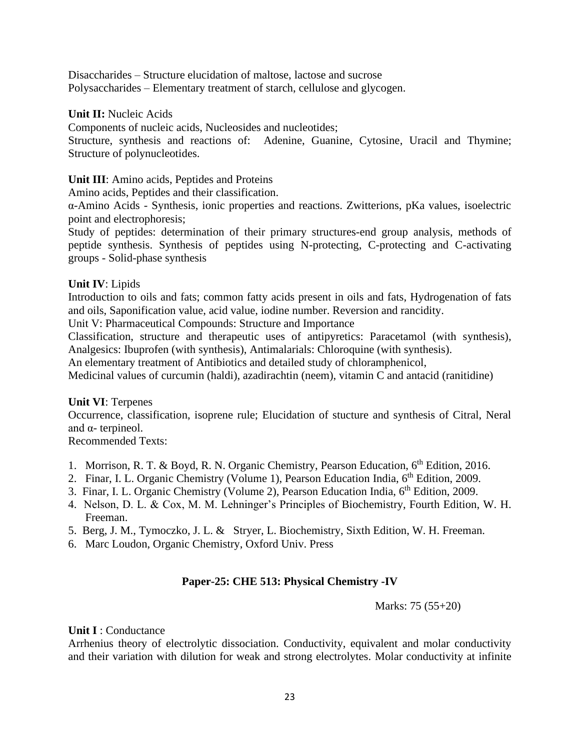Disaccharides – Structure elucidation of maltose, lactose and sucrose
Polysaccharides – Elementary treatment of starch, cellulose and glycogen.

**Unit II:** Nucleic Acids

Components of nucleic acids, Nucleosides and nucleotides;
Structure, synthesis and reactions of: Adenine, Guanine, Cytosine, Uracil and Thymine; Structure of polynucleotides.

**Unit III**: Amino acids, Peptides and Proteins

Amino acids, Peptides and their classification.
α-Amino Acids - Synthesis, ionic properties and reactions. Zwitterions, pKa values, isoelectric point and electrophoresis;
Study of peptides: determination of their primary structures-end group analysis, methods of peptide synthesis. Synthesis of peptides using N-protecting, C-protecting and C-activating groups - Solid-phase synthesis

**Unit IV**: Lipids

Introduction to oils and fats; common fatty acids present in oils and fats, Hydrogenation of fats and oils, Saponification value, acid value, iodine number. Reversion and rancidity.
Unit V: Pharmaceutical Compounds: Structure and Importance
Classification, structure and therapeutic uses of antipyretics: Paracetamol (with synthesis), Analgesics: Ibuprofen (with synthesis), Antimalarials: Chloroquine (with synthesis).
An elementary treatment of Antibiotics and detailed study of chloramphenicol,
Medicinal values of curcumin (haldi), azadirachtin (neem), vitamin C and antacid (ranitidine)

**Unit VI**: Terpenes

Occurrence, classification, isoprene rule; Elucidation of stucture and synthesis of Citral, Neral and α- terpineol.
Recommended Texts:

1. Morrison, R. T. & Boyd, R. N. Organic Chemistry, Pearson Education, 6th Edition, 2016.
2. Finar, I. L. Organic Chemistry (Volume 1), Pearson Education India, 6th Edition, 2009.
3. Finar, I. L. Organic Chemistry (Volume 2), Pearson Education India, 6th Edition, 2009.
4. Nelson, D. L. & Cox, M. M. Lehninger's Principles of Biochemistry, Fourth Edition, W. H. Freeman.
5. Berg, J. M., Tymoczko, J. L. & Stryer, L. Biochemistry, Sixth Edition, W. H. Freeman.
6. Marc Loudon, Organic Chemistry, Oxford Univ. Press

## Paper-25: CHE 513: Physical Chemistry -IV

Marks: 75 (55+20)

**Unit I** : Conductance

Arrhenius theory of electrolytic dissociation. Conductivity, equivalent and molar conductivity and their variation with dilution for weak and strong electrolytes. Molar conductivity at infinite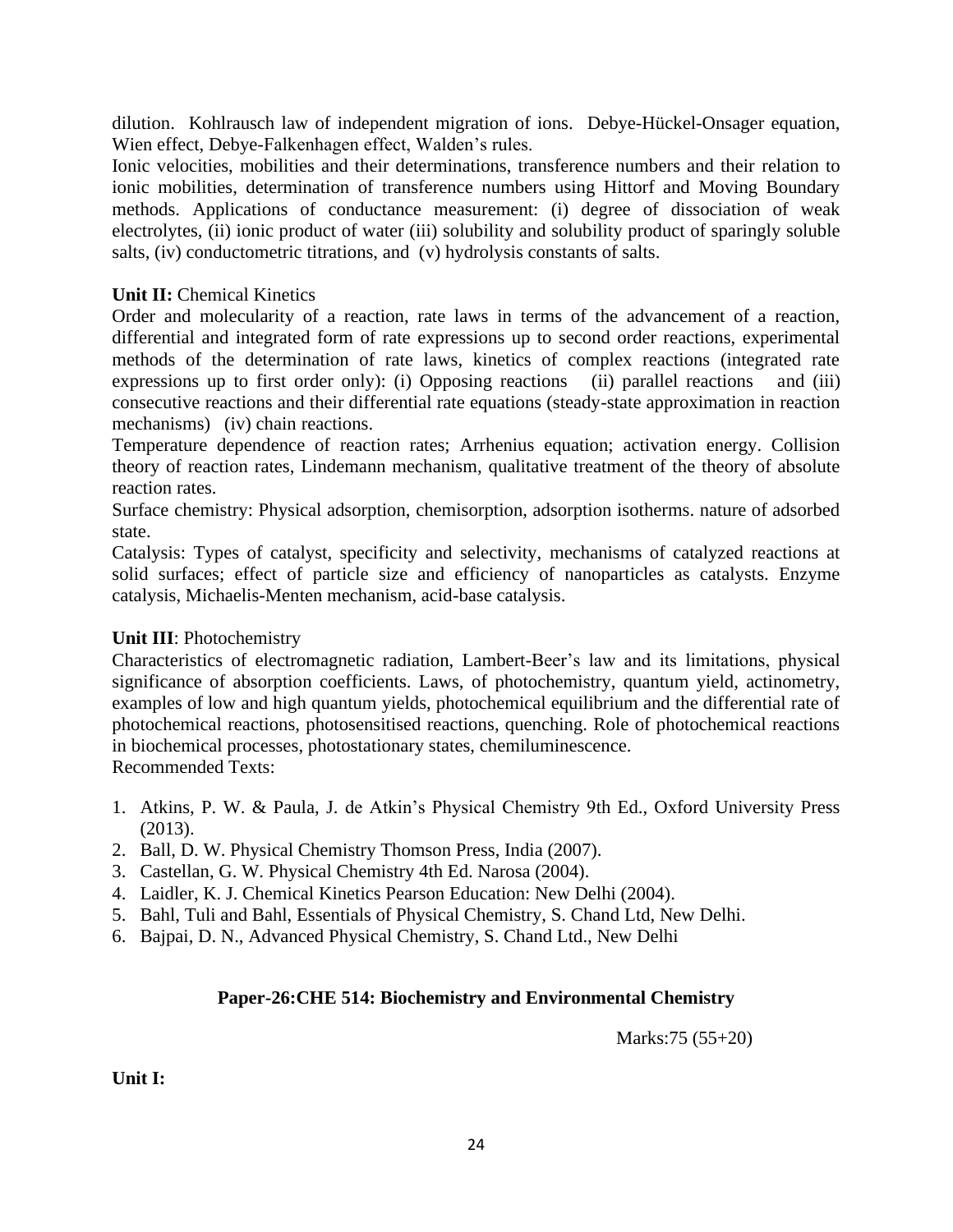dilution. Kohlrausch law of independent migration of ions. Debye-Hückel-Onsager equation, Wien effect, Debye-Falkenhagen effect, Walden's rules.

Ionic velocities, mobilities and their determinations, transference numbers and their relation to ionic mobilities, determination of transference numbers using Hittorf and Moving Boundary methods. Applications of conductance measurement: (i) degree of dissociation of weak electrolytes, (ii) ionic product of water (iii) solubility and solubility product of sparingly soluble salts, (iv) conductometric titrations, and (v) hydrolysis constants of salts.

**Unit II:** Chemical Kinetics

Order and molecularity of a reaction, rate laws in terms of the advancement of a reaction, differential and integrated form of rate expressions up to second order reactions, experimental methods of the determination of rate laws, kinetics of complex reactions (integrated rate expressions up to first order only): (i) Opposing reactions (ii) parallel reactions and (iii) consecutive reactions and their differential rate equations (steady-state approximation in reaction mechanisms) (iv) chain reactions.

Temperature dependence of reaction rates; Arrhenius equation; activation energy. Collision theory of reaction rates, Lindemann mechanism, qualitative treatment of the theory of absolute reaction rates.

Surface chemistry: Physical adsorption, chemisorption, adsorption isotherms. nature of adsorbed state.

Catalysis: Types of catalyst, specificity and selectivity, mechanisms of catalyzed reactions at solid surfaces; effect of particle size and efficiency of nanoparticles as catalysts. Enzyme catalysis, Michaelis-Menten mechanism, acid-base catalysis.

**Unit III**: Photochemistry

Characteristics of electromagnetic radiation, Lambert-Beer's law and its limitations, physical significance of absorption coefficients. Laws, of photochemistry, quantum yield, actinometry, examples of low and high quantum yields, photochemical equilibrium and the differential rate of photochemical reactions, photosensitised reactions, quenching. Role of photochemical reactions in biochemical processes, photostationary states, chemiluminescence.

Recommended Texts:

1. Atkins, P. W. & Paula, J. de Atkin's Physical Chemistry 9th Ed., Oxford University Press (2013).
2. Ball, D. W. Physical Chemistry Thomson Press, India (2007).
3. Castellan, G. W. Physical Chemistry 4th Ed. Narosa (2004).
4. Laidler, K. J. Chemical Kinetics Pearson Education: New Delhi (2004).
5. Bahl, Tuli and Bahl, Essentials of Physical Chemistry, S. Chand Ltd, New Delhi.
6. Bajpai, D. N., Advanced Physical Chemistry, S. Chand Ltd., New Delhi

## Paper-26:CHE 514: Biochemistry and Environmental Chemistry

Marks:75 (55+20)

**Unit I:**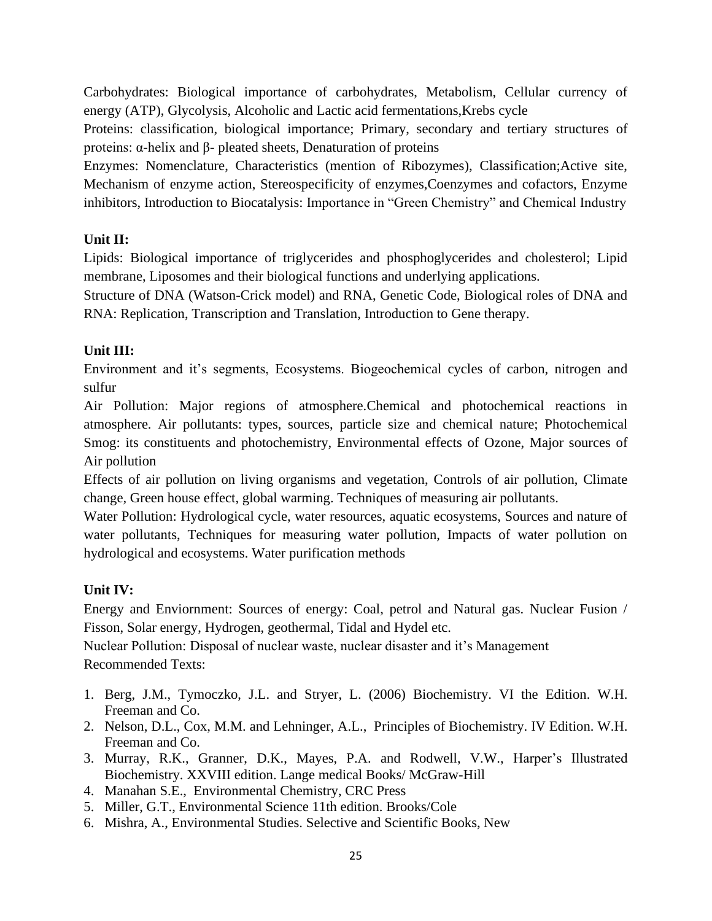Carbohydrates: Biological importance of carbohydrates, Metabolism, Cellular currency of energy (ATP), Glycolysis, Alcoholic and Lactic acid fermentations,Krebs cycle

Proteins: classification, biological importance; Primary, secondary and tertiary structures of proteins: α-helix and β- pleated sheets, Denaturation of proteins

Enzymes: Nomenclature, Characteristics (mention of Ribozymes), Classification;Active site, Mechanism of enzyme action, Stereospecificity of enzymes,Coenzymes and cofactors, Enzyme inhibitors, Introduction to Biocatalysis: Importance in "Green Chemistry" and Chemical Industry

**Unit II:**

Lipids: Biological importance of triglycerides and phosphoglycerides and cholesterol; Lipid membrane, Liposomes and their biological functions and underlying applications.

Structure of DNA (Watson-Crick model) and RNA, Genetic Code, Biological roles of DNA and RNA: Replication, Transcription and Translation, Introduction to Gene therapy.

**Unit III:**

Environment and it's segments, Ecosystems. Biogeochemical cycles of carbon, nitrogen and sulfur

Air Pollution: Major regions of atmosphere.Chemical and photochemical reactions in atmosphere. Air pollutants: types, sources, particle size and chemical nature; Photochemical Smog: its constituents and photochemistry, Environmental effects of Ozone, Major sources of Air pollution

Effects of air pollution on living organisms and vegetation, Controls of air pollution, Climate change, Green house effect, global warming. Techniques of measuring air pollutants.

Water Pollution: Hydrological cycle, water resources, aquatic ecosystems, Sources and nature of water pollutants, Techniques for measuring water pollution, Impacts of water pollution on hydrological and ecosystems. Water purification methods

**Unit IV:**

Energy and Enviornment: Sources of energy: Coal, petrol and Natural gas. Nuclear Fusion / Fisson, Solar energy, Hydrogen, geothermal, Tidal and Hydel etc.

Nuclear Pollution: Disposal of nuclear waste, nuclear disaster and it's Management

Recommended Texts:

1. Berg, J.M., Tymoczko, J.L. and Stryer, L. (2006) Biochemistry. VI the Edition. W.H. Freeman and Co.
2. Nelson, D.L., Cox, M.M. and Lehninger, A.L., Principles of Biochemistry. IV Edition. W.H. Freeman and Co.
3. Murray, R.K., Granner, D.K., Mayes, P.A. and Rodwell, V.W., Harper's Illustrated Biochemistry. XXVIII edition. Lange medical Books/ McGraw-Hill
4. Manahan S.E., Environmental Chemistry, CRC Press
5. Miller, G.T., Environmental Science 11th edition. Brooks/Cole
6. Mishra, A., Environmental Studies. Selective and Scientific Books, New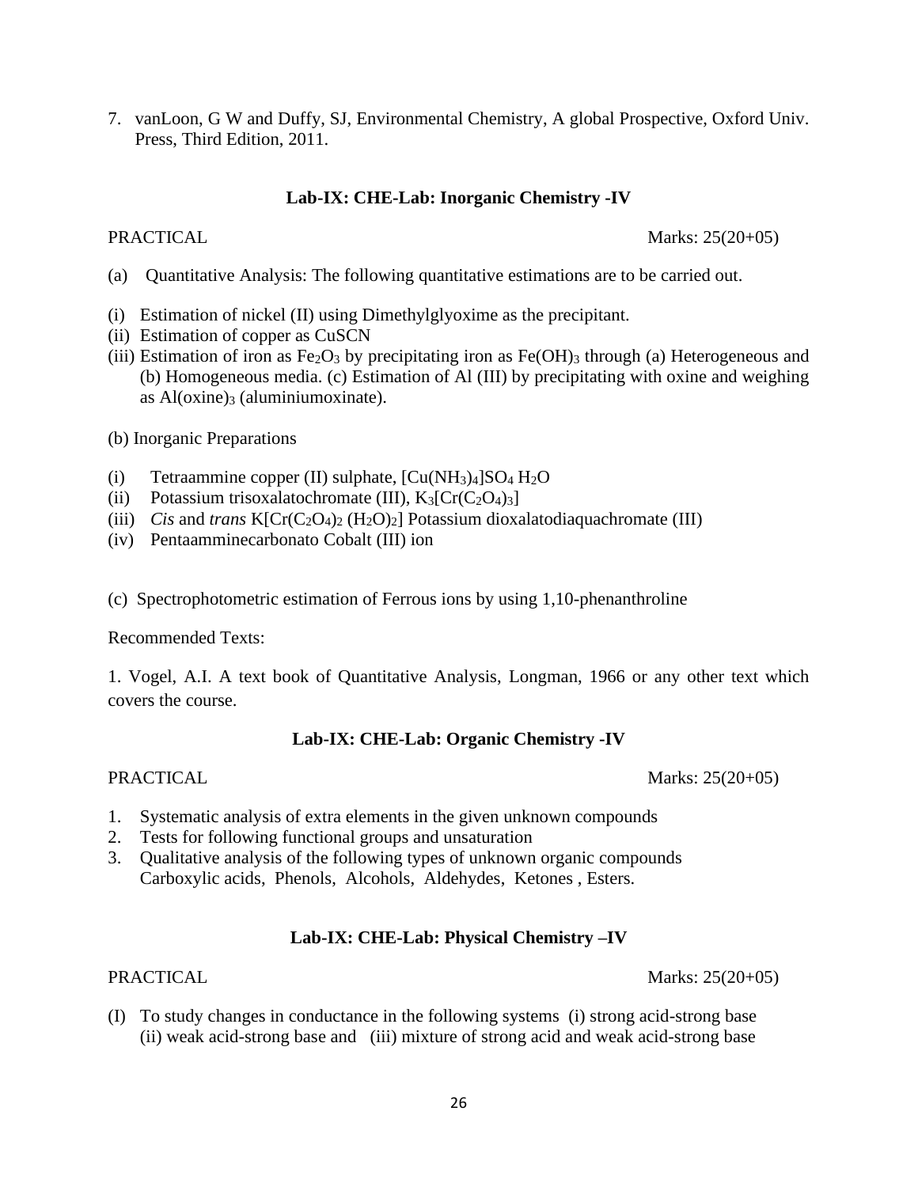7. vanLoon, G W and Duffy, SJ, Environmental Chemistry, A global Prospective, Oxford Univ. Press, Third Edition, 2011.

### Lab-IX: CHE-Lab: Inorganic Chemistry -IV

PRACTICAL Marks: 25(20+05)

(a) Quantitative Analysis: The following quantitative estimations are to be carried out.

(i) Estimation of nickel (II) using Dimethylglyoxime as the precipitant.
(ii) Estimation of copper as CuSCN
(iii) Estimation of iron as $Fe_2O_3$ by precipitating iron as $Fe(OH)_3$ through (a) Heterogeneous and (b) Homogeneous media. (c) Estimation of Al (III) by precipitating with oxine and weighing as $Al(oxine)_3$ (aluminiumoxinate).

(b) Inorganic Preparations

(i) Tetraammine copper (II) sulphate, $[Cu(NH_3)_4]SO_4\ H_2O$
(ii) Potassium trisoxalatochromate (III), $K_3[Cr(C_2O_4)_3]$
(iii) *Cis* and *trans* $K[Cr(C_2O_4)_2\ (H_2O)_2]$ Potassium dioxalatodiaquachromate (III)
(iv) Pentaamminecarbonato Cobalt (III) ion

(c) Spectrophotometric estimation of Ferrous ions by using 1,10-phenanthroline

Recommended Texts:

1. Vogel, A.I. A text book of Quantitative Analysis, Longman, 1966 or any other text which covers the course.

### Lab-IX: CHE-Lab: Organic Chemistry -IV

PRACTICAL Marks: 25(20+05)

1. Systematic analysis of extra elements in the given unknown compounds
2. Tests for following functional groups and unsaturation
3. Qualitative analysis of the following types of unknown organic compounds
   Carboxylic acids, Phenols, Alcohols, Aldehydes, Ketones , Esters.

### Lab-IX: CHE-Lab: Physical Chemistry –IV

PRACTICAL Marks: 25(20+05)

(I) To study changes in conductance in the following systems (i) strong acid-strong base (ii) weak acid-strong base and (iii) mixture of strong acid and weak acid-strong base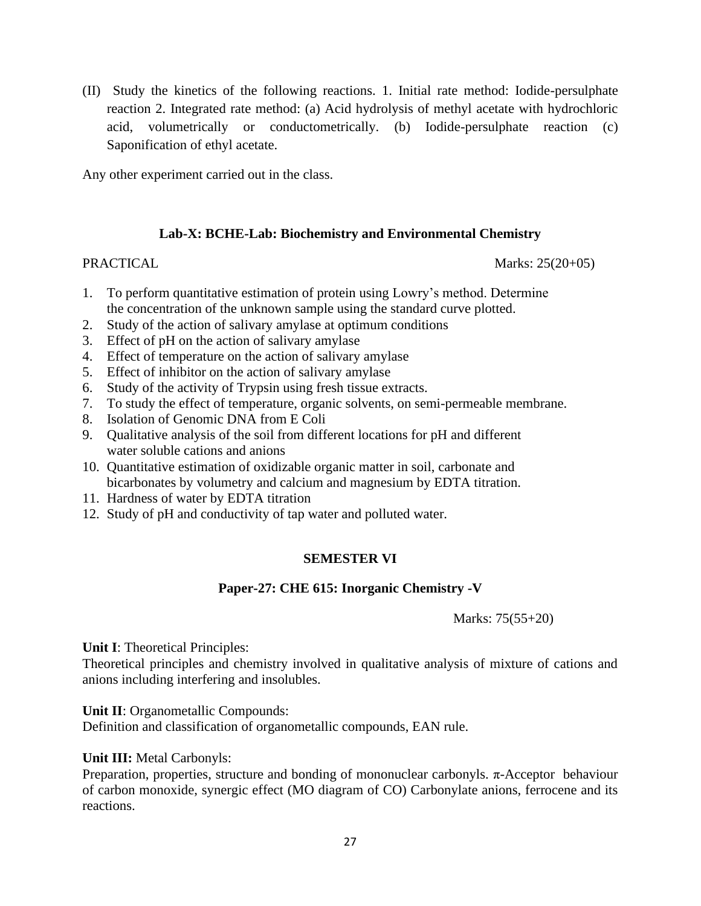(II) Study the kinetics of the following reactions. 1. Initial rate method: Iodide-persulphate reaction 2. Integrated rate method: (a) Acid hydrolysis of methyl acetate with hydrochloric acid, volumetrically or conductometrically. (b) Iodide-persulphate reaction (c) Saponification of ethyl acetate.

Any other experiment carried out in the class.

### Lab-X: BCHE-Lab: Biochemistry and Environmental Chemistry

PRACTICAL Marks: 25(20+05)

1. To perform quantitative estimation of protein using Lowry's method. Determine the concentration of the unknown sample using the standard curve plotted.
2. Study of the action of salivary amylase at optimum conditions
3. Effect of pH on the action of salivary amylase
4. Effect of temperature on the action of salivary amylase
5. Effect of inhibitor on the action of salivary amylase
6. Study of the activity of Trypsin using fresh tissue extracts.
7. To study the effect of temperature, organic solvents, on semi-permeable membrane.
8. Isolation of Genomic DNA from E Coli
9. Qualitative analysis of the soil from different locations for pH and different water soluble cations and anions
10. Quantitative estimation of oxidizable organic matter in soil, carbonate and bicarbonates by volumetry and calcium and magnesium by EDTA titration.
11. Hardness of water by EDTA titration
12. Study of pH and conductivity of tap water and polluted water.

## SEMESTER VI

### Paper-27: CHE 615: Inorganic Chemistry -V

Marks: 75(55+20)

**Unit I**: Theoretical Principles:
Theoretical principles and chemistry involved in qualitative analysis of mixture of cations and anions including interfering and insolubles.

**Unit II**: Organometallic Compounds:
Definition and classification of organometallic compounds, EAN rule.

**Unit III:** Metal Carbonyls:
Preparation, properties, structure and bonding of mononuclear carbonyls. $\pi$-Acceptor behaviour of carbon monoxide, synergic effect (MO diagram of CO) Carbonylate anions, ferrocene and its reactions.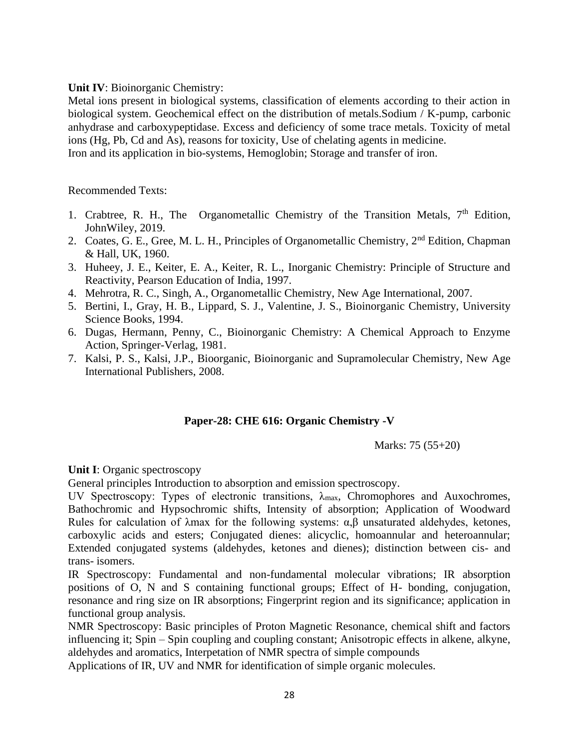**Unit IV**: Bioinorganic Chemistry:

Metal ions present in biological systems, classification of elements according to their action in biological system. Geochemical effect on the distribution of metals.Sodium / K-pump, carbonic anhydrase and carboxypeptidase. Excess and deficiency of some trace metals. Toxicity of metal ions (Hg, Pb, Cd and As), reasons for toxicity, Use of chelating agents in medicine.
Iron and its application in bio-systems, Hemoglobin; Storage and transfer of iron.

Recommended Texts:

1. Crabtree, R. H., The Organometallic Chemistry of the Transition Metals, 7th Edition, JohnWiley, 2019.
2. Coates, G. E., Gree, M. L. H., Principles of Organometallic Chemistry, 2nd Edition, Chapman & Hall, UK, 1960.
3. Huheey, J. E., Keiter, E. A., Keiter, R. L., Inorganic Chemistry: Principle of Structure and Reactivity, Pearson Education of India, 1997.
4. Mehrotra, R. C., Singh, A., Organometallic Chemistry, New Age International, 2007.
5. Bertini, I., Gray, H. B., Lippard, S. J., Valentine, J. S., Bioinorganic Chemistry, University Science Books, 1994.
6. Dugas, Hermann, Penny, C., Bioinorganic Chemistry: A Chemical Approach to Enzyme Action, Springer-Verlag, 1981.
7. Kalsi, P. S., Kalsi, J.P., Bioorganic, Bioinorganic and Supramolecular Chemistry, New Age International Publishers, 2008.

## Paper-28: CHE 616: Organic Chemistry -V

Marks: 75 (55+20)

**Unit I**: Organic spectroscopy

General principles Introduction to absorption and emission spectroscopy.

UV Spectroscopy: Types of electronic transitions, $\lambda_{max}$, Chromophores and Auxochromes, Bathochromic and Hypsochromic shifts, Intensity of absorption; Application of Woodward Rules for calculation of $\lambda max$ for the following systems: α,β unsaturated aldehydes, ketones, carboxylic acids and esters; Conjugated dienes: alicyclic, homoannular and heteroannular; Extended conjugated systems (aldehydes, ketones and dienes); distinction between cis- and trans- isomers.

IR Spectroscopy: Fundamental and non-fundamental molecular vibrations; IR absorption positions of O, N and S containing functional groups; Effect of H- bonding, conjugation, resonance and ring size on IR absorptions; Fingerprint region and its significance; application in functional group analysis.

NMR Spectroscopy: Basic principles of Proton Magnetic Resonance, chemical shift and factors influencing it; Spin – Spin coupling and coupling constant; Anisotropic effects in alkene, alkyne, aldehydes and aromatics, Interpetation of NMR spectra of simple compounds

Applications of IR, UV and NMR for identification of simple organic molecules.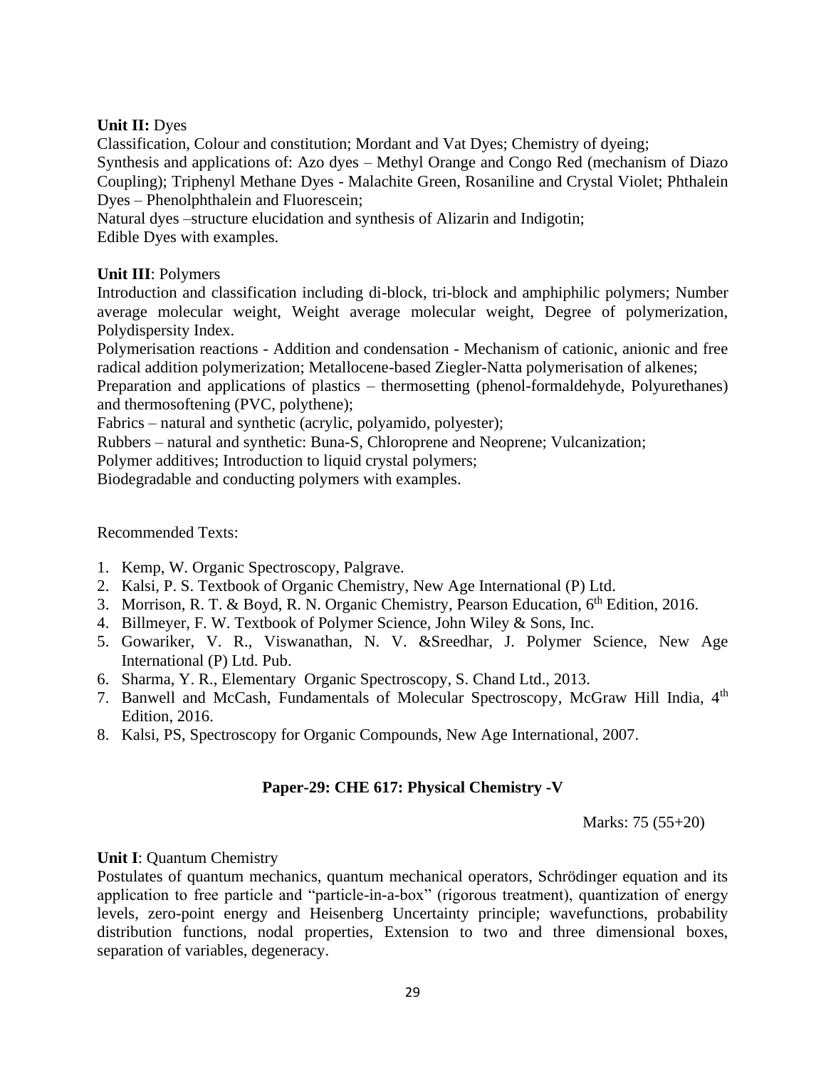**Unit II:** Dyes

Classification, Colour and constitution; Mordant and Vat Dyes; Chemistry of dyeing;
Synthesis and applications of: Azo dyes – Methyl Orange and Congo Red (mechanism of Diazo Coupling); Triphenyl Methane Dyes - Malachite Green, Rosaniline and Crystal Violet; Phthalein Dyes – Phenolphthalein and Fluorescein;
Natural dyes –structure elucidation and synthesis of Alizarin and Indigotin;
Edible Dyes with examples.

**Unit III**: Polymers

Introduction and classification including di-block, tri-block and amphiphilic polymers; Number average molecular weight, Weight average molecular weight, Degree of polymerization, Polydispersity Index.
Polymerisation reactions - Addition and condensation - Mechanism of cationic, anionic and free radical addition polymerization; Metallocene-based Ziegler-Natta polymerisation of alkenes;
Preparation and applications of plastics – thermosetting (phenol-formaldehyde, Polyurethanes) and thermosoftening (PVC, polythene);
Fabrics – natural and synthetic (acrylic, polyamido, polyester);
Rubbers – natural and synthetic: Buna-S, Chloroprene and Neoprene; Vulcanization;
Polymer additives; Introduction to liquid crystal polymers;
Biodegradable and conducting polymers with examples.

Recommended Texts:

1. Kemp, W. Organic Spectroscopy, Palgrave.
2. Kalsi, P. S. Textbook of Organic Chemistry, New Age International (P) Ltd.
3. Morrison, R. T. & Boyd, R. N. Organic Chemistry, Pearson Education, 6th Edition, 2016.
4. Billmeyer, F. W. Textbook of Polymer Science, John Wiley & Sons, Inc.
5. Gowariker, V. R., Viswanathan, N. V. &Sreedhar, J. Polymer Science, New Age International (P) Ltd. Pub.
6. Sharma, Y. R., Elementary Organic Spectroscopy, S. Chand Ltd., 2013.
7. Banwell and McCash, Fundamentals of Molecular Spectroscopy, McGraw Hill India, 4th Edition, 2016.
8. Kalsi, PS, Spectroscopy for Organic Compounds, New Age International, 2007.

## Paper-29: CHE 617: Physical Chemistry -V

Marks: 75 (55+20)

**Unit I**: Quantum Chemistry

Postulates of quantum mechanics, quantum mechanical operators, Schrödinger equation and its application to free particle and "particle-in-a-box" (rigorous treatment), quantization of energy levels, zero-point energy and Heisenberg Uncertainty principle; wavefunctions, probability distribution functions, nodal properties, Extension to two and three dimensional boxes, separation of variables, degeneracy.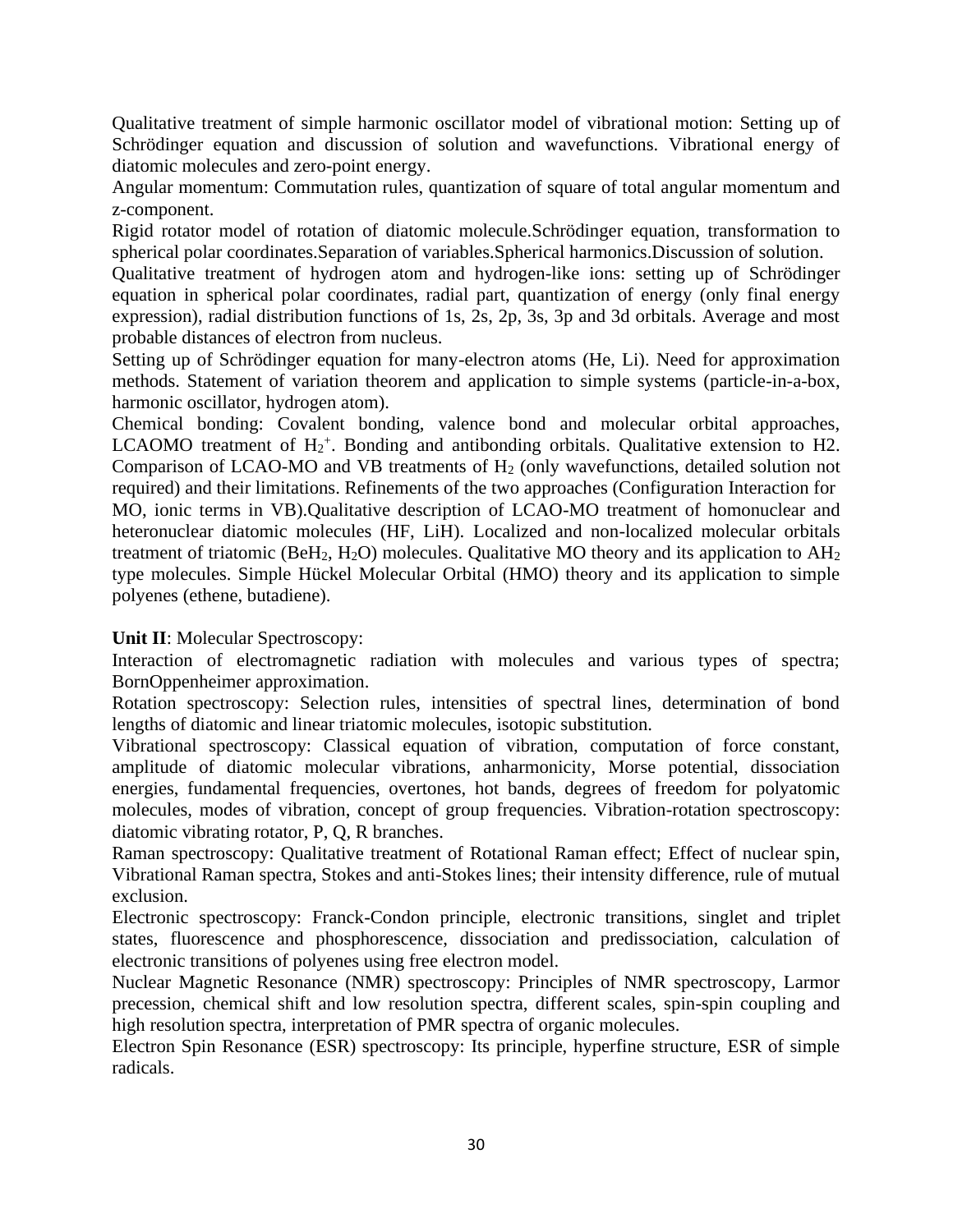Qualitative treatment of simple harmonic oscillator model of vibrational motion: Setting up of Schrödinger equation and discussion of solution and wavefunctions. Vibrational energy of diatomic molecules and zero-point energy.

Angular momentum: Commutation rules, quantization of square of total angular momentum and z-component.

Rigid rotator model of rotation of diatomic molecule.Schrödinger equation, transformation to spherical polar coordinates.Separation of variables.Spherical harmonics.Discussion of solution.

Qualitative treatment of hydrogen atom and hydrogen-like ions: setting up of Schrödinger equation in spherical polar coordinates, radial part, quantization of energy (only final energy expression), radial distribution functions of 1s, 2s, 2p, 3s, 3p and 3d orbitals. Average and most probable distances of electron from nucleus.

Setting up of Schrödinger equation for many-electron atoms (He, Li). Need for approximation methods. Statement of variation theorem and application to simple systems (particle-in-a-box, harmonic oscillator, hydrogen atom).

Chemical bonding: Covalent bonding, valence bond and molecular orbital approaches, LCAOMO treatment of $H_2^+$. Bonding and antibonding orbitals. Qualitative extension to H2. Comparison of LCAO-MO and VB treatments of $H_2$ (only wavefunctions, detailed solution not required) and their limitations. Refinements of the two approaches (Configuration Interaction for MO, ionic terms in VB).Qualitative description of LCAO-MO treatment of homonuclear and heteronuclear diatomic molecules (HF, LiH). Localized and non-localized molecular orbitals treatment of triatomic ($BeH_2$, $H_2O$) molecules. Qualitative MO theory and its application to $AH_2$ type molecules. Simple Hückel Molecular Orbital (HMO) theory and its application to simple polyenes (ethene, butadiene).

**Unit II**: Molecular Spectroscopy:

Interaction of electromagnetic radiation with molecules and various types of spectra; BornOppenheimer approximation.

Rotation spectroscopy: Selection rules, intensities of spectral lines, determination of bond lengths of diatomic and linear triatomic molecules, isotopic substitution.

Vibrational spectroscopy: Classical equation of vibration, computation of force constant, amplitude of diatomic molecular vibrations, anharmonicity, Morse potential, dissociation energies, fundamental frequencies, overtones, hot bands, degrees of freedom for polyatomic molecules, modes of vibration, concept of group frequencies. Vibration-rotation spectroscopy: diatomic vibrating rotator, P, Q, R branches.

Raman spectroscopy: Qualitative treatment of Rotational Raman effect; Effect of nuclear spin, Vibrational Raman spectra, Stokes and anti-Stokes lines; their intensity difference, rule of mutual exclusion.

Electronic spectroscopy: Franck-Condon principle, electronic transitions, singlet and triplet states, fluorescence and phosphorescence, dissociation and predissociation, calculation of electronic transitions of polyenes using free electron model.

Nuclear Magnetic Resonance (NMR) spectroscopy: Principles of NMR spectroscopy, Larmor precession, chemical shift and low resolution spectra, different scales, spin-spin coupling and high resolution spectra, interpretation of PMR spectra of organic molecules.

Electron Spin Resonance (ESR) spectroscopy: Its principle, hyperfine structure, ESR of simple radicals.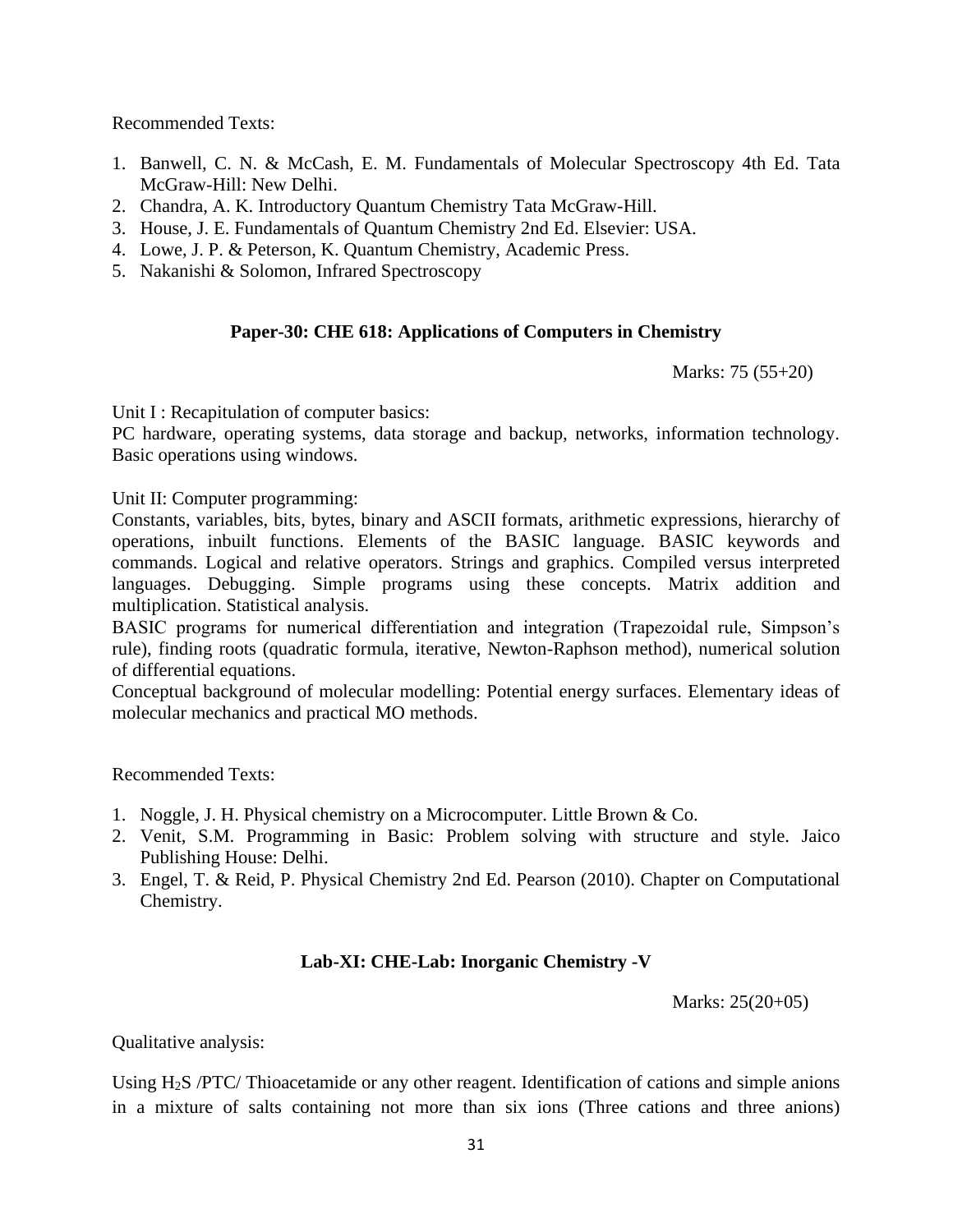Recommended Texts:

1. Banwell, C. N. & McCash, E. M. Fundamentals of Molecular Spectroscopy 4th Ed. Tata McGraw-Hill: New Delhi.
2. Chandra, A. K. Introductory Quantum Chemistry Tata McGraw-Hill.
3. House, J. E. Fundamentals of Quantum Chemistry 2nd Ed. Elsevier: USA.
4. Lowe, J. P. & Peterson, K. Quantum Chemistry, Academic Press.
5. Nakanishi & Solomon, Infrared Spectroscopy

## Paper-30: CHE 618: Applications of Computers in Chemistry

Marks: 75 (55+20)

Unit I : Recapitulation of computer basics:
PC hardware, operating systems, data storage and backup, networks, information technology. Basic operations using windows.

Unit II: Computer programming:
Constants, variables, bits, bytes, binary and ASCII formats, arithmetic expressions, hierarchy of operations, inbuilt functions. Elements of the BASIC language. BASIC keywords and commands. Logical and relative operators. Strings and graphics. Compiled versus interpreted languages. Debugging. Simple programs using these concepts. Matrix addition and multiplication. Statistical analysis.
BASIC programs for numerical differentiation and integration (Trapezoidal rule, Simpson's rule), finding roots (quadratic formula, iterative, Newton-Raphson method), numerical solution of differential equations.
Conceptual background of molecular modelling: Potential energy surfaces. Elementary ideas of molecular mechanics and practical MO methods.

Recommended Texts:

1. Noggle, J. H. Physical chemistry on a Microcomputer. Little Brown & Co.
2. Venit, S.M. Programming in Basic: Problem solving with structure and style. Jaico Publishing House: Delhi.
3. Engel, T. & Reid, P. Physical Chemistry 2nd Ed. Pearson (2010). Chapter on Computational Chemistry.

## Lab-XI: CHE-Lab: Inorganic Chemistry -V

Marks: 25(20+05)

Qualitative analysis:

Using $H_2S$ /PTC/ Thioacetamide or any other reagent. Identification of cations and simple anions in a mixture of salts containing not more than six ions (Three cations and three anions)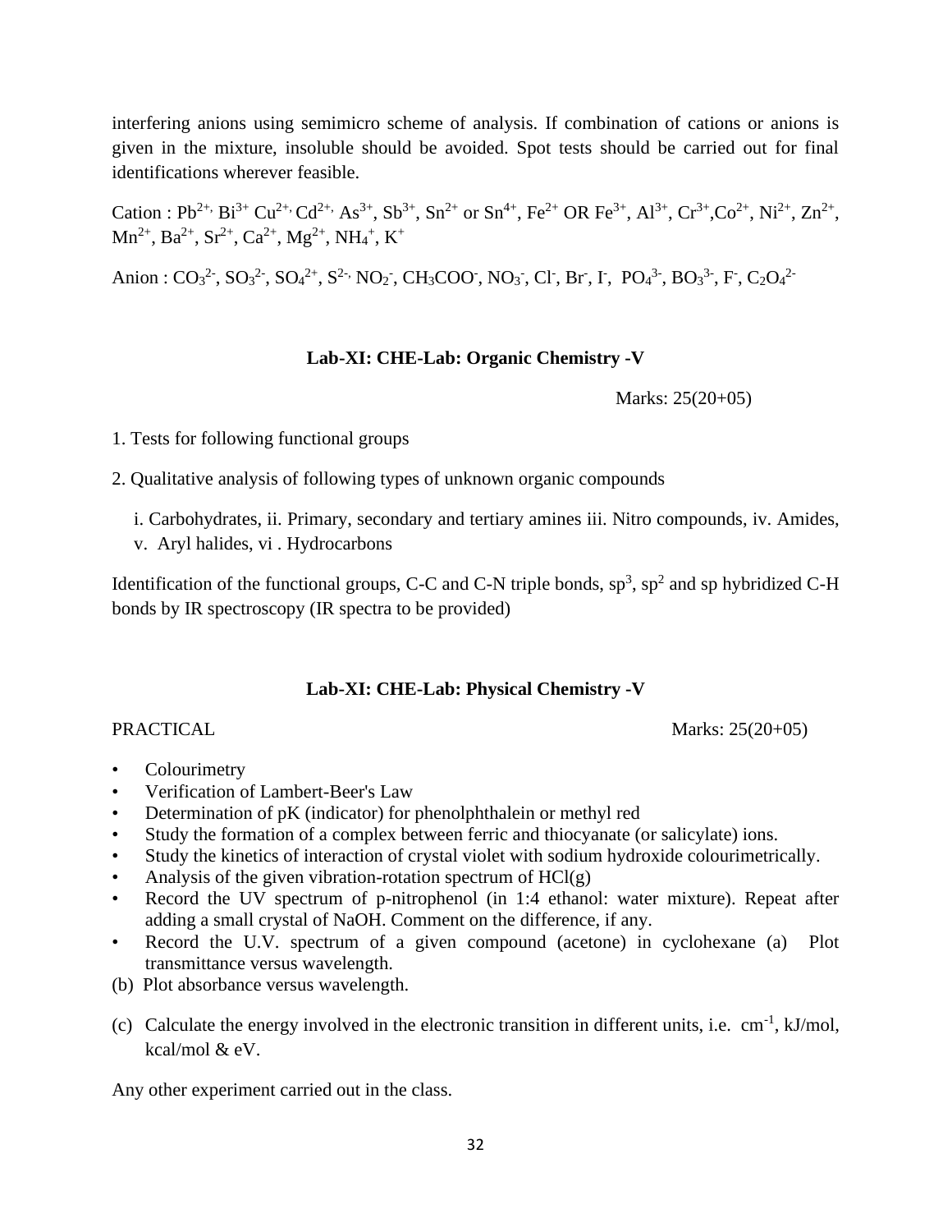interfering anions using semimicro scheme of analysis. If combination of cations or anions is given in the mixture, insoluble should be avoided. Spot tests should be carried out for final identifications wherever feasible.

Cation : $Pb^{2+}$, $Bi^{3+}$ $Cu^{2+}$, $Cd^{2+}$, $As^{3+}$, $Sb^{3+}$, $Sn^{2+}$ or $Sn^{4+}$, $Fe^{2+}$ OR $Fe^{3+}$, $Al^{3+}$, $Cr^{3+}$,$Co^{2+}$, $Ni^{2+}$, $Zn^{2+}$, $Mn^{2+}$, $Ba^{2+}$, $Sr^{2+}$, $Ca^{2+}$, $Mg^{2+}$, $NH_4^+$, $K^+$

Anion : $CO_3^{2-}$, $SO_3^{2-}$, $SO_4^{2+}$, $S^{2-}$, $NO_2^-$, $CH_3COO^-$, $NO_3^-$, $Cl^-$, $Br^-$, $I^-$, $PO_4^{3-}$, $BO_3^{3-}$, $F^-$, $C_2O_4^{2-}$

## Lab-XI: CHE-Lab: Organic Chemistry -V

Marks: 25(20+05)

1. Tests for following functional groups

2. Qualitative analysis of following types of unknown organic compounds

   i. Carbohydrates, ii. Primary, secondary and tertiary amines iii. Nitro compounds, iv. Amides, v. Aryl halides, vi . Hydrocarbons

Identification of the functional groups, C-C and C-N triple bonds, $sp^3$, $sp^2$ and sp hybridized C-H bonds by IR spectroscopy (IR spectra to be provided)

## Lab-XI: CHE-Lab: Physical Chemistry -V

PRACTICAL Marks: 25(20+05)

- Colourimetry
- Verification of Lambert-Beer's Law
- Determination of pK (indicator) for phenolphthalein or methyl red
- Study the formation of a complex between ferric and thiocyanate (or salicylate) ions.
- Study the kinetics of interaction of crystal violet with sodium hydroxide colourimetrically.
- Analysis of the given vibration-rotation spectrum of HCl(g)
- Record the UV spectrum of p-nitrophenol (in 1:4 ethanol: water mixture). Repeat after adding a small crystal of NaOH. Comment on the difference, if any.
- Record the U.V. spectrum of a given compound (acetone) in cyclohexane (a) Plot transmittance versus wavelength.

(b) Plot absorbance versus wavelength.

(c) Calculate the energy involved in the electronic transition in different units, i.e. $cm^{-1}$, kJ/mol, kcal/mol & eV.

Any other experiment carried out in the class.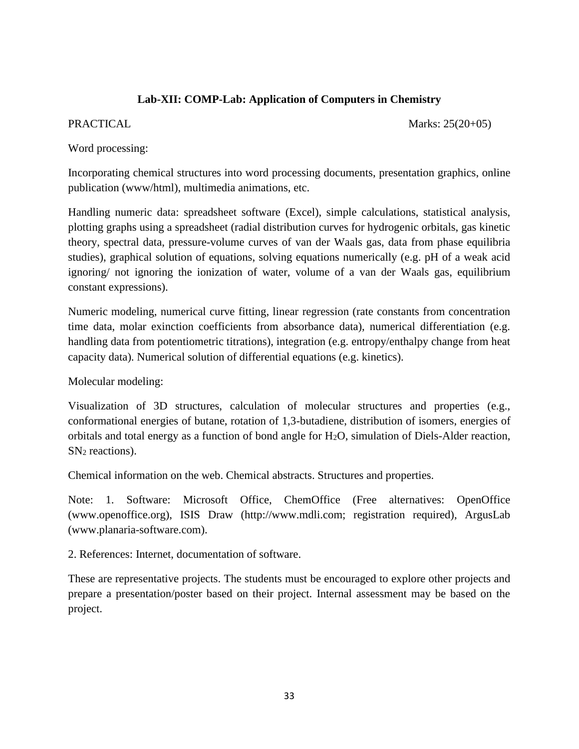## Lab-XII: COMP-Lab: Application of Computers in Chemistry

PRACTICAL Marks: 25(20+05)

Word processing:

Incorporating chemical structures into word processing documents, presentation graphics, online publication (www/html), multimedia animations, etc.

Handling numeric data: spreadsheet software (Excel), simple calculations, statistical analysis, plotting graphs using a spreadsheet (radial distribution curves for hydrogenic orbitals, gas kinetic theory, spectral data, pressure-volume curves of van der Waals gas, data from phase equilibria studies), graphical solution of equations, solving equations numerically (e.g. pH of a weak acid ignoring/ not ignoring the ionization of water, volume of a van der Waals gas, equilibrium constant expressions).

Numeric modeling, numerical curve fitting, linear regression (rate constants from concentration time data, molar exinction coefficients from absorbance data), numerical differentiation (e.g. handling data from potentiometric titrations), integration (e.g. entropy/enthalpy change from heat capacity data). Numerical solution of differential equations (e.g. kinetics).

Molecular modeling:

Visualization of 3D structures, calculation of molecular structures and properties (e.g., conformational energies of butane, rotation of 1,3-butadiene, distribution of isomers, energies of orbitals and total energy as a function of bond angle for $H_2O$, simulation of Diels-Alder reaction, $SN_2$ reactions).

Chemical information on the web. Chemical abstracts. Structures and properties.

Note: 1. Software: Microsoft Office, ChemOffice (Free alternatives: OpenOffice (www.openoffice.org), ISIS Draw (http://www.mdli.com; registration required), ArgusLab (www.planaria-software.com).

2. References: Internet, documentation of software.

These are representative projects. The students must be encouraged to explore other projects and prepare a presentation/poster based on their project. Internal assessment may be based on the project.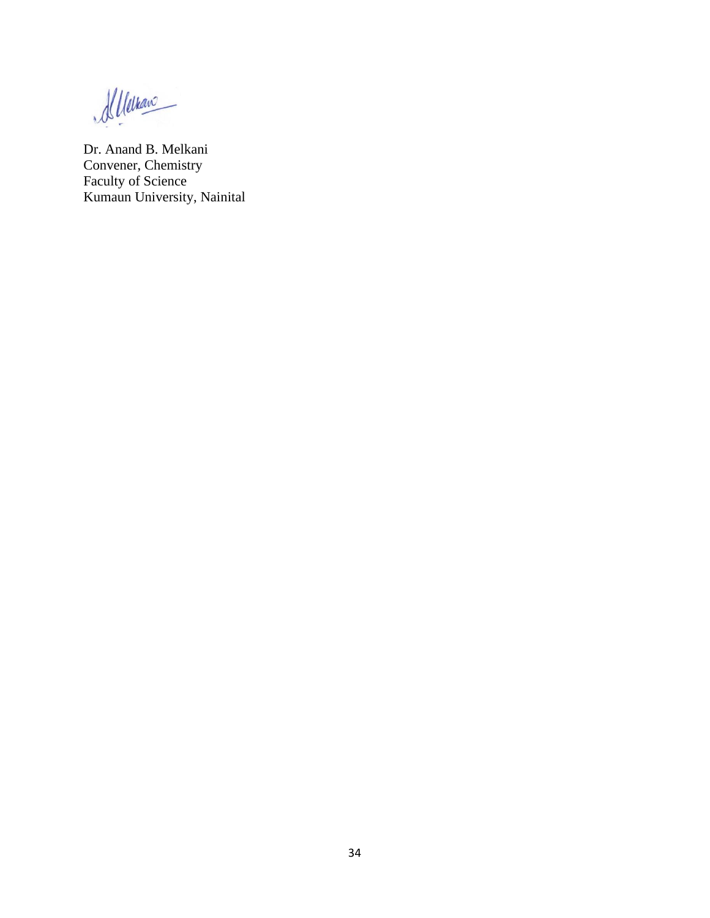Dr. Anand B. Melkani  
Convener, Chemistry  
Faculty of Science  
Kumaun University, Nainital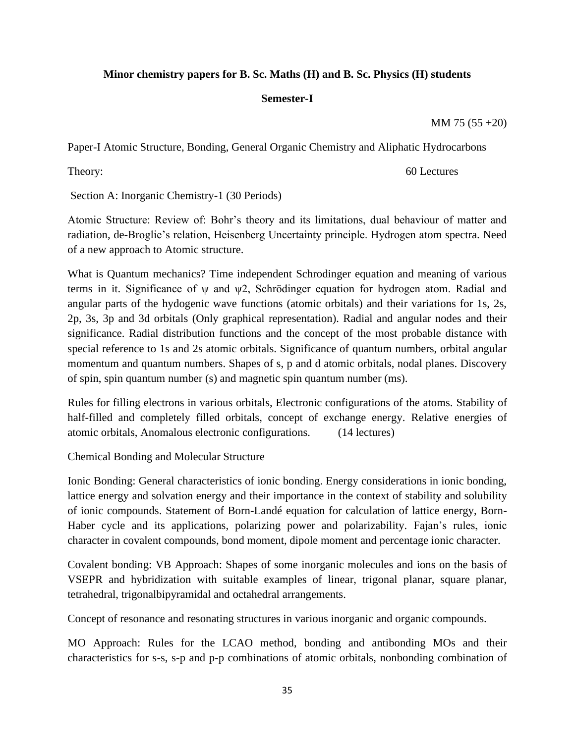**Minor chemistry papers for B. Sc. Maths (H) and B. Sc. Physics (H) students**

**Semester-I**

MM 75 (55 +20)

Paper-I Atomic Structure, Bonding, General Organic Chemistry and Aliphatic Hydrocarbons

Theory: 60 Lectures

Section A: Inorganic Chemistry-1 (30 Periods)

Atomic Structure: Review of: Bohr's theory and its limitations, dual behaviour of matter and radiation, de-Broglie's relation, Heisenberg Uncertainty principle. Hydrogen atom spectra. Need of a new approach to Atomic structure.

What is Quantum mechanics? Time independent Schrodinger equation and meaning of various terms in it. Significance of $\psi$ and $\psi$2, Schrödinger equation for hydrogen atom. Radial and angular parts of the hydogenic wave functions (atomic orbitals) and their variations for 1s, 2s, 2p, 3s, 3p and 3d orbitals (Only graphical representation). Radial and angular nodes and their significance. Radial distribution functions and the concept of the most probable distance with special reference to 1s and 2s atomic orbitals. Significance of quantum numbers, orbital angular momentum and quantum numbers. Shapes of s, p and d atomic orbitals, nodal planes. Discovery of spin, spin quantum number (s) and magnetic spin quantum number (ms).

Rules for filling electrons in various orbitals, Electronic configurations of the atoms. Stability of half-filled and completely filled orbitals, concept of exchange energy. Relative energies of atomic orbitals, Anomalous electronic configurations. (14 lectures)

Chemical Bonding and Molecular Structure

Ionic Bonding: General characteristics of ionic bonding. Energy considerations in ionic bonding, lattice energy and solvation energy and their importance in the context of stability and solubility of ionic compounds. Statement of Born-Landé equation for calculation of lattice energy, Born-Haber cycle and its applications, polarizing power and polarizability. Fajan's rules, ionic character in covalent compounds, bond moment, dipole moment and percentage ionic character.

Covalent bonding: VB Approach: Shapes of some inorganic molecules and ions on the basis of VSEPR and hybridization with suitable examples of linear, trigonal planar, square planar, tetrahedral, trigonalbipyramidal and octahedral arrangements.

Concept of resonance and resonating structures in various inorganic and organic compounds.

MO Approach: Rules for the LCAO method, bonding and antibonding MOs and their characteristics for s-s, s-p and p-p combinations of atomic orbitals, nonbonding combination of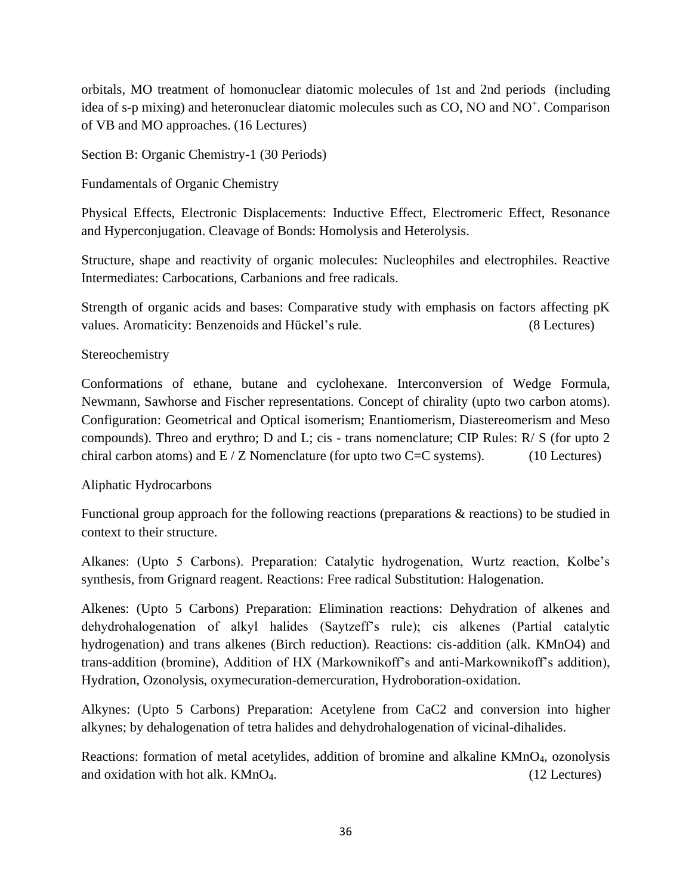orbitals, MO treatment of homonuclear diatomic molecules of 1st and 2nd periods (including idea of s-p mixing) and heteronuclear diatomic molecules such as CO, NO and $NO^+$. Comparison of VB and MO approaches. (16 Lectures)

Section B: Organic Chemistry-1 (30 Periods)

Fundamentals of Organic Chemistry

Physical Effects, Electronic Displacements: Inductive Effect, Electromeric Effect, Resonance and Hyperconjugation. Cleavage of Bonds: Homolysis and Heterolysis.

Structure, shape and reactivity of organic molecules: Nucleophiles and electrophiles. Reactive Intermediates: Carbocations, Carbanions and free radicals.

Strength of organic acids and bases: Comparative study with emphasis on factors affecting pK values. Aromaticity: Benzenoids and Hückel's rule. (8 Lectures)

Stereochemistry

Conformations of ethane, butane and cyclohexane. Interconversion of Wedge Formula, Newmann, Sawhorse and Fischer representations. Concept of chirality (upto two carbon atoms). Configuration: Geometrical and Optical isomerism; Enantiomerism, Diastereomerism and Meso compounds). Threo and erythro; D and L; cis - trans nomenclature; CIP Rules: R/ S (for upto 2 chiral carbon atoms) and E / Z Nomenclature (for upto two C=C systems). (10 Lectures)

Aliphatic Hydrocarbons

Functional group approach for the following reactions (preparations & reactions) to be studied in context to their structure.

Alkanes: (Upto 5 Carbons). Preparation: Catalytic hydrogenation, Wurtz reaction, Kolbe's synthesis, from Grignard reagent. Reactions: Free radical Substitution: Halogenation.

Alkenes: (Upto 5 Carbons) Preparation: Elimination reactions: Dehydration of alkenes and dehydrohalogenation of alkyl halides (Saytzeff's rule); cis alkenes (Partial catalytic hydrogenation) and trans alkenes (Birch reduction). Reactions: cis-addition (alk. $KMnO_4$) and trans-addition (bromine), Addition of HX (Markownikoff's and anti-Markownikoff's addition), Hydration, Ozonolysis, oxymecuration-demercuration, Hydroboration-oxidation.

Alkynes: (Upto 5 Carbons) Preparation: Acetylene from $CaC_2$ and conversion into higher alkynes; by dehalogenation of tetra halides and dehydrohalogenation of vicinal-dihalides.

Reactions: formation of metal acetylides, addition of bromine and alkaline $KMnO_4$, ozonolysis and oxidation with hot alk. $KMnO_4$. (12 Lectures)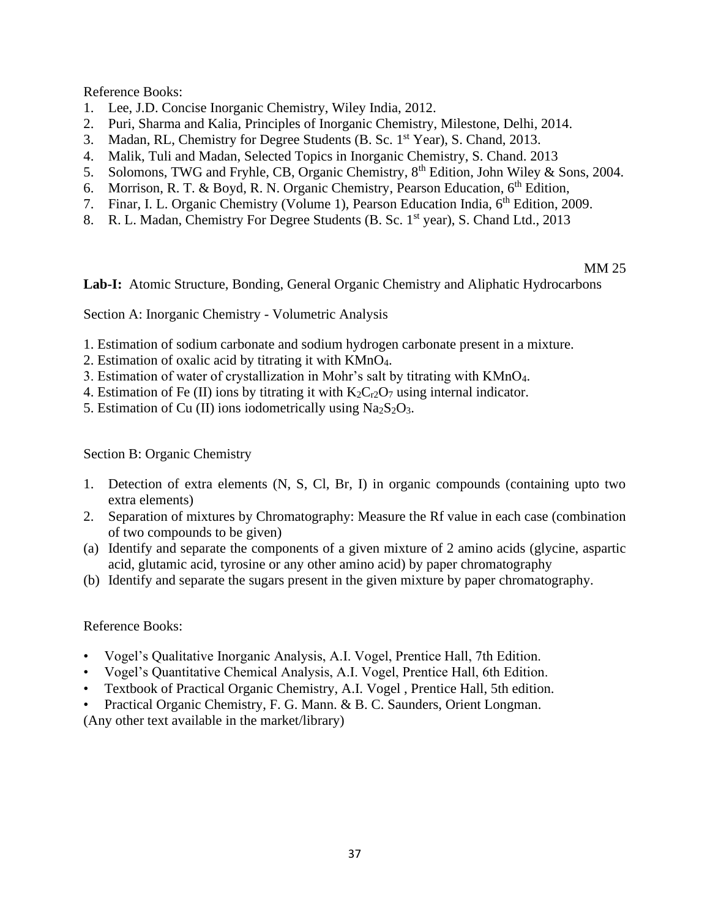Reference Books:

1. Lee, J.D. Concise Inorganic Chemistry, Wiley India, 2012.
2. Puri, Sharma and Kalia, Principles of Inorganic Chemistry, Milestone, Delhi, 2014.
3. Madan, RL, Chemistry for Degree Students (B. Sc. 1st Year), S. Chand, 2013.
4. Malik, Tuli and Madan, Selected Topics in Inorganic Chemistry, S. Chand. 2013
5. Solomons, TWG and Fryhle, CB, Organic Chemistry, 8th Edition, John Wiley & Sons, 2004.
6. Morrison, R. T. & Boyd, R. N. Organic Chemistry, Pearson Education, 6th Edition,
7. Finar, I. L. Organic Chemistry (Volume 1), Pearson Education India, 6th Edition, 2009.
8. R. L. Madan, Chemistry For Degree Students (B. Sc. 1st year), S. Chand Ltd., 2013

MM 25

**Lab-I:** Atomic Structure, Bonding, General Organic Chemistry and Aliphatic Hydrocarbons

Section A: Inorganic Chemistry - Volumetric Analysis

1. Estimation of sodium carbonate and sodium hydrogen carbonate present in a mixture.
2. Estimation of oxalic acid by titrating it with $KMnO_4$.
3. Estimation of water of crystallization in Mohr's salt by titrating with $KMnO_4$.
4. Estimation of Fe (II) ions by titrating it with $K_2Cr_2O_7$ using internal indicator.
5. Estimation of Cu (II) ions iodometrically using $Na_2S_2O_3$.

Section B: Organic Chemistry

1. Detection of extra elements (N, S, Cl, Br, I) in organic compounds (containing upto two extra elements)
2. Separation of mixtures by Chromatography: Measure the Rf value in each case (combination of two compounds to be given)

(a) Identify and separate the components of a given mixture of 2 amino acids (glycine, aspartic acid, glutamic acid, tyrosine or any other amino acid) by paper chromatography

(b) Identify and separate the sugars present in the given mixture by paper chromatography.

Reference Books:

- Vogel's Qualitative Inorganic Analysis, A.I. Vogel, Prentice Hall, 7th Edition.
- Vogel's Quantitative Chemical Analysis, A.I. Vogel, Prentice Hall, 6th Edition.
- Textbook of Practical Organic Chemistry, A.I. Vogel , Prentice Hall, 5th edition.
- Practical Organic Chemistry, F. G. Mann. & B. C. Saunders, Orient Longman.

(Any other text available in the market/library)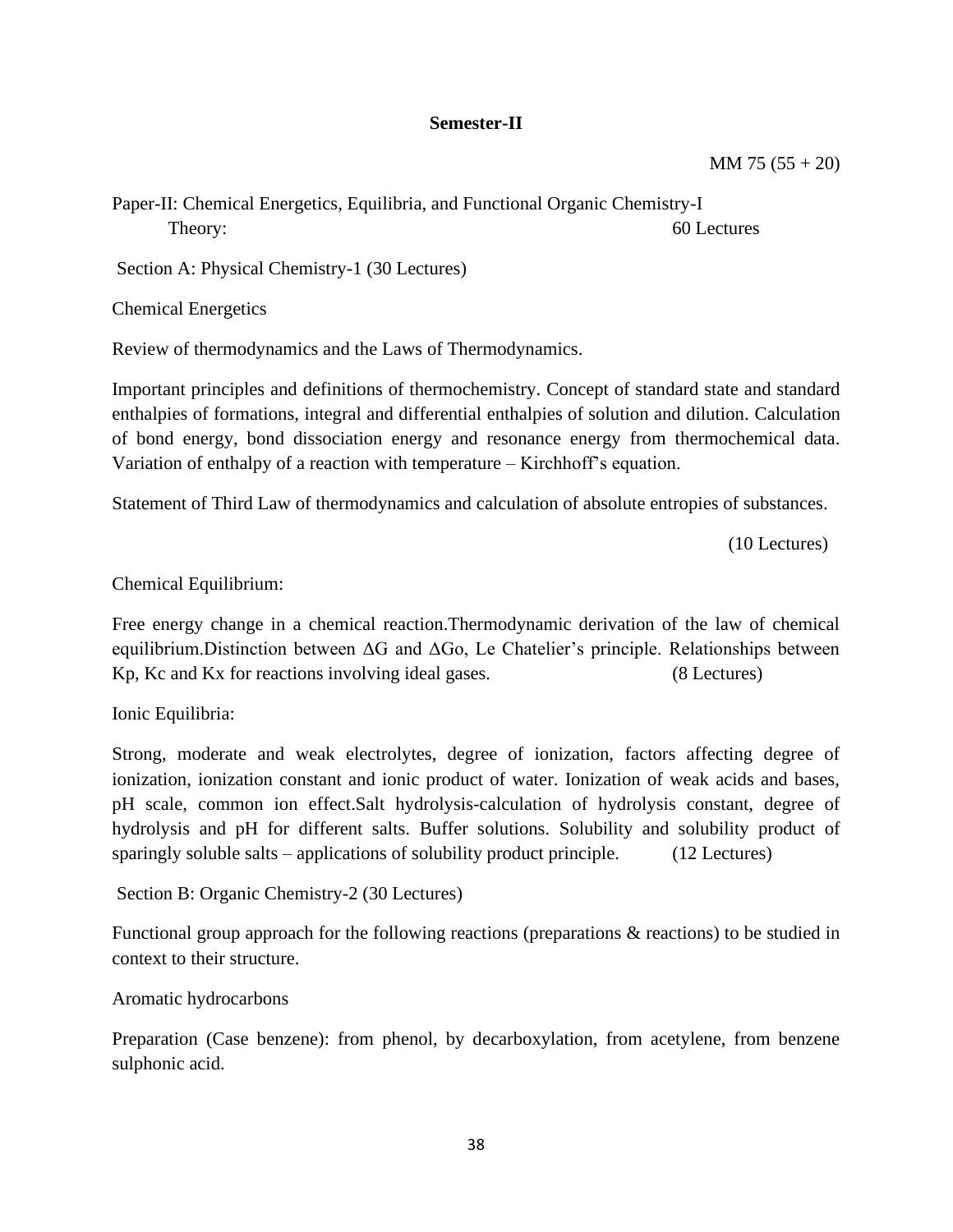## Semester-II

MM 75 (55 + 20)

Paper-II: Chemical Energetics, Equilibria, and Functional Organic Chemistry-I

Theory: 60 Lectures

Section A: Physical Chemistry-1 (30 Lectures)

Chemical Energetics

Review of thermodynamics and the Laws of Thermodynamics.

Important principles and definitions of thermochemistry. Concept of standard state and standard enthalpies of formations, integral and differential enthalpies of solution and dilution. Calculation of bond energy, bond dissociation energy and resonance energy from thermochemical data. Variation of enthalpy of a reaction with temperature – Kirchhoff's equation.

Statement of Third Law of thermodynamics and calculation of absolute entropies of substances.

(10 Lectures)

Chemical Equilibrium:

Free energy change in a chemical reaction.Thermodynamic derivation of the law of chemical equilibrium.Distinction between $\Delta G$ and $\Delta G^o$, Le Chatelier's principle. Relationships between $K_p$, $K_c$ and $K_x$ for reactions involving ideal gases. (8 Lectures)

Ionic Equilibria:

Strong, moderate and weak electrolytes, degree of ionization, factors affecting degree of ionization, ionization constant and ionic product of water. Ionization of weak acids and bases, pH scale, common ion effect.Salt hydrolysis-calculation of hydrolysis constant, degree of hydrolysis and pH for different salts. Buffer solutions. Solubility and solubility product of sparingly soluble salts – applications of solubility product principle. (12 Lectures)

Section B: Organic Chemistry-2 (30 Lectures)

Functional group approach for the following reactions (preparations & reactions) to be studied in context to their structure.

Aromatic hydrocarbons

Preparation (Case benzene): from phenol, by decarboxylation, from acetylene, from benzene sulphonic acid.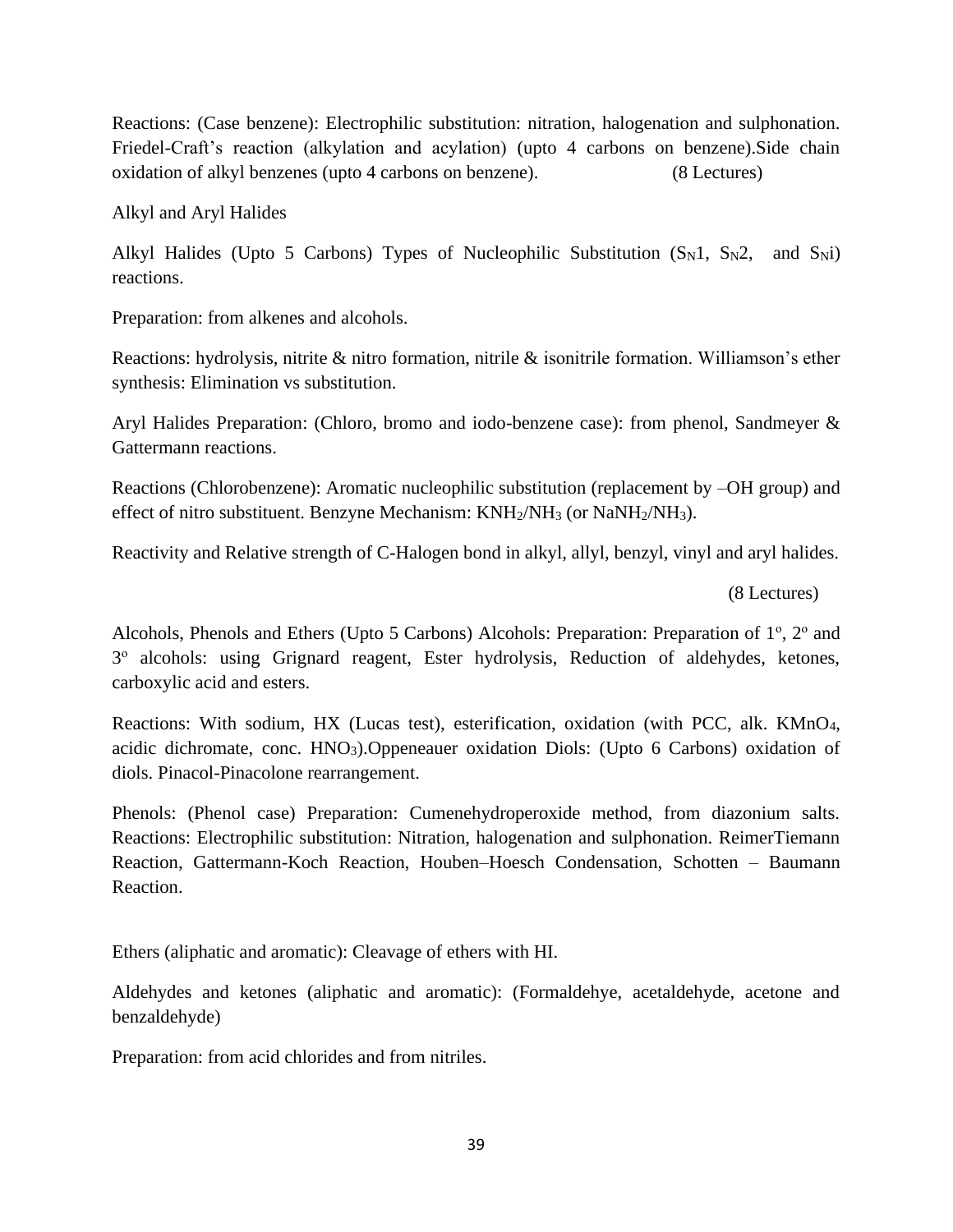Reactions: (Case benzene): Electrophilic substitution: nitration, halogenation and sulphonation. Friedel-Craft's reaction (alkylation and acylation) (upto 4 carbons on benzene).Side chain oxidation of alkyl benzenes (upto 4 carbons on benzene). (8 Lectures)

Alkyl and Aryl Halides

Alkyl Halides (Upto 5 Carbons) Types of Nucleophilic Substitution ($S_N1$, $S_N2$, and $S_Ni$) reactions.

Preparation: from alkenes and alcohols.

Reactions: hydrolysis, nitrite & nitro formation, nitrile & isonitrile formation. Williamson's ether synthesis: Elimination vs substitution.

Aryl Halides Preparation: (Chloro, bromo and iodo-benzene case): from phenol, Sandmeyer & Gattermann reactions.

Reactions (Chlorobenzene): Aromatic nucleophilic substitution (replacement by –OH group) and effect of nitro substituent. Benzyne Mechanism: $KNH_2/NH_3$ (or $NaNH_2/NH_3$).

Reactivity and Relative strength of C-Halogen bond in alkyl, allyl, benzyl, vinyl and aryl halides.

(8 Lectures)

Alcohols, Phenols and Ethers (Upto 5 Carbons) Alcohols: Preparation: Preparation of 1º, 2º and 3º alcohols: using Grignard reagent, Ester hydrolysis, Reduction of aldehydes, ketones, carboxylic acid and esters.

Reactions: With sodium, HX (Lucas test), esterification, oxidation (with PCC, alk. $KMnO_4$, acidic dichromate, conc. $HNO_3$).Oppeneauer oxidation Diols: (Upto 6 Carbons) oxidation of diols. Pinacol-Pinacolone rearrangement.

Phenols: (Phenol case) Preparation: Cumenehydroperoxide method, from diazonium salts. Reactions: Electrophilic substitution: Nitration, halogenation and sulphonation. ReimerTiemann Reaction, Gattermann-Koch Reaction, Houben–Hoesch Condensation, Schotten – Baumann Reaction.

Ethers (aliphatic and aromatic): Cleavage of ethers with HI.

Aldehydes and ketones (aliphatic and aromatic): (Formaldehye, acetaldehyde, acetone and benzaldehyde)

Preparation: from acid chlorides and from nitriles.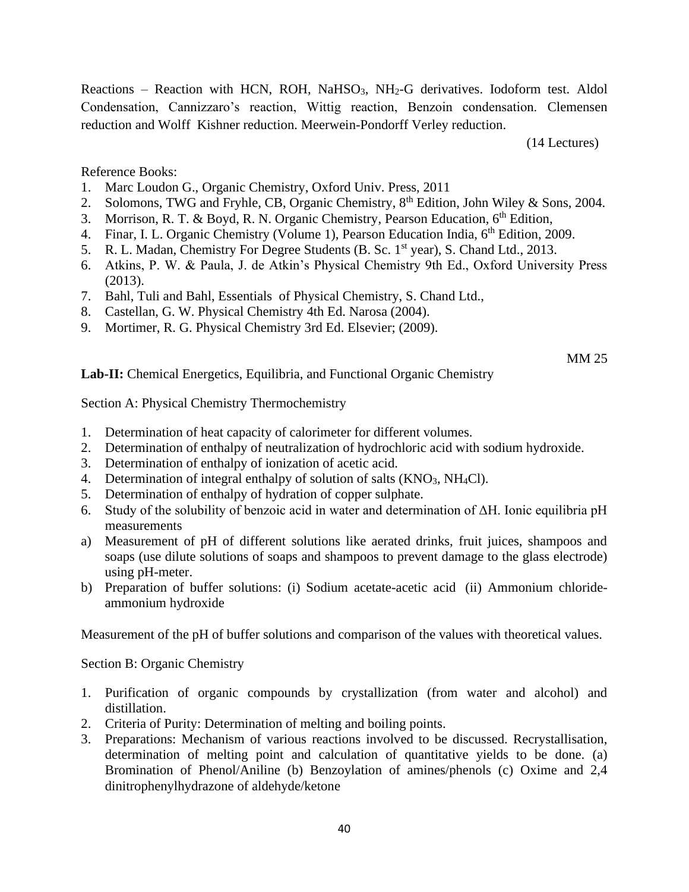Reactions – Reaction with HCN, ROH, $NaHSO_3$, $NH_2$-G derivatives. Iodoform test. Aldol Condensation, Cannizzaro's reaction, Wittig reaction, Benzoin condensation. Clemensen reduction and Wolff Kishner reduction. Meerwein-Pondorff Verley reduction.

(14 Lectures)

Reference Books:

1. Marc Loudon G., Organic Chemistry, Oxford Univ. Press, 2011
2. Solomons, TWG and Fryhle, CB, Organic Chemistry, $8^{th}$ Edition, John Wiley & Sons, 2004.
3. Morrison, R. T. & Boyd, R. N. Organic Chemistry, Pearson Education, $6^{th}$ Edition,
4. Finar, I. L. Organic Chemistry (Volume 1), Pearson Education India, $6^{th}$ Edition, 2009.
5. R. L. Madan, Chemistry For Degree Students (B. Sc. $1^{st}$ year), S. Chand Ltd., 2013.
6. Atkins, P. W. & Paula, J. de Atkin's Physical Chemistry 9th Ed., Oxford University Press (2013).
7. Bahl, Tuli and Bahl, Essentials of Physical Chemistry, S. Chand Ltd.,
8. Castellan, G. W. Physical Chemistry 4th Ed. Narosa (2004).
9. Mortimer, R. G. Physical Chemistry 3rd Ed. Elsevier; (2009).

MM 25

**Lab-II:** Chemical Energetics, Equilibria, and Functional Organic Chemistry

Section A: Physical Chemistry Thermochemistry

1. Determination of heat capacity of calorimeter for different volumes.
2. Determination of enthalpy of neutralization of hydrochloric acid with sodium hydroxide.
3. Determination of enthalpy of ionization of acetic acid.
4. Determination of integral enthalpy of solution of salts ($KNO_3$, $NH_4Cl$).
5. Determination of enthalpy of hydration of copper sulphate.
6. Study of the solubility of benzoic acid in water and determination of $\Delta H$. Ionic equilibria pH measurements

a) Measurement of pH of different solutions like aerated drinks, fruit juices, shampoos and soaps (use dilute solutions of soaps and shampoos to prevent damage to the glass electrode) using pH-meter.
b) Preparation of buffer solutions: (i) Sodium acetate-acetic acid (ii) Ammonium chloride-ammonium hydroxide

Measurement of the pH of buffer solutions and comparison of the values with theoretical values.

Section B: Organic Chemistry

1. Purification of organic compounds by crystallization (from water and alcohol) and distillation.
2. Criteria of Purity: Determination of melting and boiling points.
3. Preparations: Mechanism of various reactions involved to be discussed. Recrystallisation, determination of melting point and calculation of quantitative yields to be done. (a) Bromination of Phenol/Aniline (b) Benzoylation of amines/phenols (c) Oxime and 2,4 dinitrophenylhydrazone of aldehyde/ketone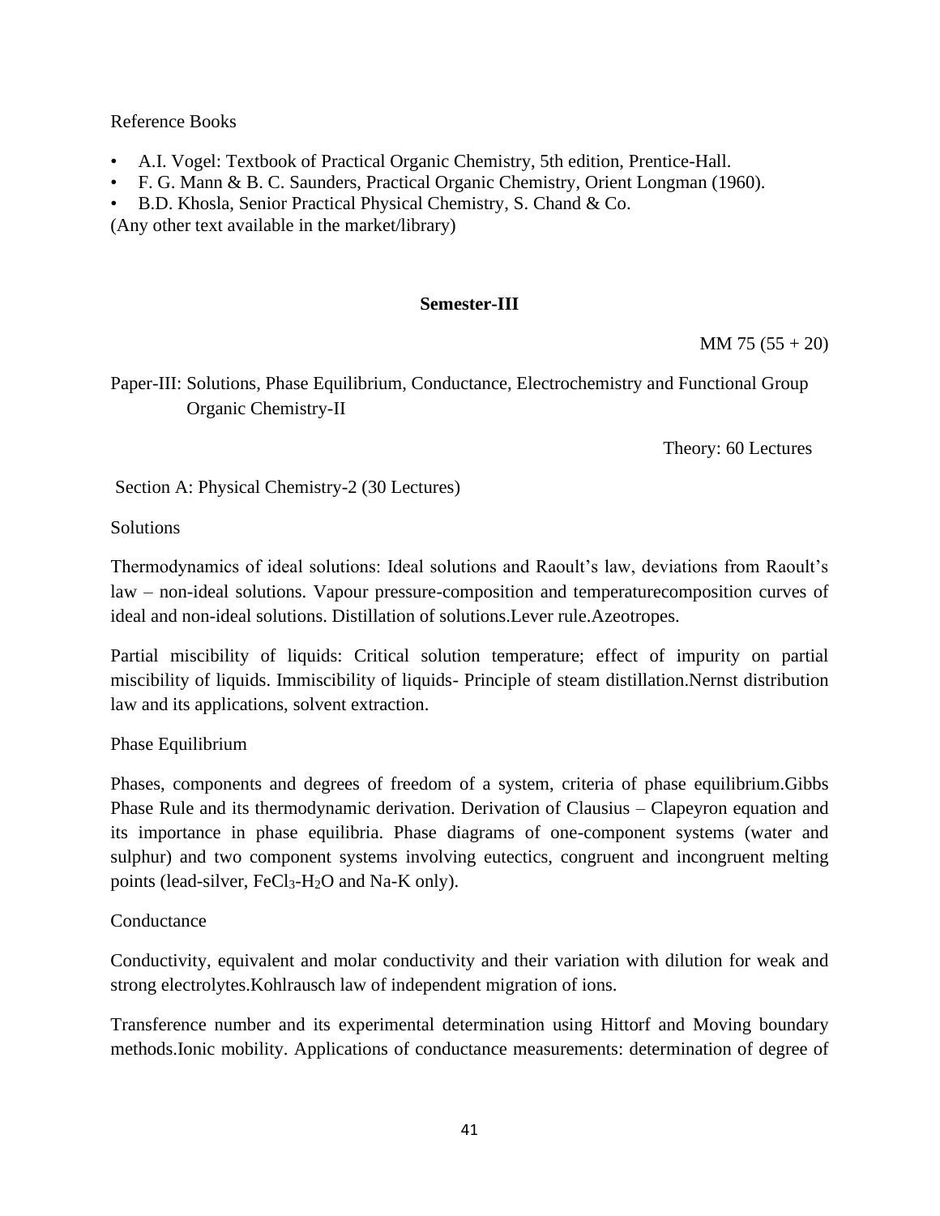Reference Books

- A.I. Vogel: Textbook of Practical Organic Chemistry, 5th edition, Prentice-Hall.
- F. G. Mann & B. C. Saunders, Practical Organic Chemistry, Orient Longman (1960).
- B.D. Khosla, Senior Practical Physical Chemistry, S. Chand & Co.

(Any other text available in the market/library)

## Semester-III

MM 75 (55 + 20)

Paper-III: Solutions, Phase Equilibrium, Conductance, Electrochemistry and Functional Group Organic Chemistry-II

Theory: 60 Lectures

Section A: Physical Chemistry-2 (30 Lectures)

Solutions

Thermodynamics of ideal solutions: Ideal solutions and Raoult's law, deviations from Raoult's law – non-ideal solutions. Vapour pressure-composition and temperaturecomposition curves of ideal and non-ideal solutions. Distillation of solutions.Lever rule.Azeotropes.

Partial miscibility of liquids: Critical solution temperature; effect of impurity on partial miscibility of liquids. Immiscibility of liquids- Principle of steam distillation.Nernst distribution law and its applications, solvent extraction.

Phase Equilibrium

Phases, components and degrees of freedom of a system, criteria of phase equilibrium.Gibbs Phase Rule and its thermodynamic derivation. Derivation of Clausius – Clapeyron equation and its importance in phase equilibria. Phase diagrams of one-component systems (water and sulphur) and two component systems involving eutectics, congruent and incongruent melting points (lead-silver, $FeCl_3$-$H_2O$ and Na-K only).

Conductance

Conductivity, equivalent and molar conductivity and their variation with dilution for weak and strong electrolytes.Kohlrausch law of independent migration of ions.

Transference number and its experimental determination using Hittorf and Moving boundary methods.Ionic mobility. Applications of conductance measurements: determination of degree of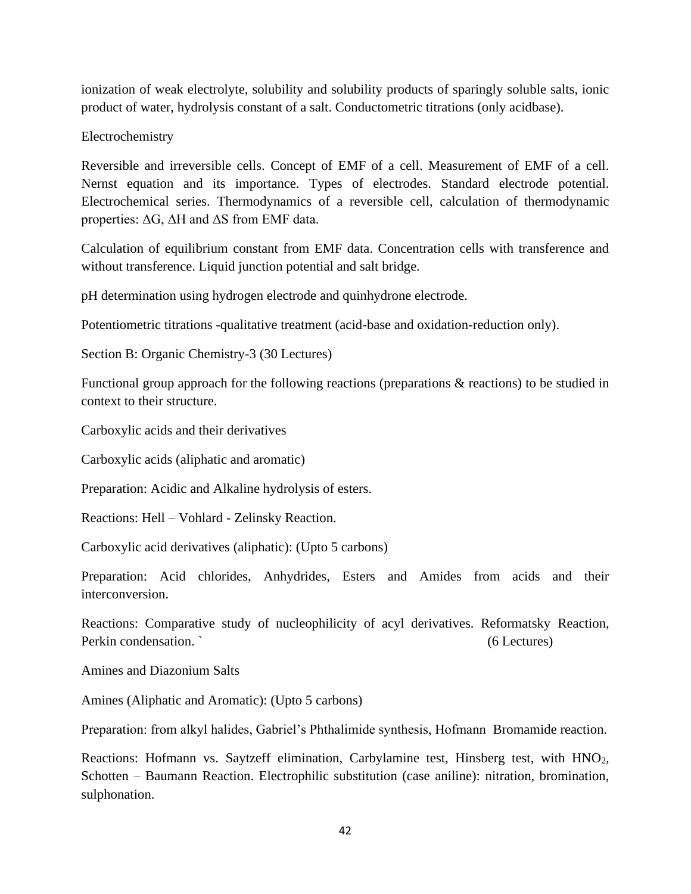ionization of weak electrolyte, solubility and solubility products of sparingly soluble salts, ionic product of water, hydrolysis constant of a salt. Conductometric titrations (only acidbase).

Electrochemistry

Reversible and irreversible cells. Concept of EMF of a cell. Measurement of EMF of a cell. Nernst equation and its importance. Types of electrodes. Standard electrode potential. Electrochemical series. Thermodynamics of a reversible cell, calculation of thermodynamic properties: $\Delta G$, $\Delta H$ and $\Delta S$ from EMF data.

Calculation of equilibrium constant from EMF data. Concentration cells with transference and without transference. Liquid junction potential and salt bridge.

pH determination using hydrogen electrode and quinhydrone electrode.

Potentiometric titrations -qualitative treatment (acid-base and oxidation-reduction only).

Section B: Organic Chemistry-3 (30 Lectures)

Functional group approach for the following reactions (preparations & reactions) to be studied in context to their structure.

Carboxylic acids and their derivatives

Carboxylic acids (aliphatic and aromatic)

Preparation: Acidic and Alkaline hydrolysis of esters.

Reactions: Hell – Vohlard - Zelinsky Reaction.

Carboxylic acid derivatives (aliphatic): (Upto 5 carbons)

Preparation: Acid chlorides, Anhydrides, Esters and Amides from acids and their interconversion.

Reactions: Comparative study of nucleophilicity of acyl derivatives. Reformatsky Reaction, Perkin condensation. ` (6 Lectures)

Amines and Diazonium Salts

Amines (Aliphatic and Aromatic): (Upto 5 carbons)

Preparation: from alkyl halides, Gabriel's Phthalimide synthesis, Hofmann Bromamide reaction.

Reactions: Hofmann vs. Saytzeff elimination, Carbylamine test, Hinsberg test, with $HNO_2$, Schotten – Baumann Reaction. Electrophilic substitution (case aniline): nitration, bromination, sulphonation.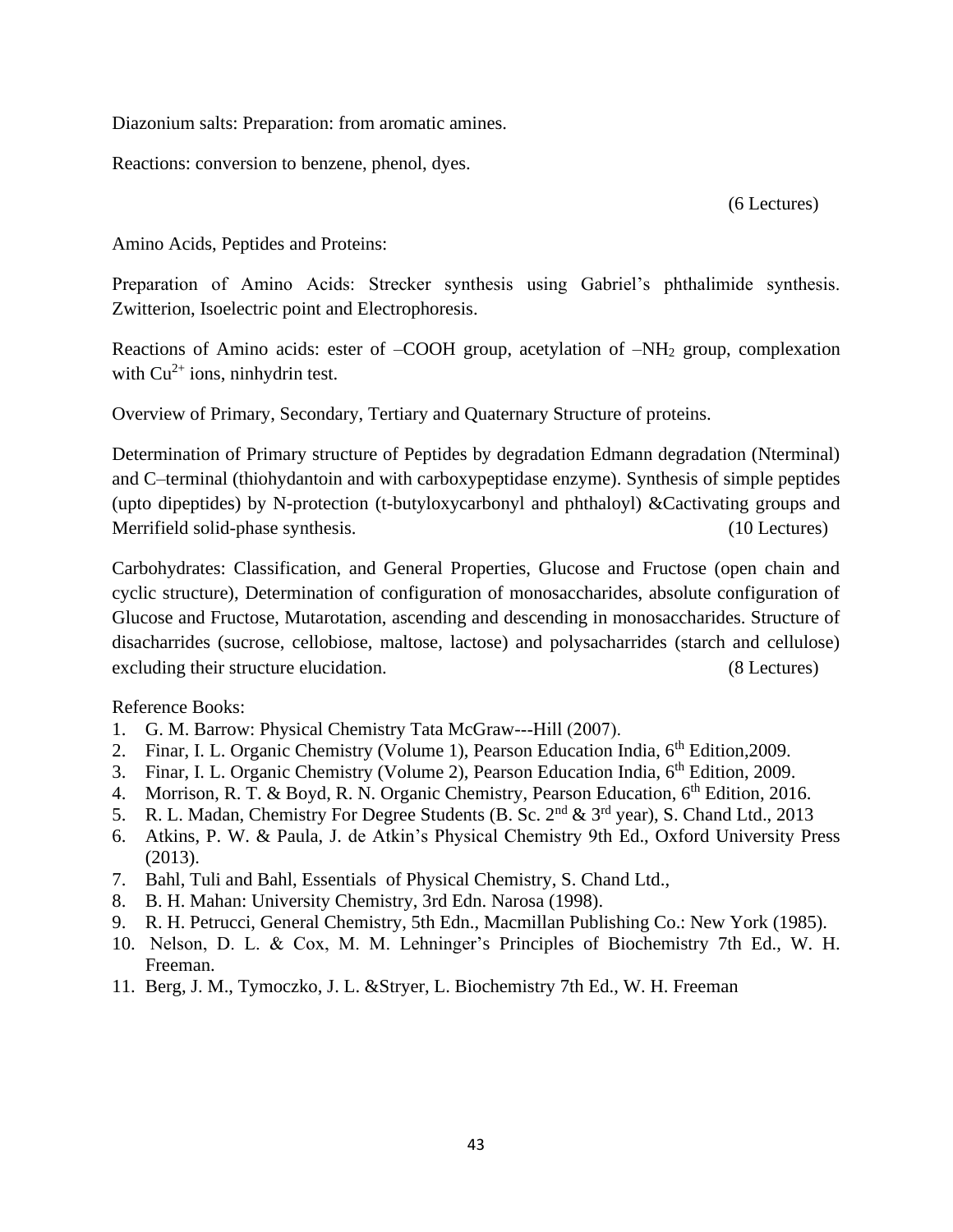Diazonium salts: Preparation: from aromatic amines.

Reactions: conversion to benzene, phenol, dyes.

(6 Lectures)

Amino Acids, Peptides and Proteins:

Preparation of Amino Acids: Strecker synthesis using Gabriel's phthalimide synthesis. Zwitterion, Isoelectric point and Electrophoresis.

Reactions of Amino acids: ester of –COOH group, acetylation of $–NH_2$ group, complexation with $Cu^{2+}$ ions, ninhydrin test.

Overview of Primary, Secondary, Tertiary and Quaternary Structure of proteins.

Determination of Primary structure of Peptides by degradation Edmann degradation (Nterminal) and C–terminal (thiohydantoin and with carboxypeptidase enzyme). Synthesis of simple peptides (upto dipeptides) by N-protection (t-butyloxycarbonyl and phthaloyl) &Cactivating groups and Merrifield solid-phase synthesis. (10 Lectures)

Carbohydrates: Classification, and General Properties, Glucose and Fructose (open chain and cyclic structure), Determination of configuration of monosaccharides, absolute configuration of Glucose and Fructose, Mutarotation, ascending and descending in monosaccharides. Structure of disacharrides (sucrose, cellobiose, maltose, lactose) and polysacharrides (starch and cellulose) excluding their structure elucidation. (8 Lectures)

Reference Books:

1. G. M. Barrow: Physical Chemistry Tata McGraw---Hill (2007).
2. Finar, I. L. Organic Chemistry (Volume 1), Pearson Education India, 6th Edition,2009.
3. Finar, I. L. Organic Chemistry (Volume 2), Pearson Education India, 6th Edition, 2009.
4. Morrison, R. T. & Boyd, R. N. Organic Chemistry, Pearson Education, 6th Edition, 2016.
5. R. L. Madan, Chemistry For Degree Students (B. Sc. 2nd & 3rd year), S. Chand Ltd., 2013
6. Atkins, P. W. & Paula, J. de Atkin's Physical Chemistry 9th Ed., Oxford University Press (2013).
7. Bahl, Tuli and Bahl, Essentials of Physical Chemistry, S. Chand Ltd.,
8. B. H. Mahan: University Chemistry, 3rd Edn. Narosa (1998).
9. R. H. Petrucci, General Chemistry, 5th Edn., Macmillan Publishing Co.: New York (1985).
10. Nelson, D. L. & Cox, M. M. Lehninger's Principles of Biochemistry 7th Ed., W. H. Freeman.
11. Berg, J. M., Tymoczko, J. L. &Stryer, L. Biochemistry 7th Ed., W. H. Freeman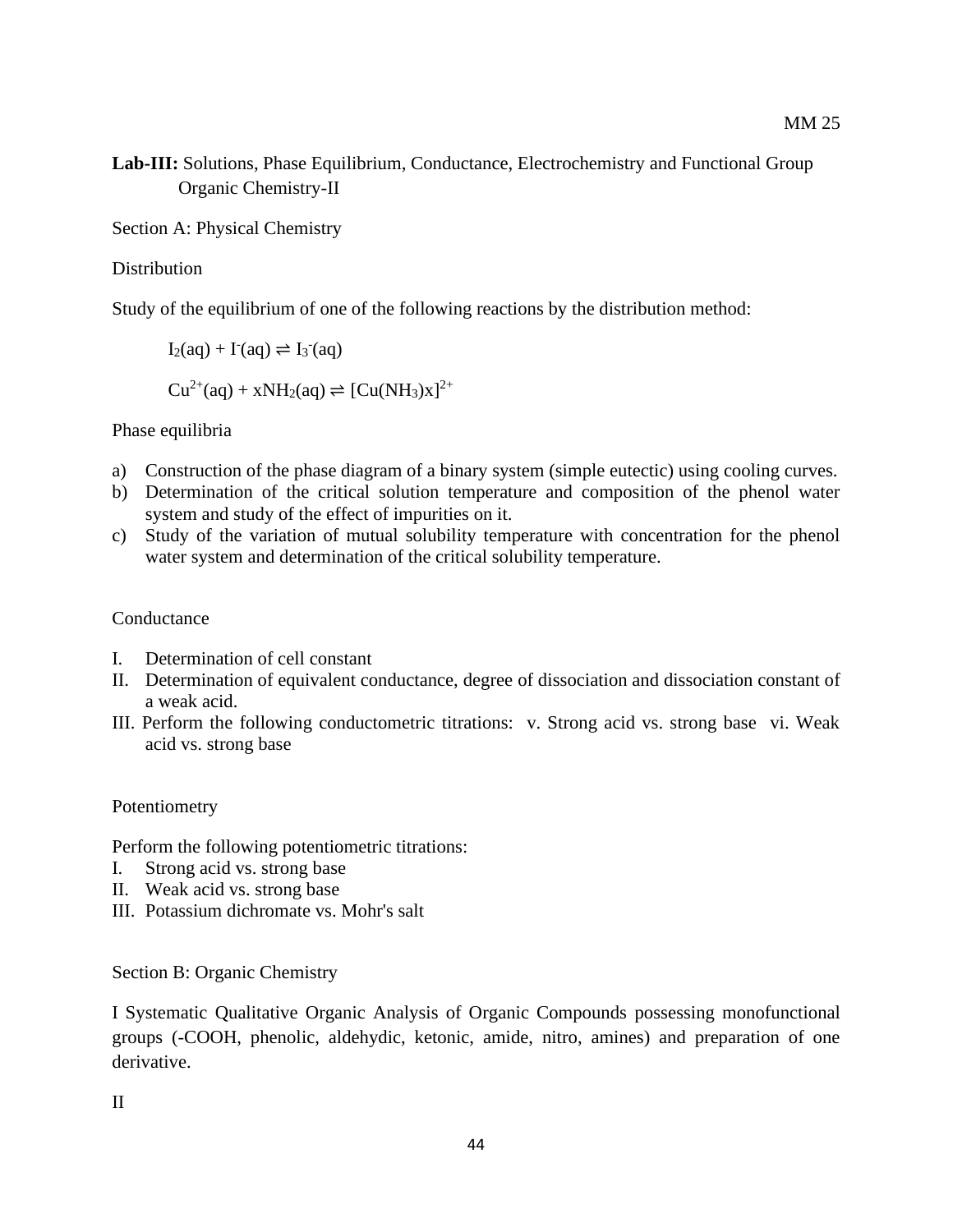MM 25

**Lab-III:** Solutions, Phase Equilibrium, Conductance, Electrochemistry and Functional Group Organic Chemistry-II

Section A: Physical Chemistry

Distribution

Study of the equilibrium of one of the following reactions by the distribution method:

$I_2(aq) + I^-(aq) \rightleftharpoons I_3^-(aq)$

$Cu^{2+}(aq) + xNH_2(aq) \rightleftharpoons [Cu(NH_3)x]^{2+}$

Phase equilibria

a) Construction of the phase diagram of a binary system (simple eutectic) using cooling curves.
b) Determination of the critical solution temperature and composition of the phenol water system and study of the effect of impurities on it.
c) Study of the variation of mutual solubility temperature with concentration for the phenol water system and determination of the critical solubility temperature.

Conductance

I. Determination of cell constant
II. Determination of equivalent conductance, degree of dissociation and dissociation constant of a weak acid.
III. Perform the following conductometric titrations: v. Strong acid vs. strong base vi. Weak acid vs. strong base

Potentiometry

Perform the following potentiometric titrations:

I. Strong acid vs. strong base
II. Weak acid vs. strong base
III. Potassium dichromate vs. Mohr's salt

Section B: Organic Chemistry

I Systematic Qualitative Organic Analysis of Organic Compounds possessing monofunctional groups (-COOH, phenolic, aldehydic, ketonic, amide, nitro, amines) and preparation of one derivative.

II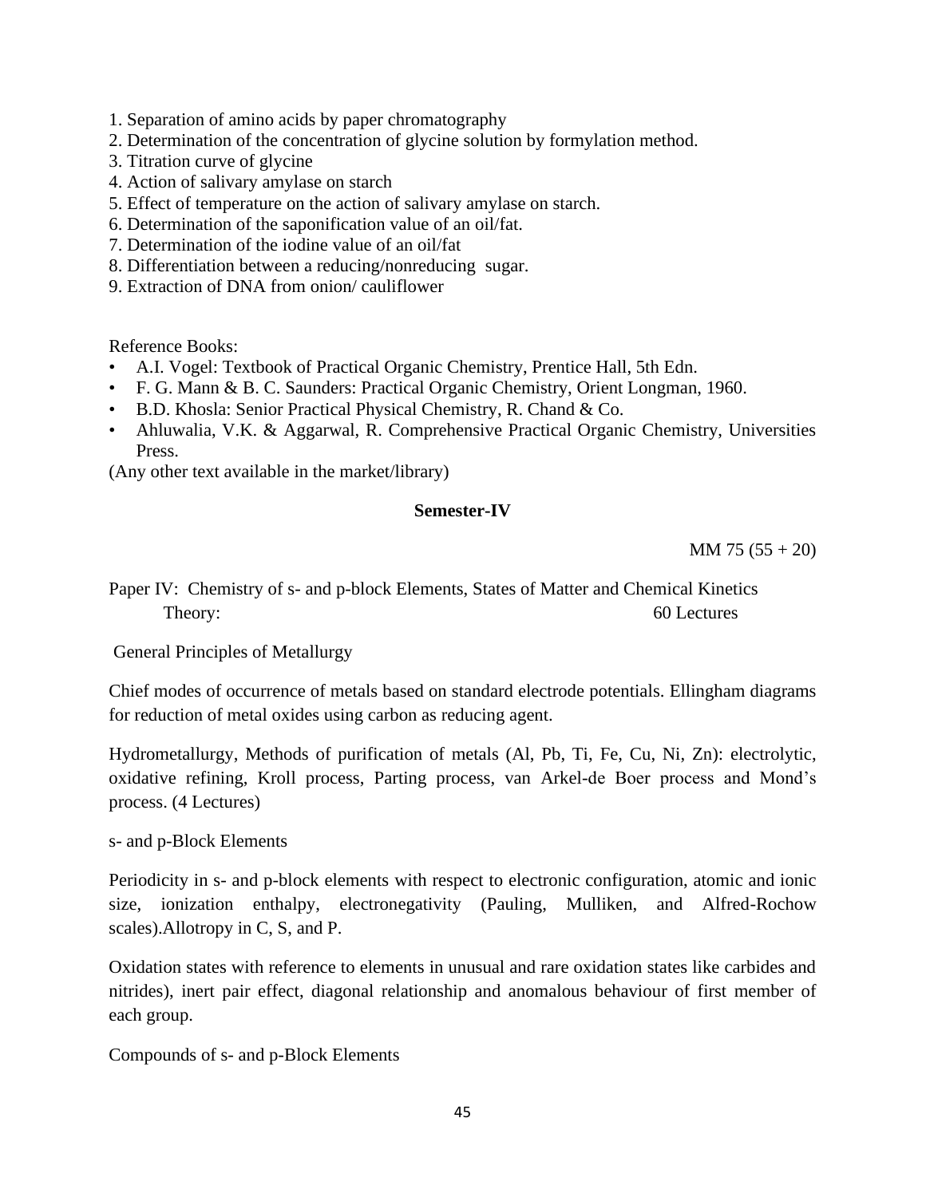1. Separation of amino acids by paper chromatography
2. Determination of the concentration of glycine solution by formylation method.
3. Titration curve of glycine
4. Action of salivary amylase on starch
5. Effect of temperature on the action of salivary amylase on starch.
6. Determination of the saponification value of an oil/fat.
7. Determination of the iodine value of an oil/fat
8. Differentiation between a reducing/nonreducing sugar.
9. Extraction of DNA from onion/ cauliflower

Reference Books:

- A.I. Vogel: Textbook of Practical Organic Chemistry, Prentice Hall, 5th Edn.
- F. G. Mann & B. C. Saunders: Practical Organic Chemistry, Orient Longman, 1960.
- B.D. Khosla: Senior Practical Physical Chemistry, R. Chand & Co.
- Ahluwalia, V.K. & Aggarwal, R. Comprehensive Practical Organic Chemistry, Universities Press.

(Any other text available in the market/library)

## Semester-IV

MM 75 (55 + 20)

Paper IV: Chemistry of s- and p-block Elements, States of Matter and Chemical Kinetics

Theory: 60 Lectures

General Principles of Metallurgy

Chief modes of occurrence of metals based on standard electrode potentials. Ellingham diagrams for reduction of metal oxides using carbon as reducing agent.

Hydrometallurgy, Methods of purification of metals (Al, Pb, Ti, Fe, Cu, Ni, Zn): electrolytic, oxidative refining, Kroll process, Parting process, van Arkel-de Boer process and Mond's process. (4 Lectures)

s- and p-Block Elements

Periodicity in s- and p-block elements with respect to electronic configuration, atomic and ionic size, ionization enthalpy, electronegativity (Pauling, Mulliken, and Alfred-Rochow scales).Allotropy in C, S, and P.

Oxidation states with reference to elements in unusual and rare oxidation states like carbides and nitrides), inert pair effect, diagonal relationship and anomalous behaviour of first member of each group.

Compounds of s- and p-Block Elements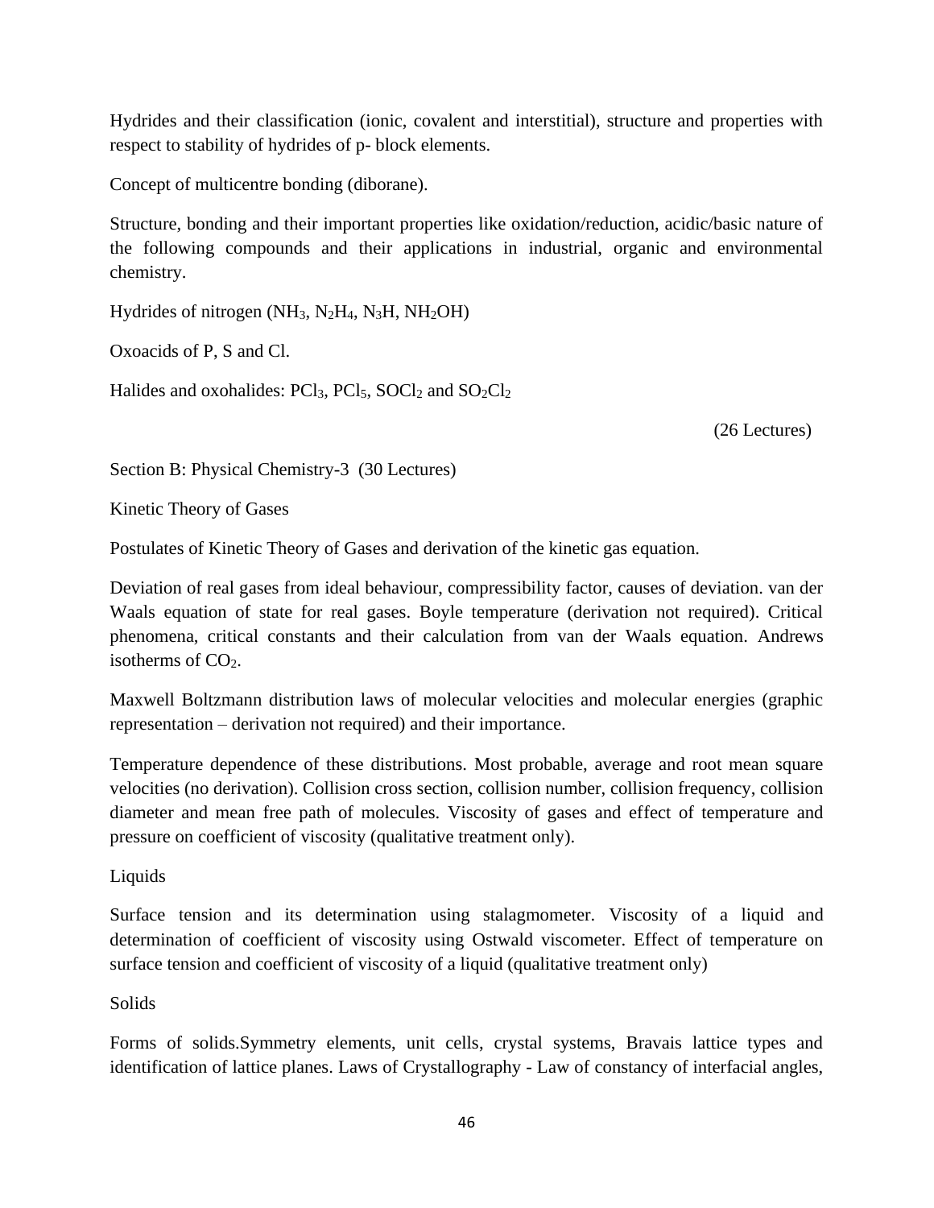Hydrides and their classification (ionic, covalent and interstitial), structure and properties with respect to stability of hydrides of p- block elements.

Concept of multicentre bonding (diborane).

Structure, bonding and their important properties like oxidation/reduction, acidic/basic nature of the following compounds and their applications in industrial, organic and environmental chemistry.

Hydrides of nitrogen ($NH_3$, $N_2H_4$, $N_3H$, $NH_2OH$)

Oxoacids of P, S and Cl.

Halides and oxohalides: $PCl_3$, $PCl_5$, $SOCl_2$ and $SO_2Cl_2$

(26 Lectures)

Section B: Physical Chemistry-3 (30 Lectures)

Kinetic Theory of Gases

Postulates of Kinetic Theory of Gases and derivation of the kinetic gas equation.

Deviation of real gases from ideal behaviour, compressibility factor, causes of deviation. van der Waals equation of state for real gases. Boyle temperature (derivation not required). Critical phenomena, critical constants and their calculation from van der Waals equation. Andrews isotherms of $CO_2$.

Maxwell Boltzmann distribution laws of molecular velocities and molecular energies (graphic representation – derivation not required) and their importance.

Temperature dependence of these distributions. Most probable, average and root mean square velocities (no derivation). Collision cross section, collision number, collision frequency, collision diameter and mean free path of molecules. Viscosity of gases and effect of temperature and pressure on coefficient of viscosity (qualitative treatment only).

Liquids

Surface tension and its determination using stalagmometer. Viscosity of a liquid and determination of coefficient of viscosity using Ostwald viscometer. Effect of temperature on surface tension and coefficient of viscosity of a liquid (qualitative treatment only)

Solids

Forms of solids.Symmetry elements, unit cells, crystal systems, Bravais lattice types and identification of lattice planes. Laws of Crystallography - Law of constancy of interfacial angles,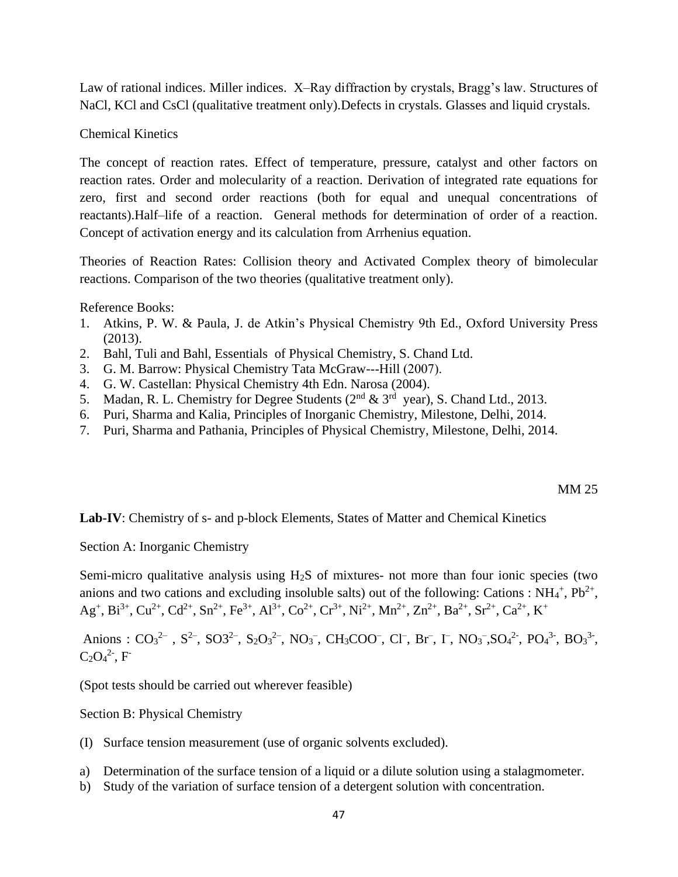Law of rational indices. Miller indices. X–Ray diffraction by crystals, Bragg's law. Structures of NaCl, KCl and CsCl (qualitative treatment only).Defects in crystals. Glasses and liquid crystals.

Chemical Kinetics

The concept of reaction rates. Effect of temperature, pressure, catalyst and other factors on reaction rates. Order and molecularity of a reaction. Derivation of integrated rate equations for zero, first and second order reactions (both for equal and unequal concentrations of reactants).Half–life of a reaction. General methods for determination of order of a reaction. Concept of activation energy and its calculation from Arrhenius equation.

Theories of Reaction Rates: Collision theory and Activated Complex theory of bimolecular reactions. Comparison of the two theories (qualitative treatment only).

Reference Books:

1. Atkins, P. W. & Paula, J. de Atkin's Physical Chemistry 9th Ed., Oxford University Press (2013).
2. Bahl, Tuli and Bahl, Essentials of Physical Chemistry, S. Chand Ltd.
3. G. M. Barrow: Physical Chemistry Tata McGraw---Hill (2007).
4. G. W. Castellan: Physical Chemistry 4th Edn. Narosa (2004).
5. Madan, R. L. Chemistry for Degree Students (2nd & 3rd year), S. Chand Ltd., 2013.
6. Puri, Sharma and Kalia, Principles of Inorganic Chemistry, Milestone, Delhi, 2014.
7. Puri, Sharma and Pathania, Principles of Physical Chemistry, Milestone, Delhi, 2014.

MM 25

**Lab-IV**: Chemistry of s- and p-block Elements, States of Matter and Chemical Kinetics

Section A: Inorganic Chemistry

Semi-micro qualitative analysis using $H_2S$ of mixtures- not more than four ionic species (two anions and two cations and excluding insoluble salts) out of the following: Cations : $NH_4^+$, $Pb^{2+}$, $Ag^+$, $Bi^{3+}$, $Cu^{2+}$, $Cd^{2+}$, $Sn^{2+}$, $Fe^{3+}$, $Al^{3+}$, $Co^{2+}$, $Cr^{3+}$, $Ni^{2+}$, $Mn^{2+}$, $Zn^{2+}$, $Ba^{2+}$, $Sr^{2+}$, $Ca^{2+}$, $K^+$

Anions : $CO_3^{2-}$ , $S^{2-}$, SO3$^{2-}$, $S_2O_3^{2-}$, $NO_3^-$, $CH_3COO^-$, $Cl^-$, $Br^-$, $I^-$, $NO_3^-$,$SO_4^{2-}$, $PO_4^{3-}$, $BO_3^{3-}$, $C_2O_4^{2-}$, $F^-$

(Spot tests should be carried out wherever feasible)

Section B: Physical Chemistry

(I) Surface tension measurement (use of organic solvents excluded).

a) Determination of the surface tension of a liquid or a dilute solution using a stalagmometer.
b) Study of the variation of surface tension of a detergent solution with concentration.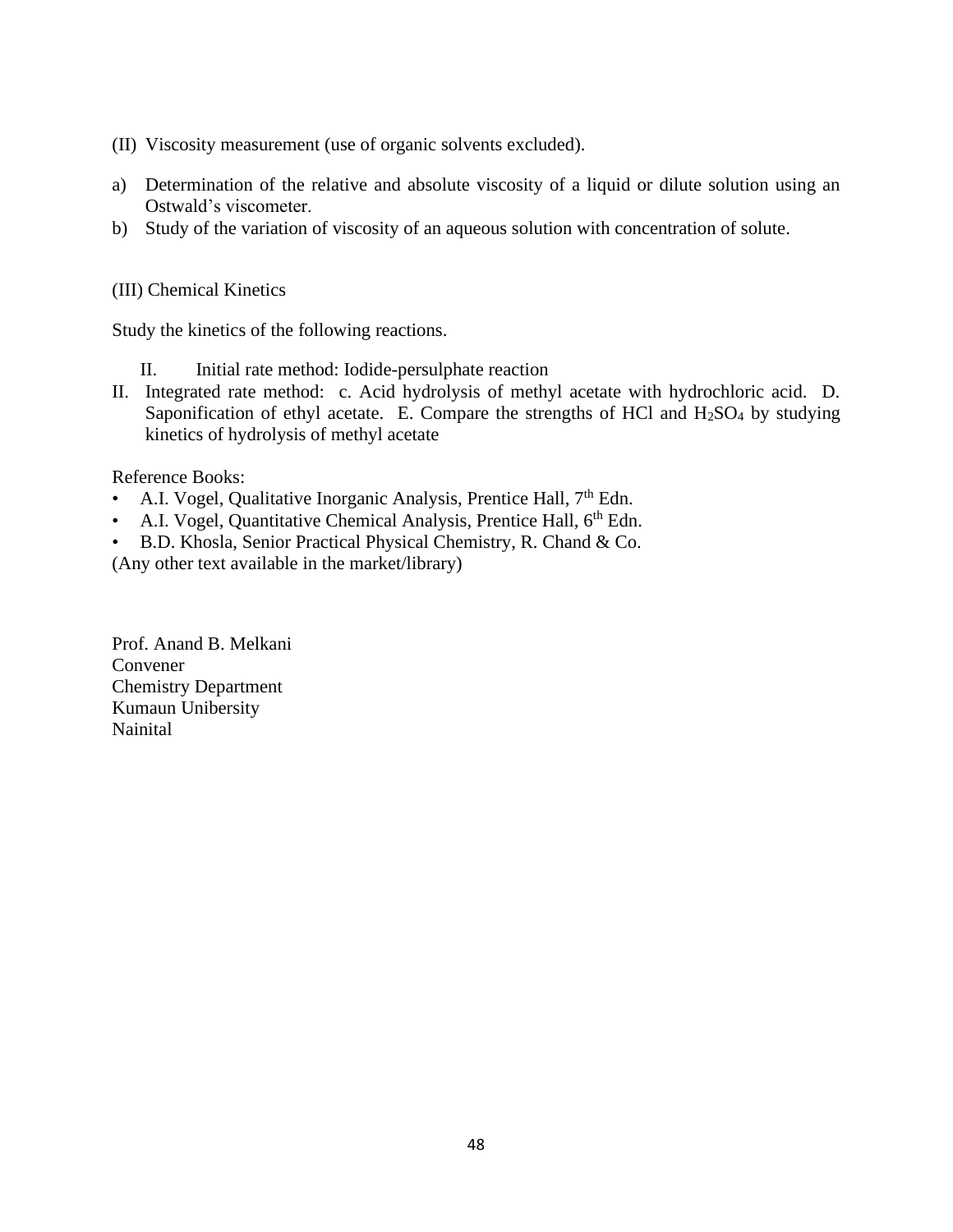(II) Viscosity measurement (use of organic solvents excluded).

a) Determination of the relative and absolute viscosity of a liquid or dilute solution using an Ostwald's viscometer.
b) Study of the variation of viscosity of an aqueous solution with concentration of solute.

(III) Chemical Kinetics

Study the kinetics of the following reactions.

II. Initial rate method: Iodide-persulphate reaction

II. Integrated rate method: c. Acid hydrolysis of methyl acetate with hydrochloric acid. D. Saponification of ethyl acetate. E. Compare the strengths of HCl and $H_2SO_4$ by studying kinetics of hydrolysis of methyl acetate

Reference Books:

- A.I. Vogel, Qualitative Inorganic Analysis, Prentice Hall, 7th Edn.
- A.I. Vogel, Quantitative Chemical Analysis, Prentice Hall, 6th Edn.
- B.D. Khosla, Senior Practical Physical Chemistry, R. Chand & Co.

(Any other text available in the market/library)

Prof. Anand B. Melkani
Convener
Chemistry Department
Kumaun Unibersity
Nainital